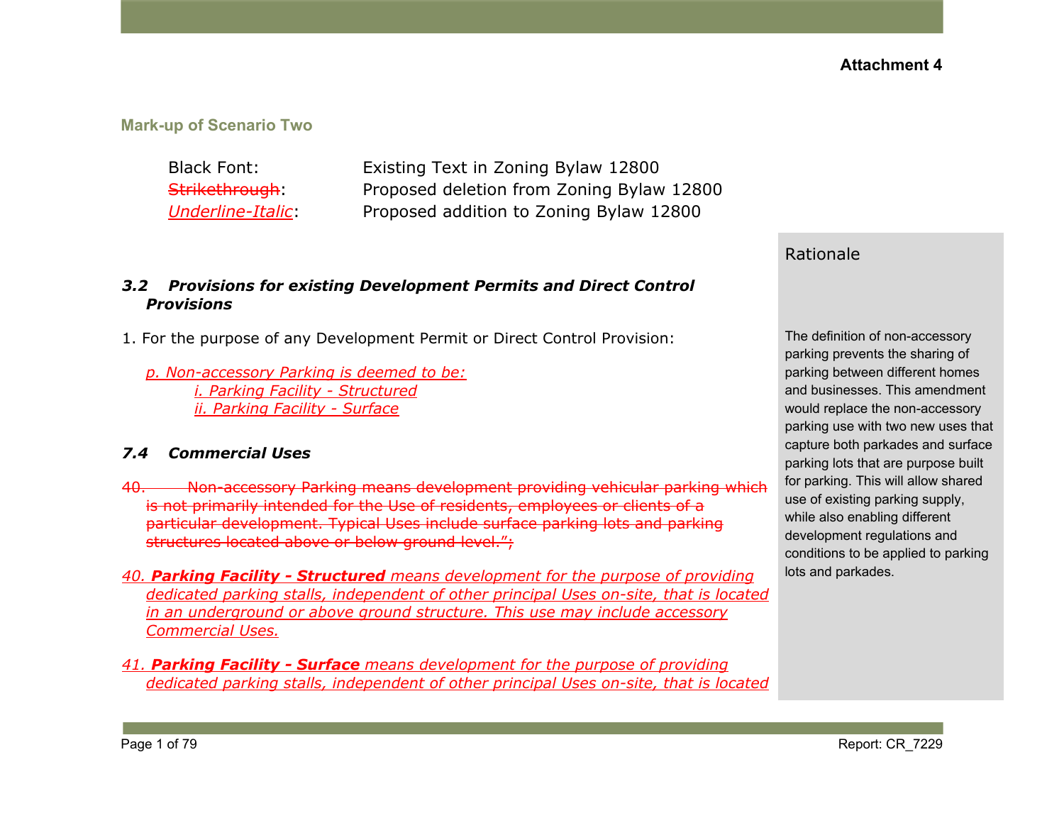**Attachment 4**

## Mark-up of Scenario Two

Black Font: Existing Text in Zoning Bylaw 12800

~~Strikethrough~~: Proposed deletion from Zoning Bylaw 12800

<u>*Underline-Italic*</u>: Proposed addition to Zoning Bylaw 12800

### *3.2 Provisions for existing Development Permits and Direct Control Provisions*

1. For the purpose of any Development Permit or Direct Control Provision:

<u>*p. Non-accessory Parking is deemed to be:*</u>

<u>*i. Parking Facility - Structured*</u>

<u>*ii. Parking Facility - Surface*</u>

### *7.4 Commercial Uses*

~~40. Non-accessory Parking means development providing vehicular parking which is not primarily intended for the Use of residents, employees or clients of a particular development. Typical Uses include surface parking lots and parking structures located above or below ground level.";~~

<u>*40. **Parking Facility - Structured** means development for the purpose of providing dedicated parking stalls, independent of other principal Uses on-site, that is located in an underground or above ground structure. This use may include accessory Commercial Uses.*</u>

<u>*41. **Parking Facility - Surface** means development for the purpose of providing dedicated parking stalls, independent of other principal Uses on-site, that is located*</u>

**Rationale**

The definition of non-accessory parking prevents the sharing of parking between different homes and businesses. This amendment would replace the non-accessory parking use with two new uses that capture both parkades and surface parking lots that are purpose built for parking. This will allow shared use of existing parking supply, while also enabling different development regulations and conditions to be applied to parking lots and parkades.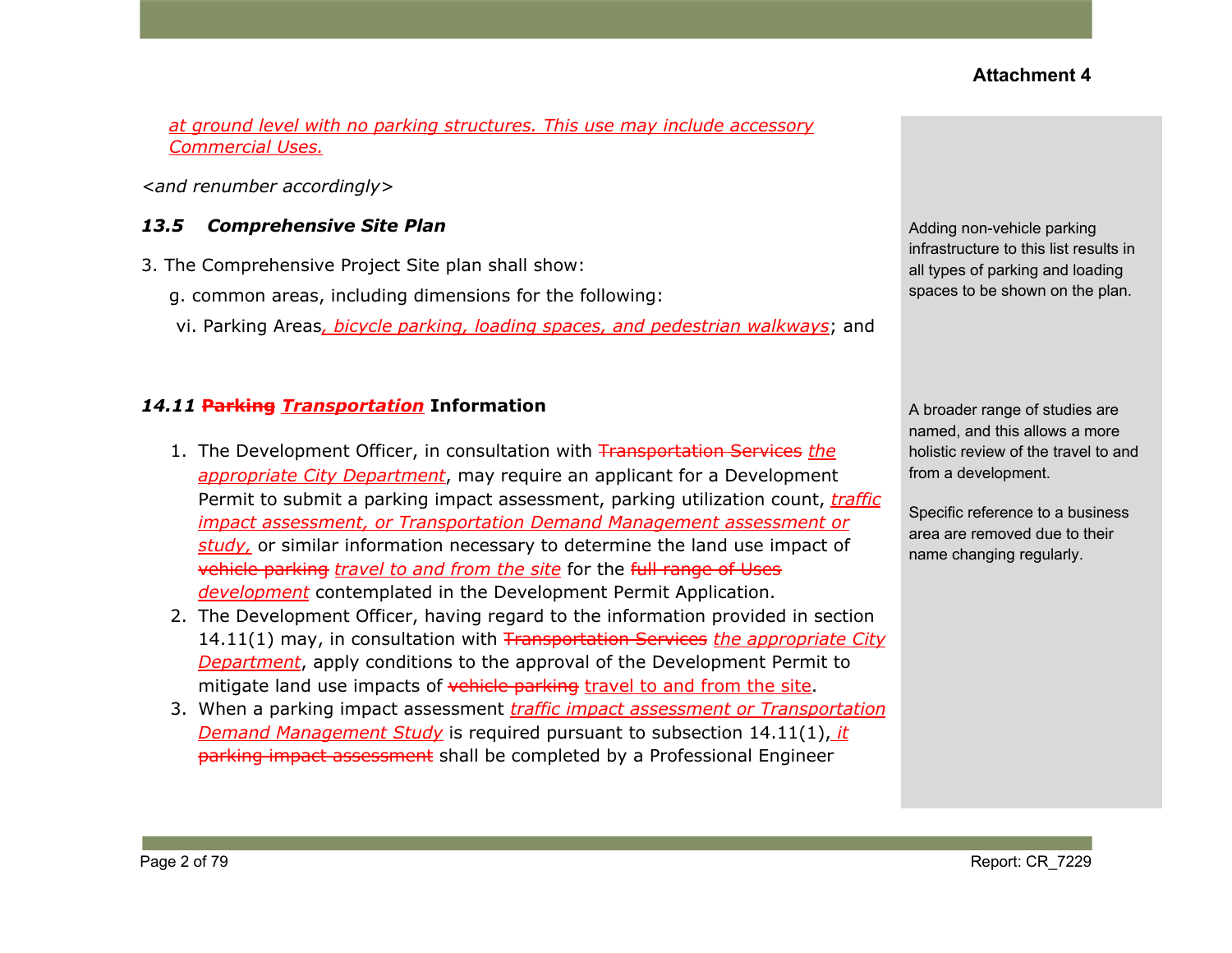*at ground level with no parking structures. This use may include accessory Commercial Uses.*

*<and renumber accordingly>*

### *13.5 Comprehensive Site Plan*

3. The Comprehensive Project Site plan shall show:

g. common areas, including dimensions for the following:

vi. Parking Areas*, bicycle parking, loading spaces, and pedestrian walkways*; and

Adding non-vehicle parking infrastructure to this list results in all types of parking and loading spaces to be shown on the plan.

### *14.11* ~~Parking~~ ***Transportation*** **Information**

1. The Development Officer, in consultation with ~~Transportation Services~~ *the appropriate City Department*, may require an applicant for a Development Permit to submit a parking impact assessment, parking utilization count, *traffic impact assessment, or Transportation Demand Management assessment or study,* or similar information necessary to determine the land use impact of ~~vehicle parking~~ *travel to and from the site* for the ~~full range of Uses~~ *development* contemplated in the Development Permit Application.
2. The Development Officer, having regard to the information provided in section 14.11(1) may, in consultation with ~~Transportation Services~~ *the appropriate City Department*, apply conditions to the approval of the Development Permit to mitigate land use impacts of ~~vehicle parking~~ travel to and from the site.
3. When a parking impact assessment *traffic impact assessment or Transportation Demand Management Study* is required pursuant to subsection 14.11(1)*, it* ~~parking impact assessment~~ shall be completed by a Professional Engineer

A broader range of studies are named, and this allows a more holistic review of the travel to and from a development.

Specific reference to a business area are removed due to their name changing regularly.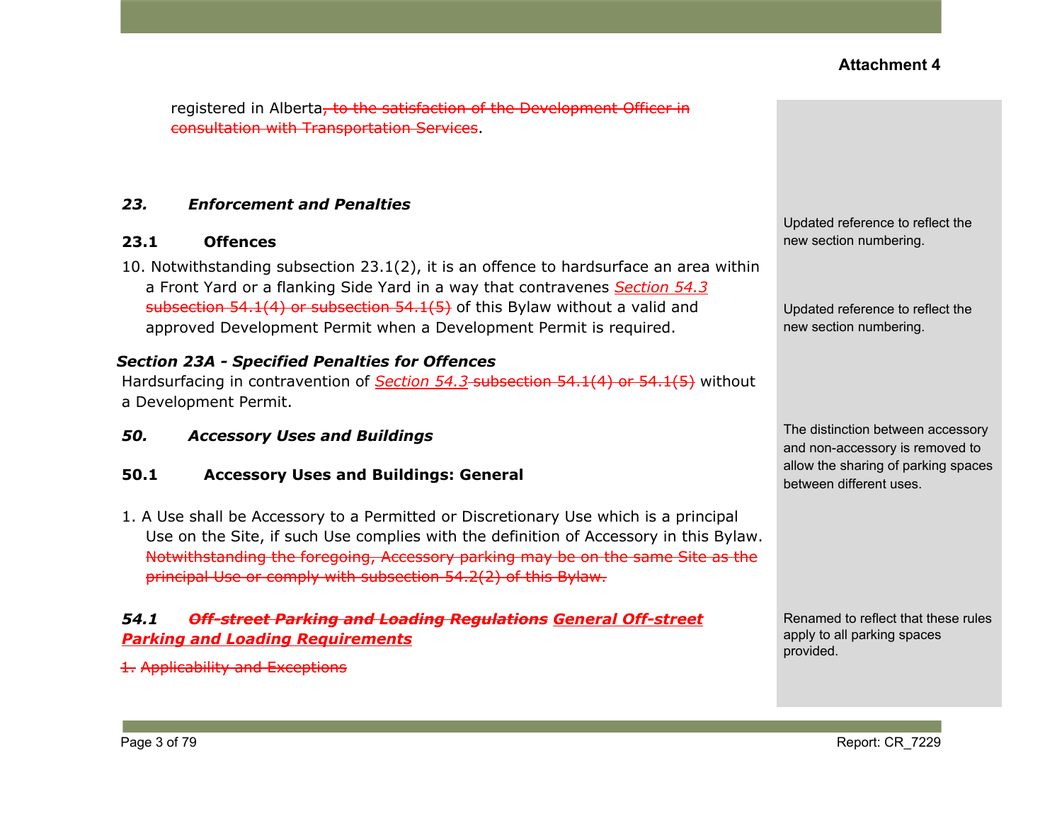registered in Alberta~~, to the satisfaction of the Development Officer in consultation with Transportation Services~~.

## *23. Enforcement and Penalties*

### 23.1 Offences

10. Notwithstanding subsection 23.1(2), it is an offence to hardsurface an area within a Front Yard or a flanking Side Yard in a way that contravenes <u>*Section 54.3*</u> ~~subsection 54.1(4) or subsection 54.1(5)~~ of this Bylaw without a valid and approved Development Permit when a Development Permit is required.

### *Section 23A - Specified Penalties for Offences*

Hardsurfacing in contravention of <u>*Section 54.3*</u> ~~subsection 54.1(4) or 54.1(5)~~ without a Development Permit.

## *50. Accessory Uses and Buildings*

### 50.1 Accessory Uses and Buildings: General

1. A Use shall be Accessory to a Permitted or Discretionary Use which is a principal Use on the Site, if such Use complies with the definition of Accessory in this Bylaw. ~~Notwithstanding the foregoing, Accessory parking may be on the same Site as the principal Use or comply with subsection 54.2(2) of this Bylaw.~~

### *54.1* ~~*Off-street Parking and Loading Regulations*~~ <u>*General Off-street Parking and Loading Requirements*</u>

~~1. Applicability and Exceptions~~

Updated reference to reflect the new section numbering.

Updated reference to reflect the new section numbering.

The distinction between accessory and non-accessory is removed to allow the sharing of parking spaces between different uses.

Renamed to reflect that these rules apply to all parking spaces provided.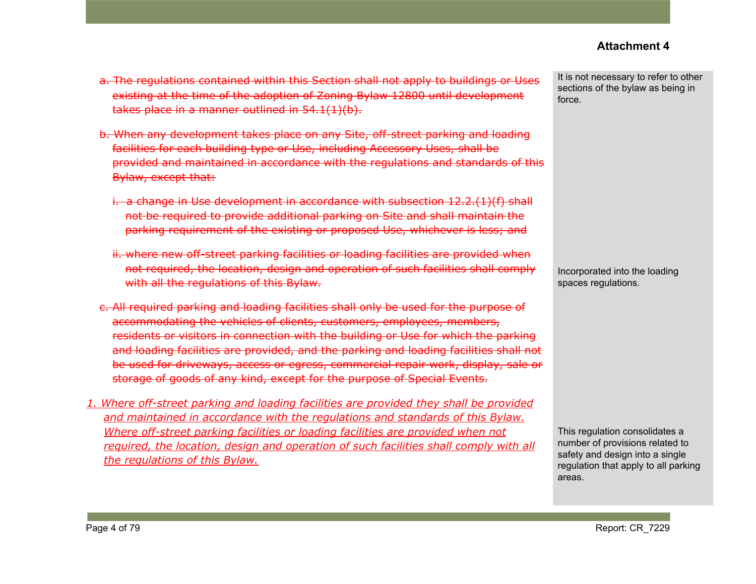**Attachment 4**

| Bylaw Text | Explanation |
|---|---|
| ~~a. The regulations contained within this Section shall not apply to buildings or Uses existing at the time of the adoption of Zoning Bylaw 12800 until development takes place in a manner outlined in 54.1(1)(b).~~ | It is not necessary to refer to other sections of the bylaw as being in force. |
| ~~b. When any development takes place on any Site, off-street parking and loading facilities for each building type or Use, including Accessory Uses, shall be provided and maintained in accordance with the regulations and standards of this Bylaw, except that:~~ | |
| ~~i. a change in Use development in accordance with subsection 12.2.(1)(f) shall not be required to provide additional parking on Site and shall maintain the parking requirement of the existing or proposed Use, whichever is less; and~~ | |
| ~~ii. where new off-street parking facilities or loading facilities are provided when not required, the location, design and operation of such facilities shall comply with all the regulations of this Bylaw.~~ | Incorporated into the loading spaces regulations. |
| ~~c. All required parking and loading facilities shall only be used for the purpose of accommodating the vehicles of clients, customers, employees, members, residents or visitors in connection with the building or Use for which the parking and loading facilities are provided, and the parking and loading facilities shall not be used for driveways, access or egress, commercial repair work, display, sale or storage of goods of any kind, except for the purpose of Special Events.~~ | |
| *<u>1. Where off-street parking and loading facilities are provided they shall be provided and maintained in accordance with the regulations and standards of this Bylaw. Where off-street parking facilities or loading facilities are provided when not required, the location, design and operation of such facilities shall comply with all the regulations of this Bylaw.</u>* | This regulation consolidates a number of provisions related to safety and design into a single regulation that apply to all parking areas. |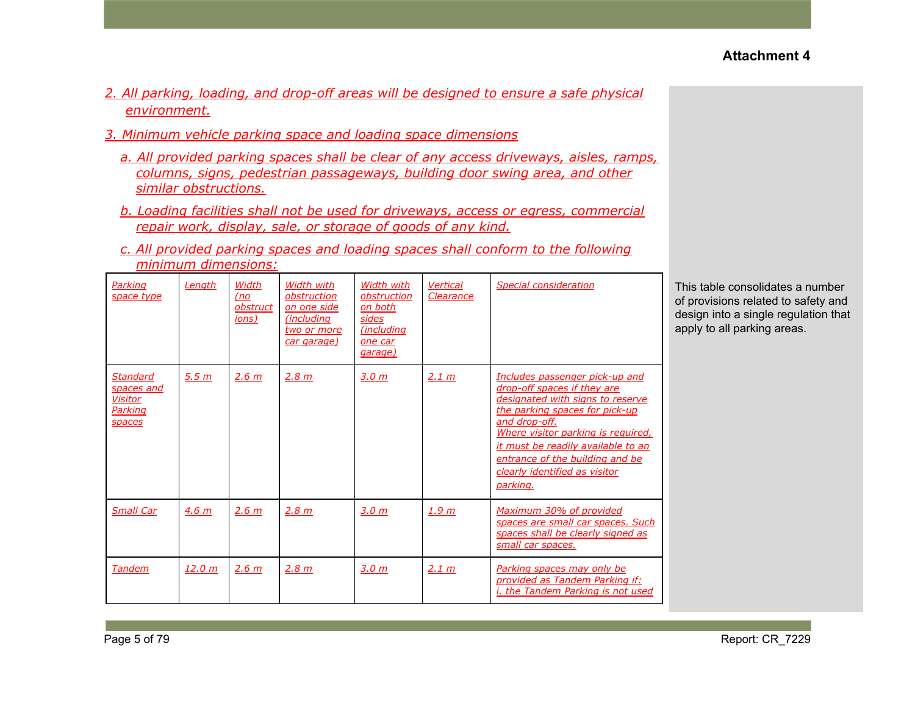**Attachment 4**

2. All parking, loading, and drop-off areas will be designed to ensure a safe physical environment.

3. Minimum vehicle parking space and loading space dimensions

   a. All provided parking spaces shall be clear of any access driveways, aisles, ramps, columns, signs, pedestrian passageways, building door swing area, and other similar obstructions.

   b. Loading facilities shall not be used for driveways, access or egress, commercial repair work, display, sale, or storage of goods of any kind.

   c. All provided parking spaces and loading spaces shall conform to the following minimum dimensions:

| Parking space type | Length | Width (no obstructions) | Width with obstruction on one side (including two or more car garage) | Width with obstruction on both sides (including one car garage) | Vertical Clearance | Special consideration |
|---|---|---|---|---|---|---|
| Standard spaces and Visitor Parking spaces | 5.5 m | 2.6 m | 2.8 m | 3.0 m | 2.1 m | Includes passenger pick-up and drop-off spaces if they are designated with signs to reserve the parking spaces for pick-up and drop-off. Where visitor parking is required, it must be readily available to an entrance of the building and be clearly identified as visitor parking. |
| Small Car | 4.6 m | 2.6 m | 2.8 m | 3.0 m | 1.9 m | Maximum 30% of provided spaces are small car spaces. Such spaces shall be clearly signed as small car spaces. |
| Tandem | 12.0 m | 2.6 m | 2.8 m | 3.0 m | 2.1 m | Parking spaces may only be provided as Tandem Parking if: i. the Tandem Parking is not used |

This table consolidates a number of provisions related to safety and design into a single regulation that apply to all parking areas.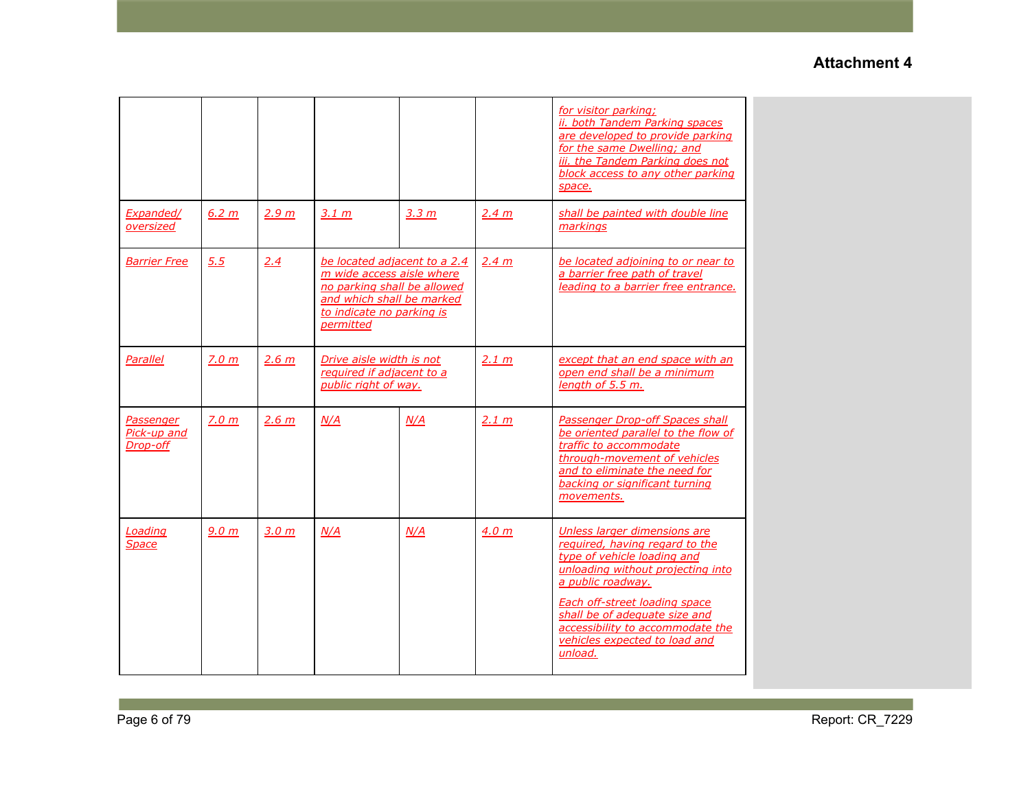**Attachment 4**

| | | | | | | |
|---|---|---|---|---|---|---|
| | | | | | | for visitor parking;<br>ii. both Tandem Parking spaces are developed to provide parking for the same Dwelling; and<br>iii. the Tandem Parking does not block access to any other parking space. |
| Expanded/ oversized | 6.2 m | 2.9 m | 3.1 m | 3.3 m | 2.4 m | shall be painted with double line markings |
| Barrier Free | 5.5 | 2.4 | be located adjacent to a 2.4 m wide access aisle where no parking shall be allowed and which shall be marked to indicate no parking is permitted | | 2.4 m | be located adjoining to or near to a barrier free path of travel leading to a barrier free entrance. |
| Parallel | 7.0 m | 2.6 m | Drive aisle width is not required if adjacent to a public right of way. | | 2.1 m | except that an end space with an open end shall be a minimum length of 5.5 m. |
| Passenger Pick-up and Drop-off | 7.0 m | 2.6 m | N/A | N/A | 2.1 m | Passenger Drop-off Spaces shall be oriented parallel to the flow of traffic to accommodate through-movement of vehicles and to eliminate the need for backing or significant turning movements. |
| Loading Space | 9.0 m | 3.0 m | N/A | N/A | 4.0 m | Unless larger dimensions are required, having regard to the type of vehicle loading and unloading without projecting into a public roadway.<br><br>Each off-street loading space shall be of adequate size and accessibility to accommodate the vehicles expected to load and unload. |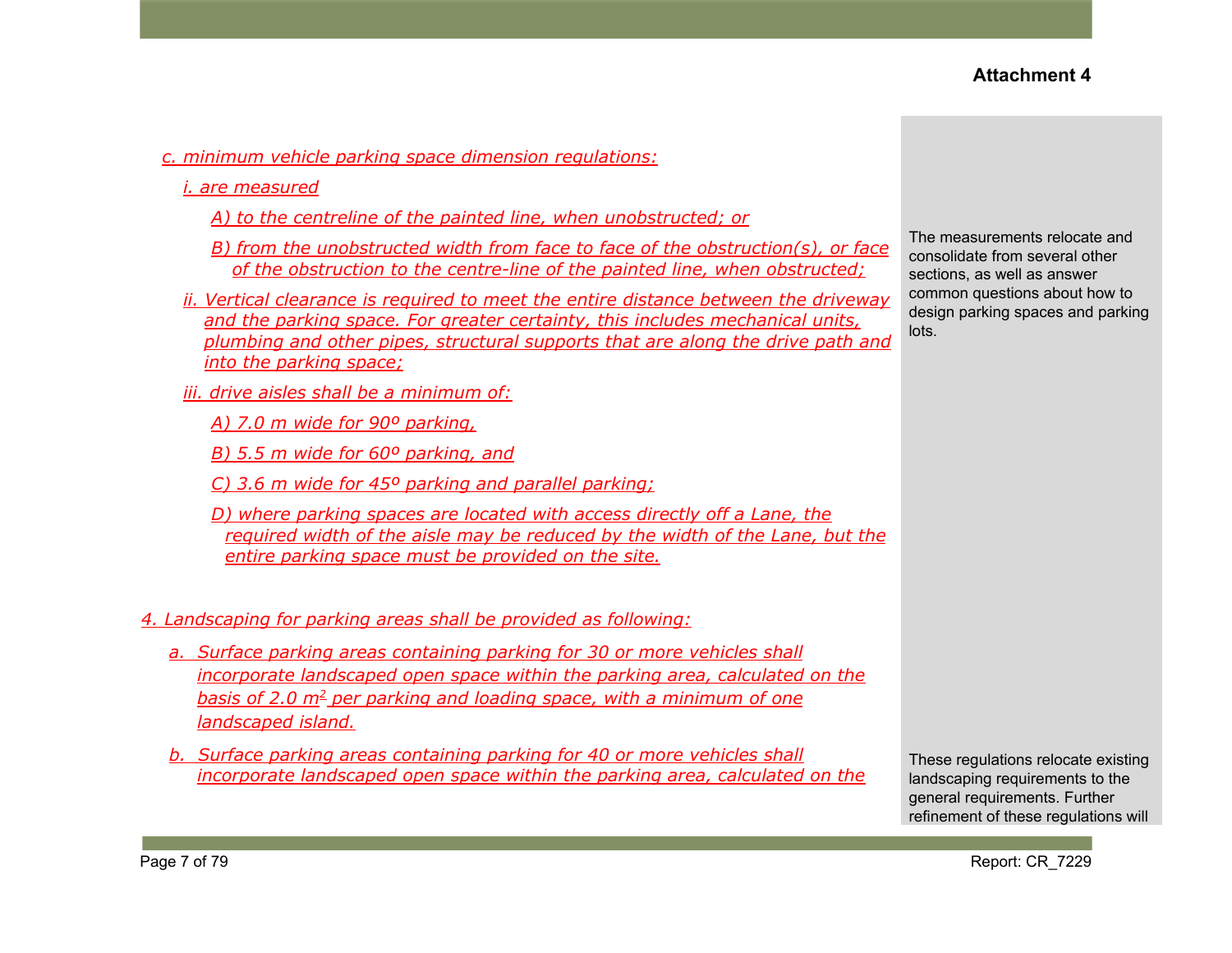**Attachment 4**

*c. minimum vehicle parking space dimension regulations:*

*i. are measured*

*A) to the centreline of the painted line, when unobstructed; or*

*B) from the unobstructed width from face to face of the obstruction(s), or face of the obstruction to the centre-line of the painted line, when obstructed;*

*ii. Vertical clearance is required to meet the entire distance between the driveway and the parking space. For greater certainty, this includes mechanical units, plumbing and other pipes, structural supports that are along the drive path and into the parking space;*

*iii. drive aisles shall be a minimum of:*

*A) 7.0 m wide for 90º parking,*

*B) 5.5 m wide for 60º parking, and*

*C) 3.6 m wide for 45º parking and parallel parking;*

*D) where parking spaces are located with access directly off a Lane, the required width of the aisle may be reduced by the width of the Lane, but the entire parking space must be provided on the site.*

The measurements relocate and consolidate from several other sections, as well as answer common questions about how to design parking spaces and parking lots.

*4. Landscaping for parking areas shall be provided as following:*

*a. Surface parking areas containing parking for 30 or more vehicles shall incorporate landscaped open space within the parking area, calculated on the basis of 2.0 m² per parking and loading space, with a minimum of one landscaped island.*

*b. Surface parking areas containing parking for 40 or more vehicles shall incorporate landscaped open space within the parking area, calculated on the*

These regulations relocate existing landscaping requirements to the general requirements. Further refinement of these regulations will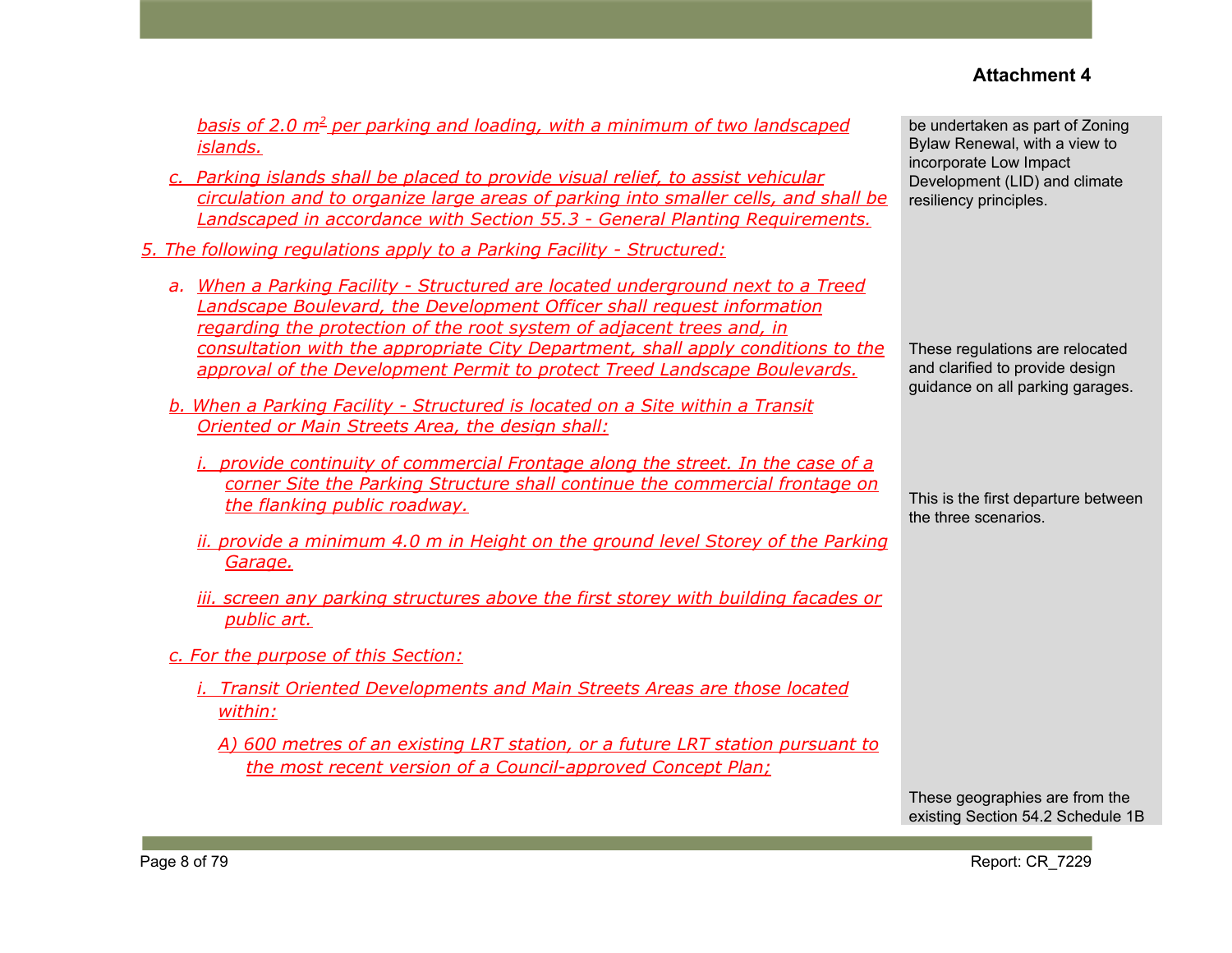**Attachment 4**

| | |
|---|---|
| *basis of 2.0 $m^2$ per parking and loading, with a minimum of two landscaped islands.*<br><br>c. *Parking islands shall be placed to provide visual relief, to assist vehicular circulation and to organize large areas of parking into smaller cells, and shall be Landscaped in accordance with Section 55.3 - General Planting Requirements.* | be undertaken as part of Zoning Bylaw Renewal, with a view to incorporate Low Impact Development (LID) and climate resiliency principles. |
| 5. *The following regulations apply to a Parking Facility - Structured:*<br><br>a. *When a Parking Facility - Structured are located underground next to a Treed Landscape Boulevard, the Development Officer shall request information regarding the protection of the root system of adjacent trees and, in consultation with the appropriate City Department, shall apply conditions to the approval of the Development Permit to protect Treed Landscape Boulevards.* | These regulations are relocated and clarified to provide design guidance on all parking garages. |
| b. *When a Parking Facility - Structured is located on a Site within a Transit Oriented or Main Streets Area, the design shall:*<br><br>i. *provide continuity of commercial Frontage along the street. In the case of a corner Site the Parking Structure shall continue the commercial frontage on the flanking public roadway.* | This is the first departure between the three scenarios. |
| ii. *provide a minimum 4.0 m in Height on the ground level Storey of the Parking Garage.*<br><br>iii. *screen any parking structures above the first storey with building facades or public art.*<br><br>c. *For the purpose of this Section:*<br><br>i. *Transit Oriented Developments and Main Streets Areas are those located within:*<br><br>A) *600 metres of an existing LRT station, or a future LRT station pursuant to the most recent version of a Council-approved Concept Plan;* | These geographies are from the existing Section 54.2 Schedule 1B |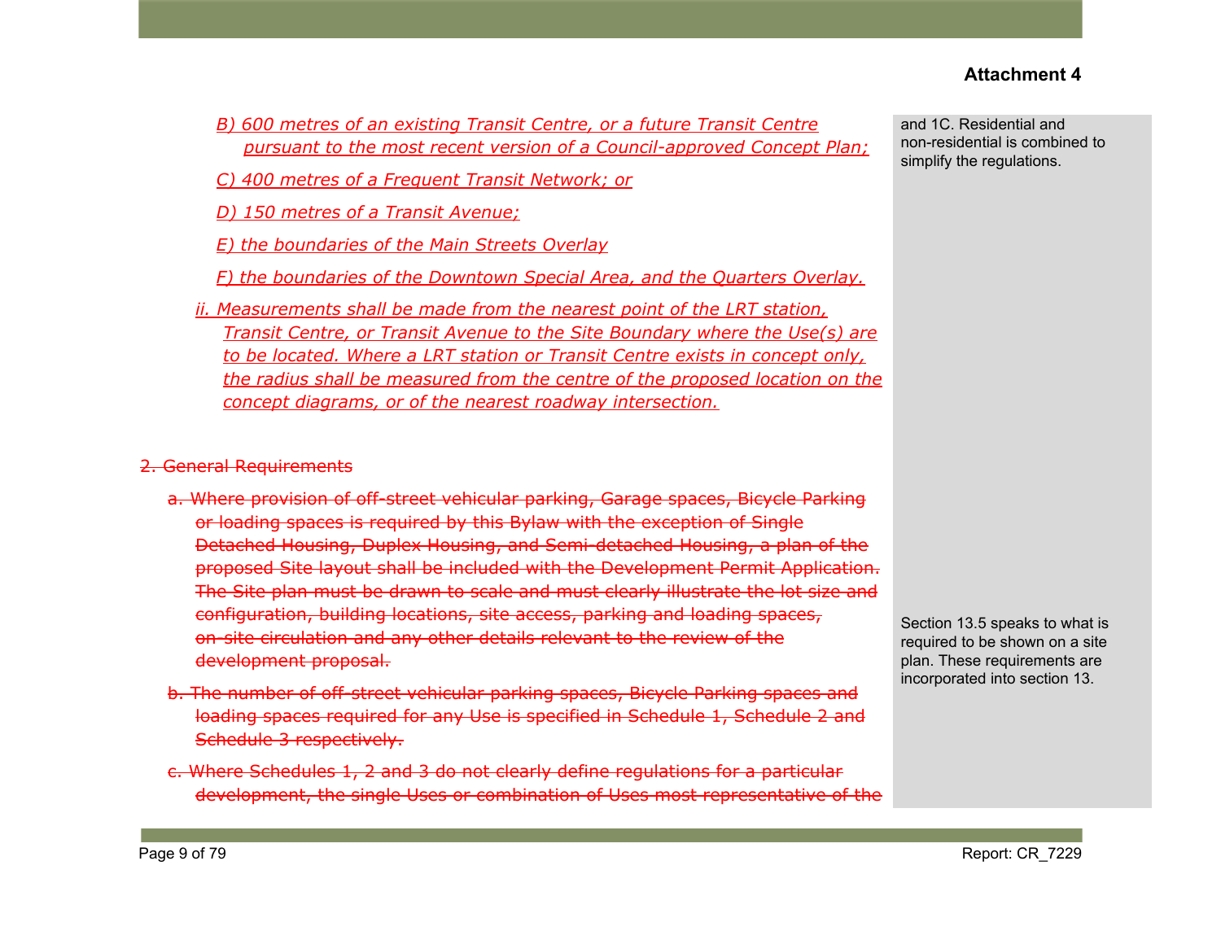**Attachment 4**

B) 600 metres of an existing Transit Centre, or a future Transit Centre pursuant to the most recent version of a Council-approved Concept Plan;

C) 400 metres of a Frequent Transit Network; or

D) 150 metres of a Transit Avenue;

E) the boundaries of the Main Streets Overlay

F) the boundaries of the Downtown Special Area, and the Quarters Overlay.

ii. Measurements shall be made from the nearest point of the LRT station, Transit Centre, or Transit Avenue to the Site Boundary where the Use(s) are to be located. Where a LRT station or Transit Centre exists in concept only, the radius shall be measured from the centre of the proposed location on the concept diagrams, or of the nearest roadway intersection.

> and 1C. Residential and non-residential is combined to simplify the regulations.

~~2. General Requirements~~

~~a. Where provision of off-street vehicular parking, Garage spaces, Bicycle Parking or loading spaces is required by this Bylaw with the exception of Single Detached Housing, Duplex Housing, and Semi-detached Housing, a plan of the proposed Site layout shall be included with the Development Permit Application. The Site plan must be drawn to scale and must clearly illustrate the lot size and configuration, building locations, site access, parking and loading spaces, on-site circulation and any other details relevant to the review of the development proposal.~~

> Section 13.5 speaks to what is required to be shown on a site plan. These requirements are incorporated into section 13.

~~b. The number of off-street vehicular parking spaces, Bicycle Parking spaces and loading spaces required for any Use is specified in Schedule 1, Schedule 2 and Schedule 3 respectively.~~

~~c. Where Schedules 1, 2 and 3 do not clearly define regulations for a particular development, the single Uses or combination of Uses most representative of the~~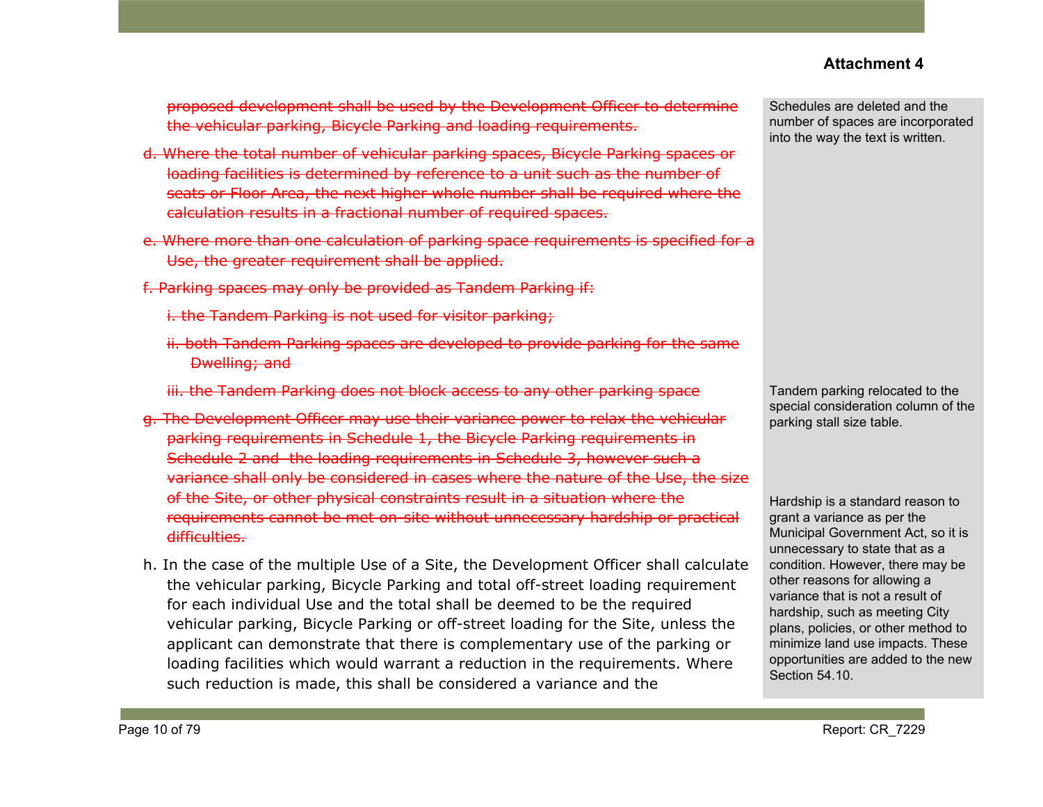~~proposed development shall be used by the Development Officer to determine the vehicular parking, Bicycle Parking and loading requirements.~~

~~d. Where the total number of vehicular parking spaces, Bicycle Parking spaces or loading facilities is determined by reference to a unit such as the number of seats or Floor Area, the next higher whole number shall be required where the calculation results in a fractional number of required spaces.~~

~~e. Where more than one calculation of parking space requirements is specified for a Use, the greater requirement shall be applied.~~

~~f. Parking spaces may only be provided as Tandem Parking if:~~

~~i. the Tandem Parking is not used for visitor parking;~~

~~ii. both Tandem Parking spaces are developed to provide parking for the same Dwelling; and~~

~~iii. the Tandem Parking does not block access to any other parking space~~

~~g. The Development Officer may use their variance power to relax the vehicular parking requirements in Schedule 1, the Bicycle Parking requirements in Schedule 2 and the loading requirements in Schedule 3, however such a variance shall only be considered in cases where the nature of the Use, the size of the Site, or other physical constraints result in a situation where the requirements cannot be met on-site without unnecessary hardship or practical difficulties.~~

h. In the case of the multiple Use of a Site, the Development Officer shall calculate the vehicular parking, Bicycle Parking and total off-street loading requirement for each individual Use and the total shall be deemed to be the required vehicular parking, Bicycle Parking or off-street loading for the Site, unless the applicant can demonstrate that there is complementary use of the parking or loading facilities which would warrant a reduction in the requirements. Where such reduction is made, this shall be considered a variance and the

> Schedules are deleted and the number of spaces are incorporated into the way the text is written.

> Tandem parking relocated to the special consideration column of the parking stall size table.

> Hardship is a standard reason to grant a variance as per the Municipal Government Act, so it is unnecessary to state that as a condition. However, there may be other reasons for allowing a variance that is not a result of hardship, such as meeting City plans, policies, or other method to minimize land use impacts. These opportunities are added to the new Section 54.10.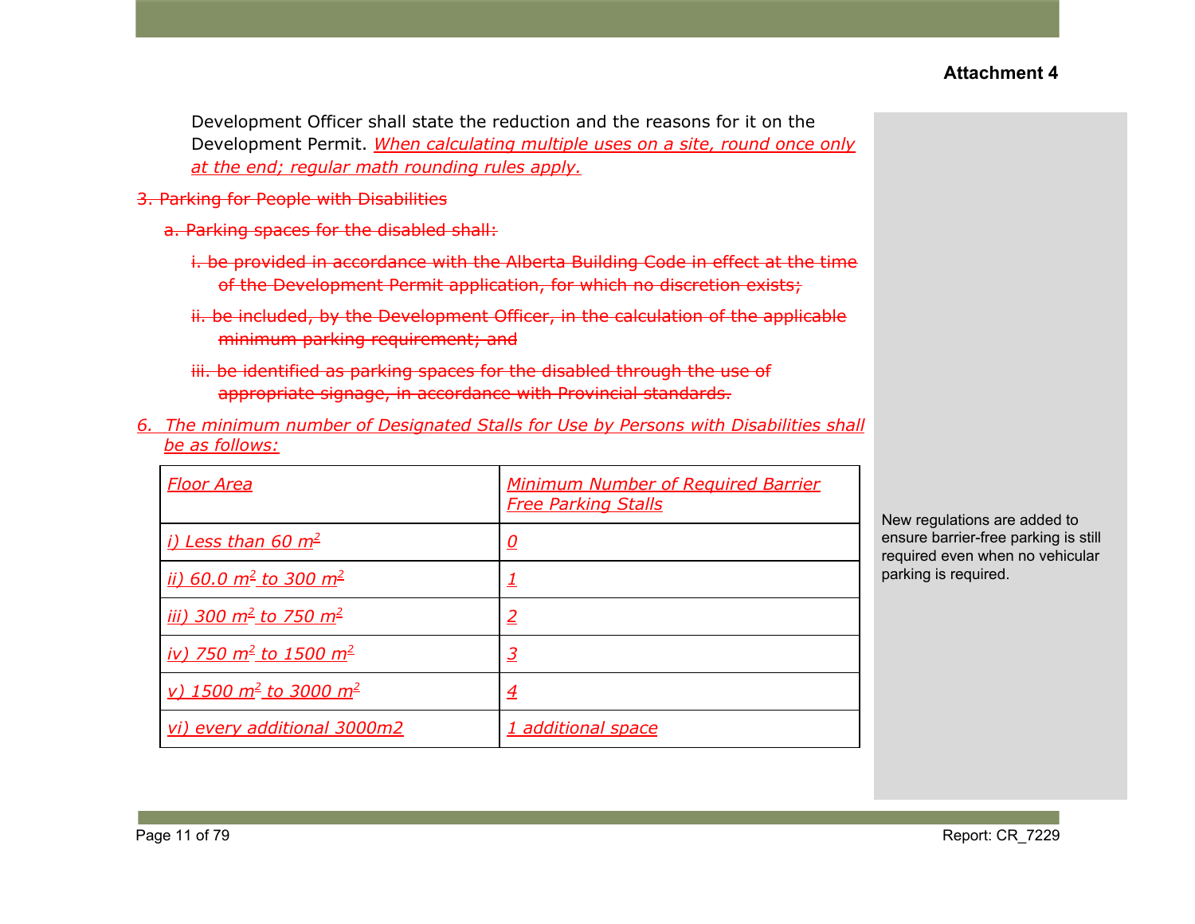**Attachment 4**

Development Officer shall state the reduction and the reasons for it on the Development Permit. *When calculating multiple uses on a site, round once only at the end; regular math rounding rules apply.*

~~3. Parking for People with Disabilities~~

~~a. Parking spaces for the disabled shall:~~

~~i. be provided in accordance with the Alberta Building Code in effect at the time of the Development Permit application, for which no discretion exists;~~

~~ii. be included, by the Development Officer, in the calculation of the applicable minimum parking requirement; and~~

~~iii. be identified as parking spaces for the disabled through the use of appropriate signage, in accordance with Provincial standards.~~

*6. The minimum number of Designated Stalls for Use by Persons with Disabilities shall be as follows:*

| *Floor Area* | *Minimum Number of Required Barrier Free Parking Stalls* |
|---|---|
| *i) Less than 60 $m^2$* | *0* |
| *ii) 60.0 $m^2$ to 300 $m^2$* | *1* |
| *iii) 300 $m^2$ to 750 $m^2$* | *2* |
| *iv) 750 $m^2$ to 1500 $m^2$* | *3* |
| *v) 1500 $m^2$ to 3000 $m^2$* | *4* |
| *vi) every additional 3000m2* | *1 additional space* |

New regulations are added to ensure barrier-free parking is still required even when no vehicular parking is required.

Report: CR_7229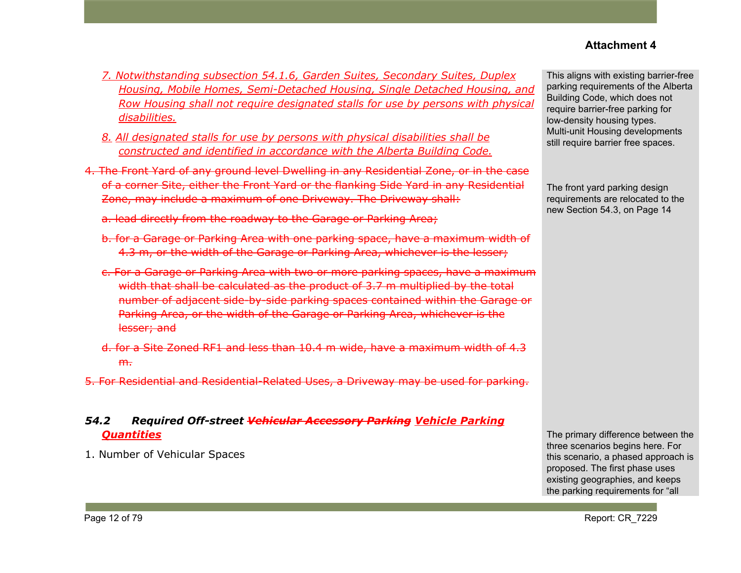Attachment 4

<u>7. Notwithstanding subsection 54.1.6, Garden Suites, Secondary Suites, Duplex Housing, Mobile Homes, Semi-Detached Housing, Single Detached Housing, and Row Housing shall not require designated stalls for use by persons with physical disabilities.</u>

<u>8. All designated stalls for use by persons with physical disabilities shall be constructed and identified in accordance with the Alberta Building Code.</u>

> This aligns with existing barrier-free parking requirements of the Alberta Building Code, which does not require barrier-free parking for low-density housing types. Multi-unit Housing developments still require barrier free spaces.

~~4. The Front Yard of any ground level Dwelling in any Residential Zone, or in the case of a corner Site, either the Front Yard or the flanking Side Yard in any Residential Zone, may include a maximum of one Driveway. The Driveway shall:~~

~~a. lead directly from the roadway to the Garage or Parking Area;~~

~~b. for a Garage or Parking Area with one parking space, have a maximum width of 4.3 m, or the width of the Garage or Parking Area, whichever is the lesser;~~

~~c. For a Garage or Parking Area with two or more parking spaces, have a maximum width that shall be calculated as the product of 3.7 m multiplied by the total number of adjacent side-by-side parking spaces contained within the Garage or Parking Area, or the width of the Garage or Parking Area, whichever is the lesser; and~~

~~d. for a Site Zoned RF1 and less than 10.4 m wide, have a maximum width of 4.3 m.~~

~~5. For Residential and Residential-Related Uses, a Driveway may be used for parking.~~

> The front yard parking design requirements are relocated to the new Section 54.3, on Page 14

### *54.2 Required Off-street ~~Vehicular Accessory Parking~~ <u>Vehicle Parking Quantities</u>*

1. Number of Vehicular Spaces

> The primary difference between the three scenarios begins here. For this scenario, a phased approach is proposed. The first phase uses existing geographies, and keeps the parking requirements for “all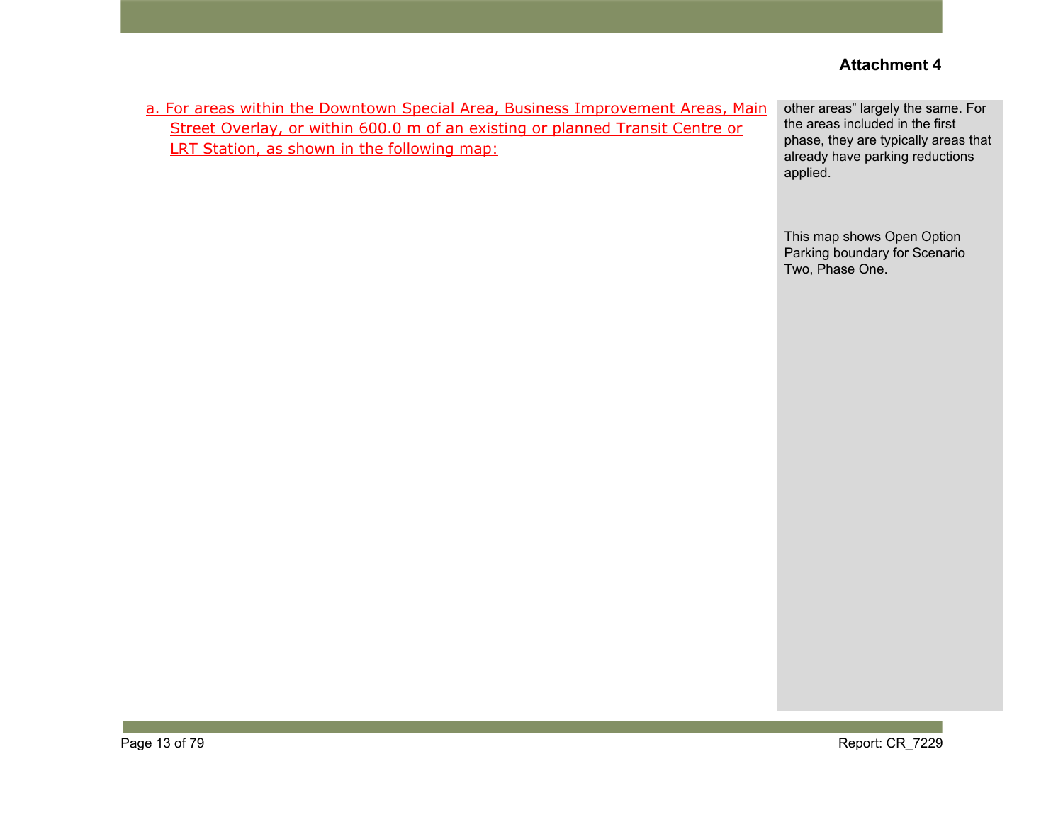Attachment 4

a. For areas within the Downtown Special Area, Business Improvement Areas, Main Street Overlay, or within 600.0 m of an existing or planned Transit Centre or LRT Station, as shown in the following map:

other areas" largely the same. For the areas included in the first phase, they are typically areas that already have parking reductions applied.

This map shows Open Option Parking boundary for Scenario Two, Phase One.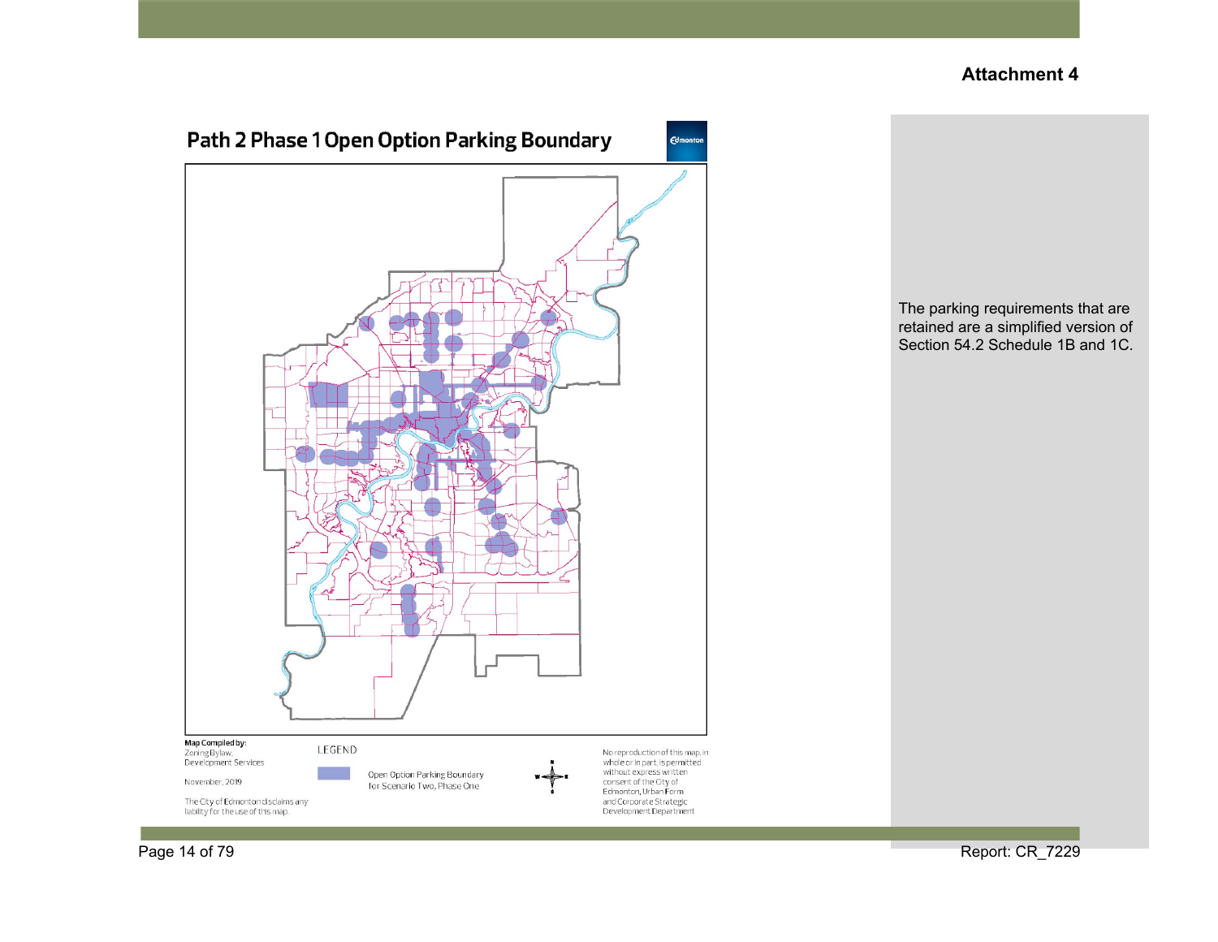**Attachment 4**

## Path 2 Phase 1 Open Option Parking Boundary

Map Compiled by:
Zoning Bylaw,
Development Services

November, 2019

The City of Edmonton disclaims any liability for the use of this map.

LEGEND

Open Option Parking Boundary for Scenario Two, Phase One

No reproduction of this map, in whole or in part, is permitted without express written consent of the City of Edmonton, Urban Form and Corporate Strategic Development Department

The parking requirements that are retained are a simplified version of Section 54.2 Schedule 1B and 1C.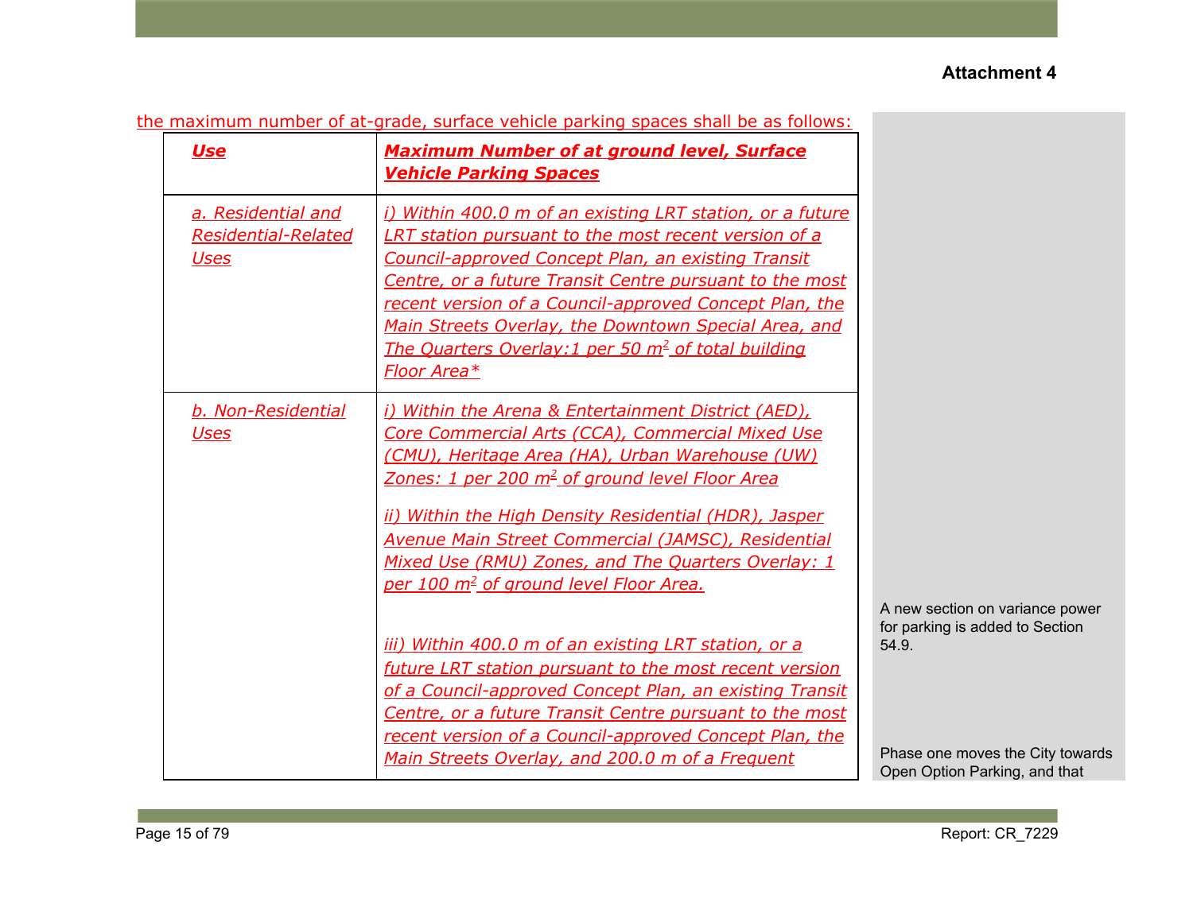**Attachment 4**

the maximum number of at-grade, surface vehicle parking spaces shall be as follows:

| ***Use*** | ***Maximum Number of at ground level, Surface Vehicle Parking Spaces*** |
|---|---|
| *a. Residential and Residential-Related Uses* | *i) Within 400.0 m of an existing LRT station, or a future LRT station pursuant to the most recent version of a Council-approved Concept Plan, an existing Transit Centre, or a future Transit Centre pursuant to the most recent version of a Council-approved Concept Plan, the Main Streets Overlay, the Downtown Special Area, and The Quarters Overlay:1 per 50 m² of total building Floor Area** |
| *b. Non-Residential Uses* | *i) Within the Arena & Entertainment District (AED), Core Commercial Arts (CCA), Commercial Mixed Use (CMU), Heritage Area (HA), Urban Warehouse (UW) Zones: 1 per 200 m² of ground level Floor Area*<br><br>*ii) Within the High Density Residential (HDR), Jasper Avenue Main Street Commercial (JAMSC), Residential Mixed Use (RMU) Zones, and The Quarters Overlay: 1 per 100 m² of ground level Floor Area.*<br><br>*iii) Within 400.0 m of an existing LRT station, or a future LRT station pursuant to the most recent version of a Council-approved Concept Plan, an existing Transit Centre, or a future Transit Centre pursuant to the most recent version of a Council-approved Concept Plan, the Main Streets Overlay, and 200.0 m of a Frequent* |

A new section on variance power for parking is added to Section 54.9.

Phase one moves the City towards Open Option Parking, and that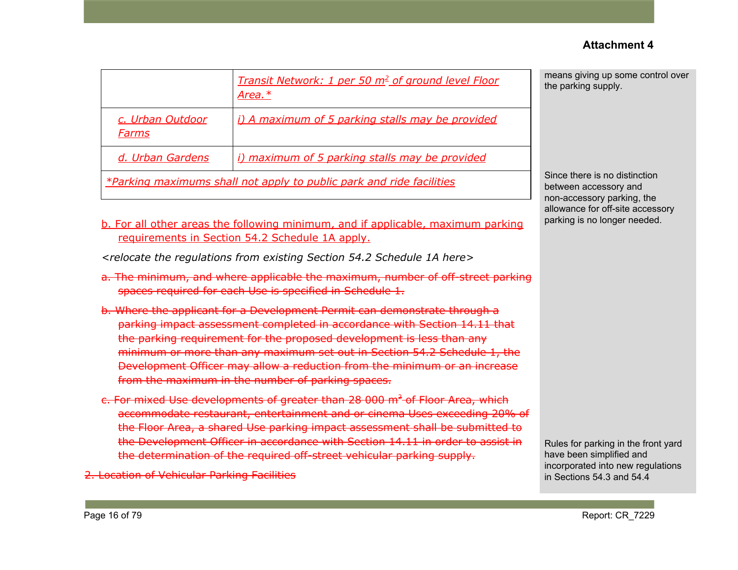**Attachment 4**

| | |
|---|---|
| | *Transit Network: 1 per 50 $m^2$ of ground level Floor Area.** |
| *c. Urban Outdoor Farms* | *i) A maximum of 5 parking stalls may be provided* |
| *d. Urban Gardens* | *i) maximum of 5 parking stalls may be provided* |
| **Parking maximums shall not apply to public park and ride facilities* | |

b. For all other areas the following minimum, and if applicable, maximum parking requirements in Section 54.2 Schedule 1A apply.

*<relocate the regulations from existing Section 54.2 Schedule 1A here>*

~~a. The minimum, and where applicable the maximum, number of off-street parking spaces required for each Use is specified in Schedule 1.~~

~~b. Where the applicant for a Development Permit can demonstrate through a parking impact assessment completed in accordance with Section 14.11 that the parking requirement for the proposed development is less than any minimum or more than any maximum set out in Section 54.2 Schedule 1, the Development Officer may allow a reduction from the minimum or an increase from the maximum in the number of parking spaces.~~

~~c. For mixed Use developments of greater than 28 000 $m^2$ of Floor Area, which accommodate restaurant, entertainment and or cinema Uses exceeding 20% of the Floor Area, a shared Use parking impact assessment shall be submitted to the Development Officer in accordance with Section 14.11 in order to assist in the determination of the required off-street vehicular parking supply.~~

~~2. Location of Vehicular Parking Facilities~~

means giving up some control over the parking supply.

Since there is no distinction between accessory and non-accessory parking, the allowance for off-site accessory parking is no longer needed.

Rules for parking in the front yard have been simplified and incorporated into new regulations in Sections 54.3 and 54.4

Report: CR_7229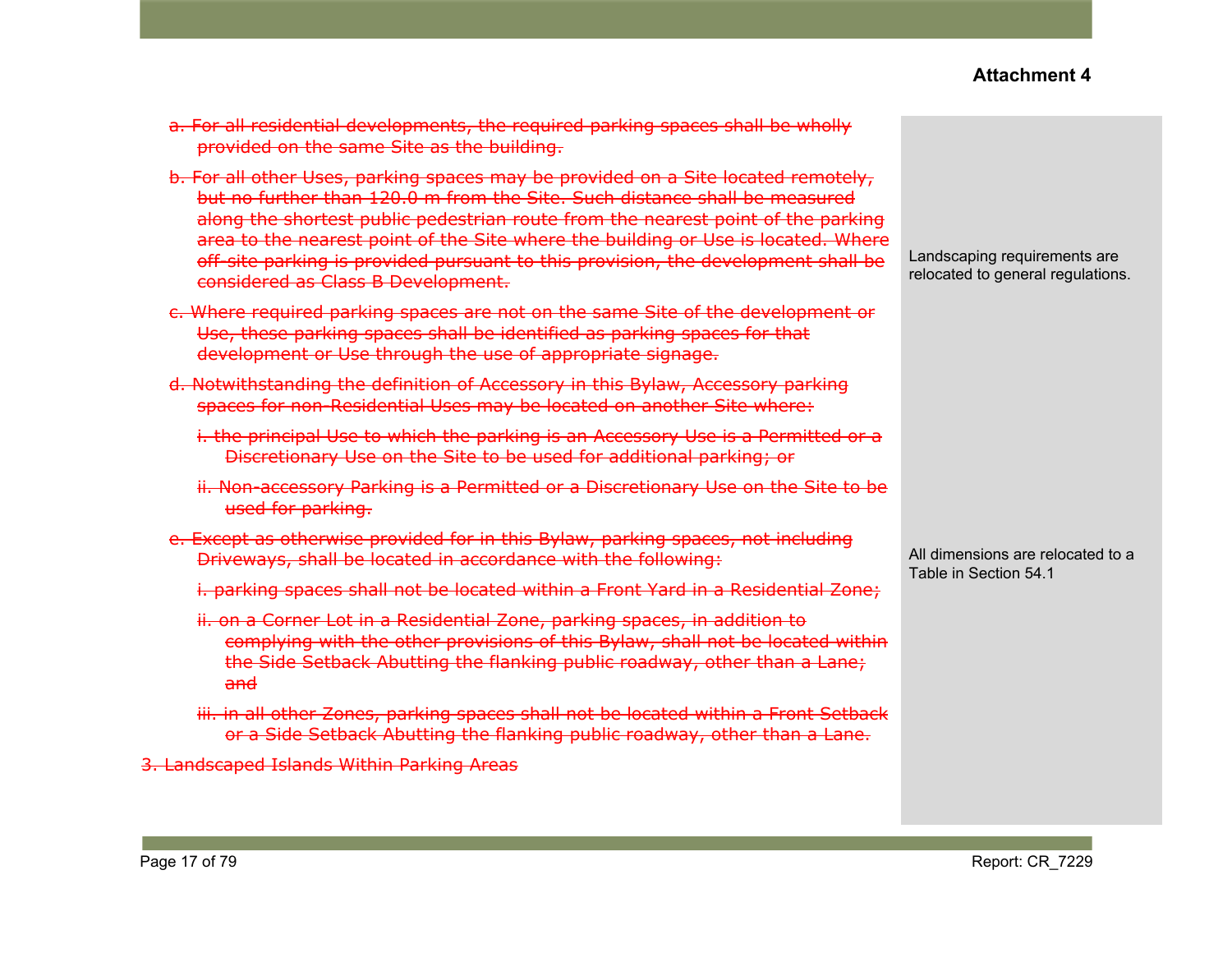**Attachment 4**

~~a. For all residential developments, the required parking spaces shall be wholly provided on the same Site as the building.~~

~~b. For all other Uses, parking spaces may be provided on a Site located remotely, but no further than 120.0 m from the Site. Such distance shall be measured along the shortest public pedestrian route from the nearest point of the parking area to the nearest point of the Site where the building or Use is located. Where off-site parking is provided pursuant to this provision, the development shall be considered as Class B Development.~~

~~c. Where required parking spaces are not on the same Site of the development or Use, these parking spaces shall be identified as parking spaces for that development or Use through the use of appropriate signage.~~

~~d. Notwithstanding the definition of Accessory in this Bylaw, Accessory parking spaces for non-Residential Uses may be located on another Site where:~~

~~i. the principal Use to which the parking is an Accessory Use is a Permitted or a Discretionary Use on the Site to be used for additional parking; or~~

~~ii. Non-accessory Parking is a Permitted or a Discretionary Use on the Site to be used for parking.~~

~~e. Except as otherwise provided for in this Bylaw, parking spaces, not including Driveways, shall be located in accordance with the following:~~

~~i. parking spaces shall not be located within a Front Yard in a Residential Zone;~~

~~ii. on a Corner Lot in a Residential Zone, parking spaces, in addition to complying with the other provisions of this Bylaw, shall not be located within the Side Setback Abutting the flanking public roadway, other than a Lane; and~~

~~iii. in all other Zones, parking spaces shall not be located within a Front Setback or a Side Setback Abutting the flanking public roadway, other than a Lane.~~

~~3. Landscaped Islands Within Parking Areas~~

Landscaping requirements are relocated to general regulations.

All dimensions are relocated to a Table in Section 54.1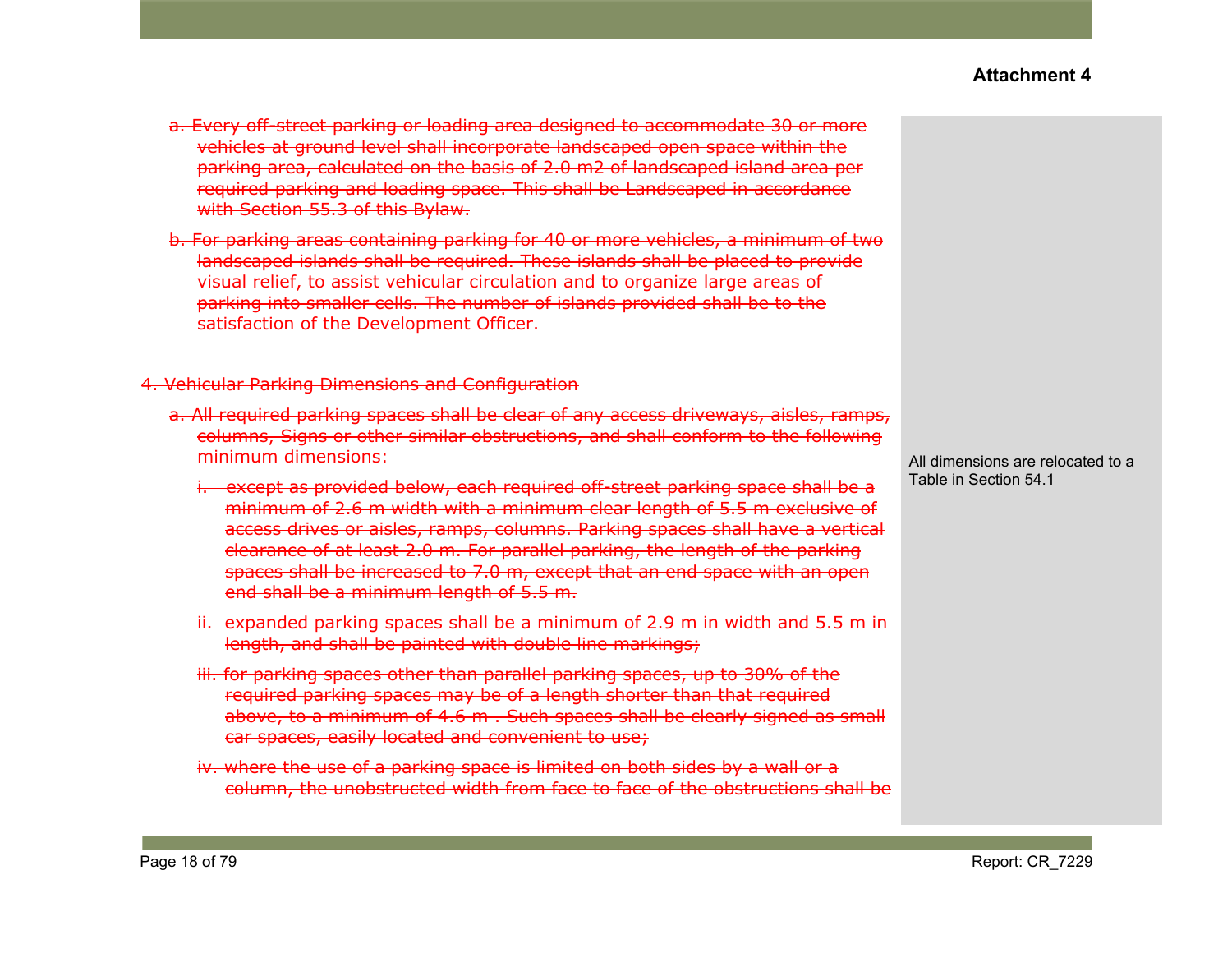**Attachment 4**

~~a. Every off-street parking or loading area designed to accommodate 30 or more vehicles at ground level shall incorporate landscaped open space within the parking area, calculated on the basis of 2.0 m2 of landscaped island area per required parking and loading space. This shall be Landscaped in accordance with Section 55.3 of this Bylaw.~~

~~b. For parking areas containing parking for 40 or more vehicles, a minimum of two landscaped islands shall be required. These islands shall be placed to provide visual relief, to assist vehicular circulation and to organize large areas of parking into smaller cells. The number of islands provided shall be to the satisfaction of the Development Officer.~~

~~4. Vehicular Parking Dimensions and Configuration~~

~~a. All required parking spaces shall be clear of any access driveways, aisles, ramps, columns, Signs or other similar obstructions, and shall conform to the following minimum dimensions:~~

~~i. except as provided below, each required off-street parking space shall be a minimum of 2.6 m width with a minimum clear length of 5.5 m exclusive of access drives or aisles, ramps, columns. Parking spaces shall have a vertical clearance of at least 2.0 m. For parallel parking, the length of the parking spaces shall be increased to 7.0 m, except that an end space with an open end shall be a minimum length of 5.5 m.~~

~~ii. expanded parking spaces shall be a minimum of 2.9 m in width and 5.5 m in length, and shall be painted with double line markings;~~

~~iii. for parking spaces other than parallel parking spaces, up to 30% of the required parking spaces may be of a length shorter than that required above, to a minimum of 4.6 m . Such spaces shall be clearly signed as small car spaces, easily located and convenient to use;~~

~~iv. where the use of a parking space is limited on both sides by a wall or a column, the unobstructed width from face to face of the obstructions shall be~~

All dimensions are relocated to a Table in Section 54.1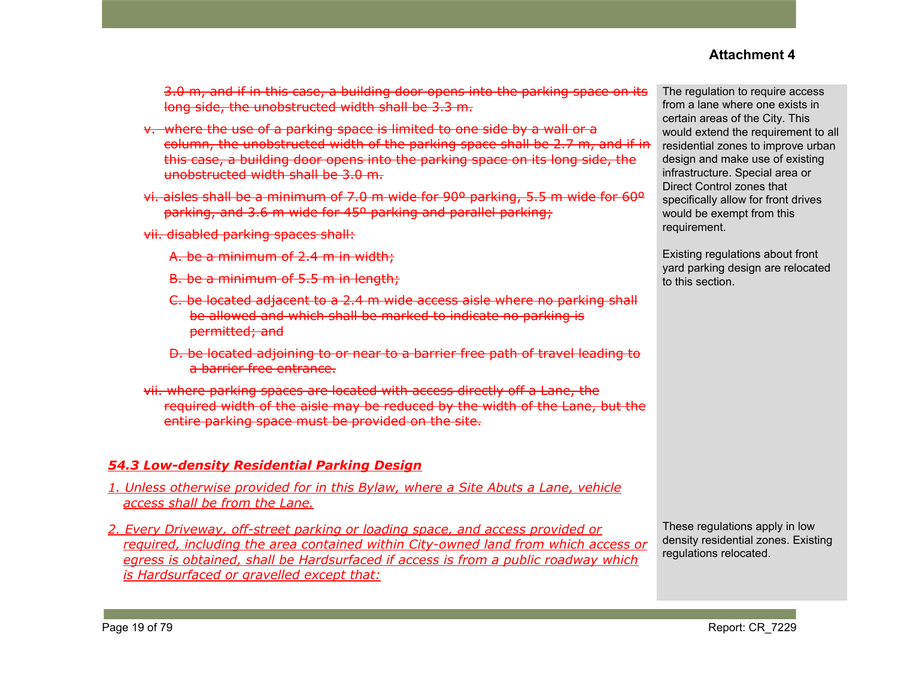**Attachment 4**

~~3.0 m, and if in this case, a building door opens into the parking space on its long side, the unobstructed width shall be 3.3 m.~~

~~v. where the use of a parking space is limited to one side by a wall or a column, the unobstructed width of the parking space shall be 2.7 m, and if in this case, a building door opens into the parking space on its long side, the unobstructed width shall be 3.0 m.~~

~~vi. aisles shall be a minimum of 7.0 m wide for 90º parking, 5.5 m wide for 60º parking, and 3.6 m wide for 45º parking and parallel parking;~~

~~vii. disabled parking spaces shall:~~

~~A. be a minimum of 2.4 m in width;~~

~~B. be a minimum of 5.5 m in length;~~

~~C. be located adjacent to a 2.4 m wide access aisle where no parking shall be allowed and which shall be marked to indicate no parking is permitted; and~~

~~D. be located adjoining to or near to a barrier free path of travel leading to a barrier free entrance.~~

~~vii. where parking spaces are located with access directly off a Lane, the required width of the aisle may be reduced by the width of the Lane, but the entire parking space must be provided on the site.~~

> The regulation to require access from a lane where one exists in certain areas of the City. This would extend the requirement to all residential zones to improve urban design and make use of existing infrastructure. Special area or Direct Control zones that specifically allow for front drives would be exempt from this requirement.
>
> Existing regulations about front yard parking design are relocated to this section.

***54.3 Low-density Residential Parking Design***

*1. Unless otherwise provided for in this Bylaw, where a Site Abuts a Lane, vehicle access shall be from the Lane.*

*2. Every Driveway, off-street parking or loading space, and access provided or required, including the area contained within City-owned land from which access or egress is obtained, shall be Hardsurfaced if access is from a public roadway which is Hardsurfaced or gravelled except that:*

> These regulations apply in low density residential zones. Existing regulations relocated.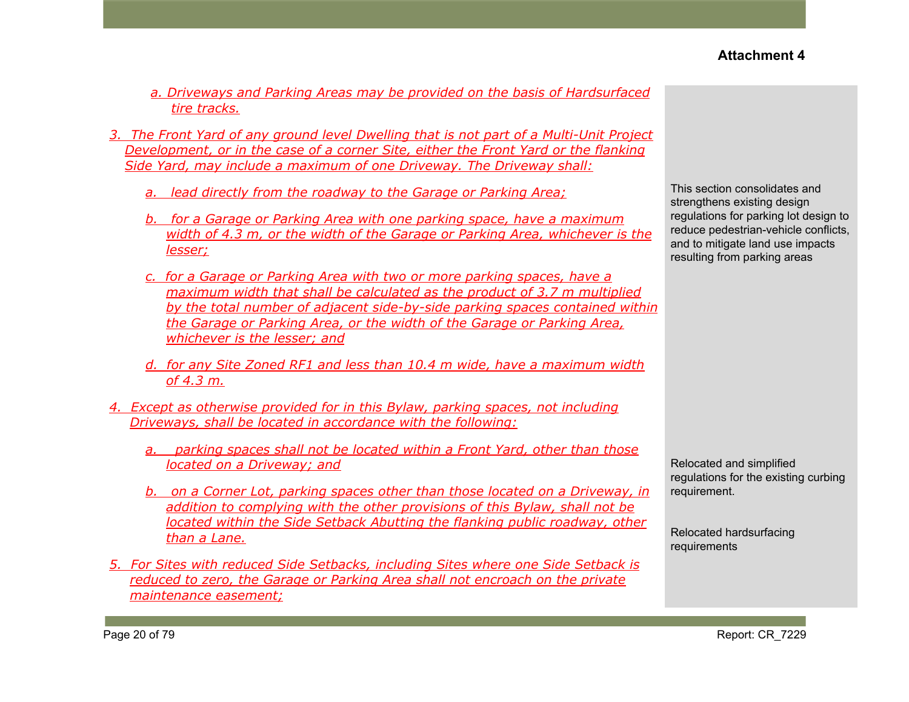**Attachment 4**

a. *Driveways and Parking Areas may be provided on the basis of Hardsurfaced tire tracks.*

3. *The Front Yard of any ground level Dwelling that is not part of a Multi-Unit Project Development, or in the case of a corner Site, either the Front Yard or the flanking Side Yard, may include a maximum of one Driveway. The Driveway shall:*

   a. *lead directly from the roadway to the Garage or Parking Area;*

   b. *for a Garage or Parking Area with one parking space, have a maximum width of 4.3 m, or the width of the Garage or Parking Area, whichever is the lesser;*

   c. *for a Garage or Parking Area with two or more parking spaces, have a maximum width that shall be calculated as the product of 3.7 m multiplied by the total number of adjacent side-by-side parking spaces contained within the Garage or Parking Area, or the width of the Garage or Parking Area, whichever is the lesser; and*

   d. *for any Site Zoned RF1 and less than 10.4 m wide, have a maximum width of 4.3 m.*

4. *Except as otherwise provided for in this Bylaw, parking spaces, not including Driveways, shall be located in accordance with the following:*

   a. *parking spaces shall not be located within a Front Yard, other than those located on a Driveway; and*

   b. *on a Corner Lot, parking spaces other than those located on a Driveway, in addition to complying with the other provisions of this Bylaw, shall not be located within the Side Setback Abutting the flanking public roadway, other than a Lane.*

5. *For Sites with reduced Side Setbacks, including Sites where one Side Setback is reduced to zero, the Garage or Parking Area shall not encroach on the private maintenance easement;*

This section consolidates and strengthens existing design regulations for parking lot design to reduce pedestrian-vehicle conflicts, and to mitigate land use impacts resulting from parking areas

Relocated and simplified regulations for the existing curbing requirement.

Relocated hardsurfacing requirements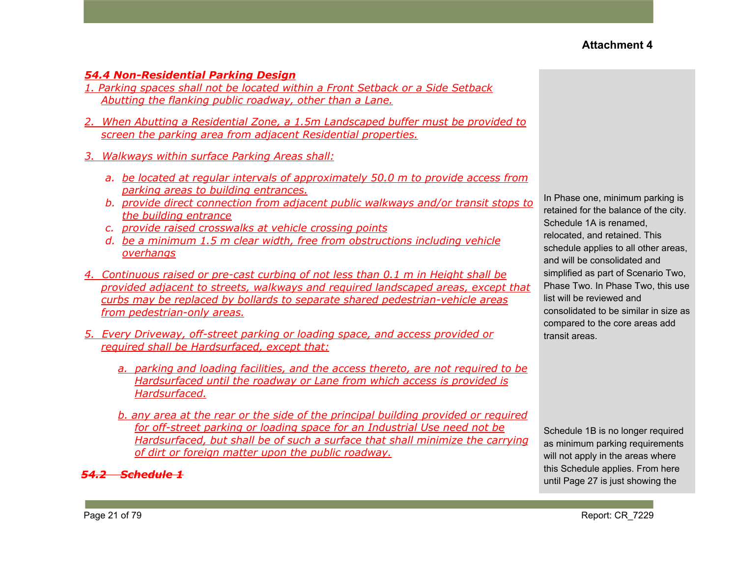**Attachment 4**

### 54.4 Non-Residential Parking Design

1. Parking spaces shall not be located within a Front Setback or a Side Setback Abutting the flanking public roadway, other than a Lane.

2. When Abutting a Residential Zone, a 1.5m Landscaped buffer must be provided to screen the parking area from adjacent Residential properties.

3. Walkways within surface Parking Areas shall:

   a. be located at regular intervals of approximately 50.0 m to provide access from parking areas to building entrances.
   b. provide direct connection from adjacent public walkways and/or transit stops to the building entrance
   c. provide raised crosswalks at vehicle crossing points
   d. be a minimum 1.5 m clear width, free from obstructions including vehicle overhangs

4. Continuous raised or pre-cast curbing of not less than 0.1 m in Height shall be provided adjacent to streets, walkways and required landscaped areas, except that curbs may be replaced by bollards to separate shared pedestrian-vehicle areas from pedestrian-only areas.

5. Every Driveway, off-street parking or loading space, and access provided or required shall be Hardsurfaced, except that:

   a. parking and loading facilities, and the access thereto, are not required to be Hardsurfaced until the roadway or Lane from which access is provided is Hardsurfaced.

   b. any area at the rear or the side of the principal building provided or required for off-street parking or loading space for an Industrial Use need not be Hardsurfaced, but shall be of such a surface that shall minimize the carrying of dirt or foreign matter upon the public roadway.

~~54.2 Schedule 1~~

In Phase one, minimum parking is retained for the balance of the city. Schedule 1A is renamed, relocated, and retained. This schedule applies to all other areas, and will be consolidated and simplified as part of Scenario Two, Phase Two. In Phase Two, this use list will be reviewed and consolidated to be similar in size as compared to the core areas add transit areas.

Schedule 1B is no longer required as minimum parking requirements will not apply in the areas where this Schedule applies. From here until Page 27 is just showing the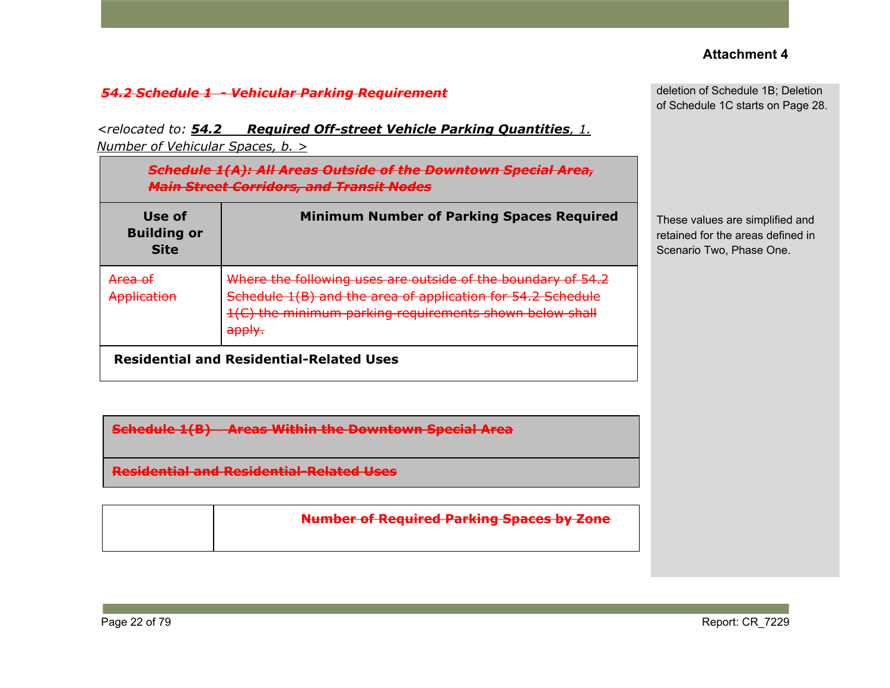**Attachment 4**

~~***54.2 Schedule 1 - Vehicular Parking Requirement***~~

<relocated to: ***54.2 Required Off-street Vehicle Parking Quantities***, *1. Number of Vehicular Spaces, b.* >

| ~~***Schedule 1(A): All Areas Outside of the Downtown Special Area, Main Street Corridors, and Transit Nodes***~~ | |
|---|---|
| **Use of Building or Site** | **Minimum Number of Parking Spaces Required** |
| ~~Area of Application~~ | ~~Where the following uses are outside of the boundary of 54.2 Schedule 1(B) and the area of application for 54.2 Schedule 1(C) the minimum parking requirements shown below shall apply.~~ |
| **Residential and Residential-Related Uses** | |

| ~~**Schedule 1(B) – Areas Within the Downtown Special Area**~~ |
|---|
| ~~**Residential and Residential-Related Uses**~~ |

| | ~~**Number of Required Parking Spaces by Zone**~~ |
|---|---|

deletion of Schedule 1B; Deletion of Schedule 1C starts on Page 28.

These values are simplified and retained for the areas defined in Scenario Two, Phase One.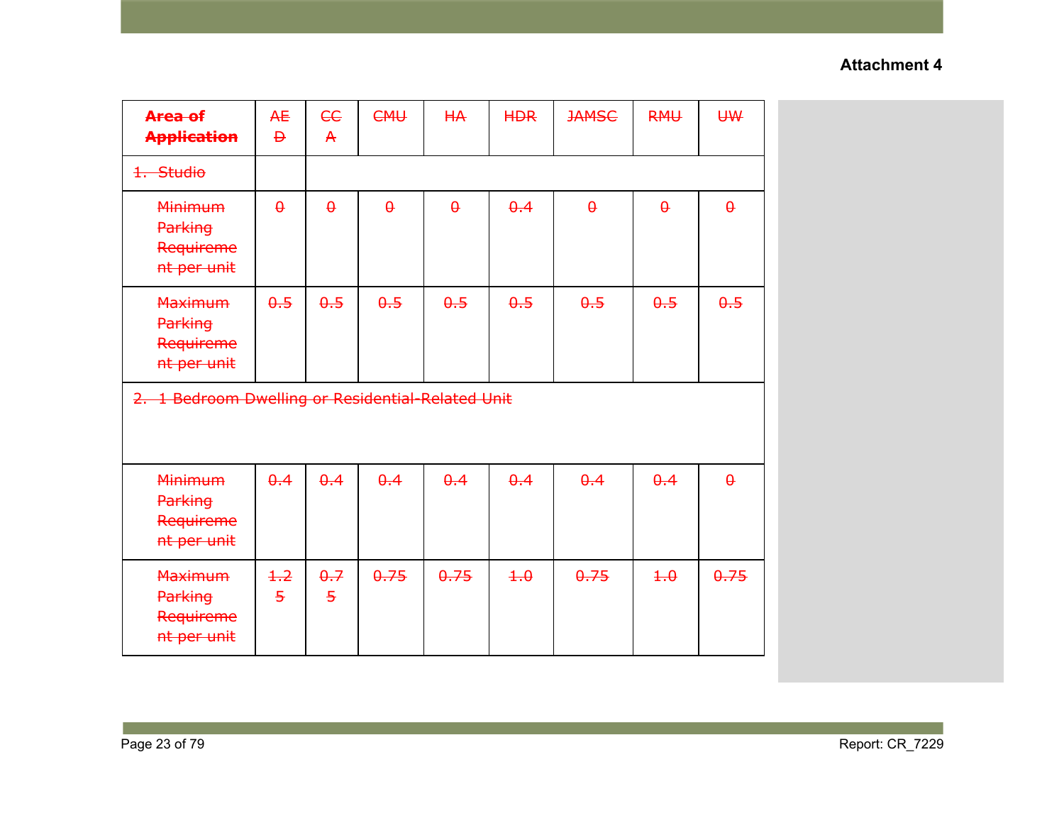**Attachment 4**

| ~~Area of Application~~ | ~~AED~~ | ~~CCA~~ | ~~CMU~~ | ~~HA~~ | ~~HDR~~ | ~~JAMSC~~ | ~~RMU~~ | ~~UW~~ |
|---|---|---|---|---|---|---|---|---|
| ~~1. Studio~~ | | | | | | | | |
| ~~Minimum Parking Requirement per unit~~ | ~~0~~ | ~~0~~ | ~~0~~ | ~~0~~ | ~~0.4~~ | ~~0~~ | ~~0~~ | ~~0~~ |
| ~~Maximum Parking Requirement per unit~~ | ~~0.5~~ | ~~0.5~~ | ~~0.5~~ | ~~0.5~~ | ~~0.5~~ | ~~0.5~~ | ~~0.5~~ | ~~0.5~~ |
| ~~2. 1 Bedroom Dwelling or Residential-Related Unit~~ | | | | | | | | |
| ~~Minimum Parking Requirement per unit~~ | ~~0.4~~ | ~~0.4~~ | ~~0.4~~ | ~~0.4~~ | ~~0.4~~ | ~~0.4~~ | ~~0.4~~ | ~~0~~ |
| ~~Maximum Parking Requirement per unit~~ | ~~1.25~~ | ~~0.75~~ | ~~0.75~~ | ~~0.75~~ | ~~1.0~~ | ~~0.75~~ | ~~1.0~~ | ~~0.75~~ |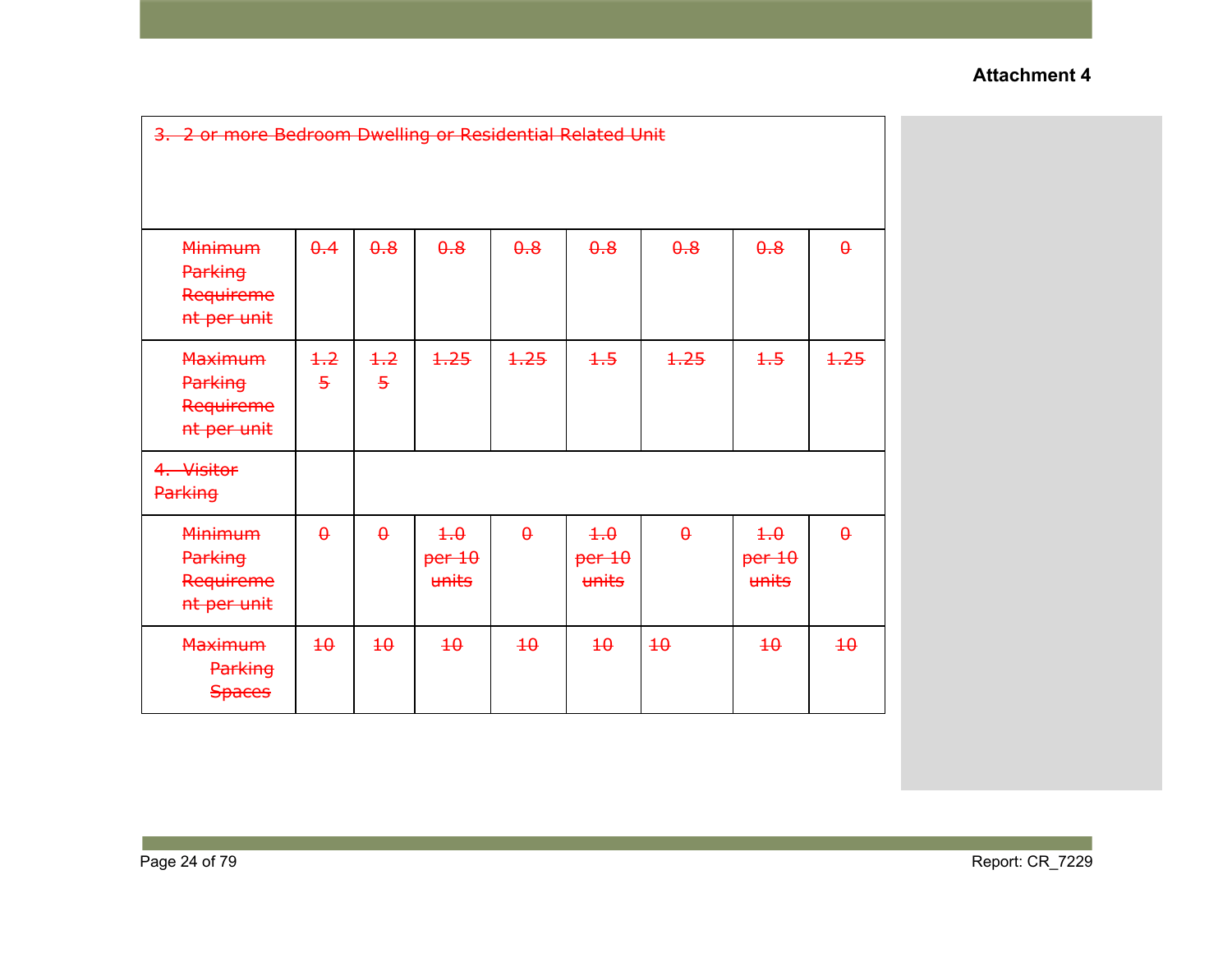**Attachment 4**

| ~~3. 2 or more Bedroom Dwelling or Residential Related Unit~~ | | | | | | | | |
|---|---|---|---|---|---|---|---|---|
| ~~Minimum Parking Requirement per unit~~ | ~~0.4~~ | ~~0.8~~ | ~~0.8~~ | ~~0.8~~ | ~~0.8~~ | ~~0.8~~ | ~~0.8~~ | ~~0~~ |
| ~~Maximum Parking Requirement per unit~~ | ~~1.25~~ | ~~1.25~~ | ~~1.25~~ | ~~1.25~~ | ~~1.5~~ | ~~1.25~~ | ~~1.5~~ | ~~1.25~~ |
| ~~4. Visitor Parking~~ | | | | | | | | |
| ~~Minimum Parking Requirement per unit~~ | ~~0~~ | ~~0~~ | ~~1.0 per 10 units~~ | ~~0~~ | ~~1.0 per 10 units~~ | ~~0~~ | ~~1.0 per 10 units~~ | ~~0~~ |
| ~~Maximum Parking Spaces~~ | ~~10~~ | ~~10~~ | ~~10~~ | ~~10~~ | ~~10~~ | ~~10~~ | ~~10~~ | ~~10~~ |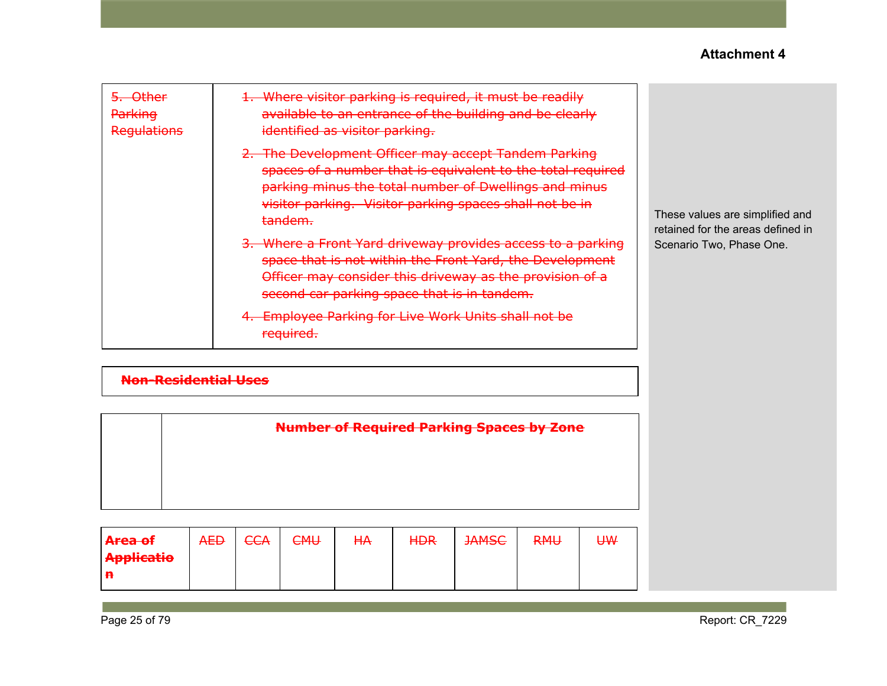**Attachment 4**

| 5. Other Parking Regulations | 1. Where visitor parking is required, it must be readily available to an entrance of the building and be clearly identified as visitor parking.<br><br>2. The Development Officer may accept Tandem Parking spaces of a number that is equivalent to the total required parking minus the total number of Dwellings and minus visitor parking. Visitor parking spaces shall not be in tandem.<br><br>3. Where a Front Yard driveway provides access to a parking space that is not within the Front Yard, the Development Officer may consider this driveway as the provision of a second car parking space that is in tandem.<br><br>4. Employee Parking for Live Work Units shall not be required. |
|---|---|

These values are simplified and retained for the areas defined in Scenario Two, Phase One.

| **Non-Residential Uses** |
|---|

| | **Number of Required Parking Spaces by Zone** |
|---|---|

| **Area of Application** | AED | CCA | CMU | HA | HDR | JAMSC | RMU | UW |
|---|---|---|---|---|---|---|---|---|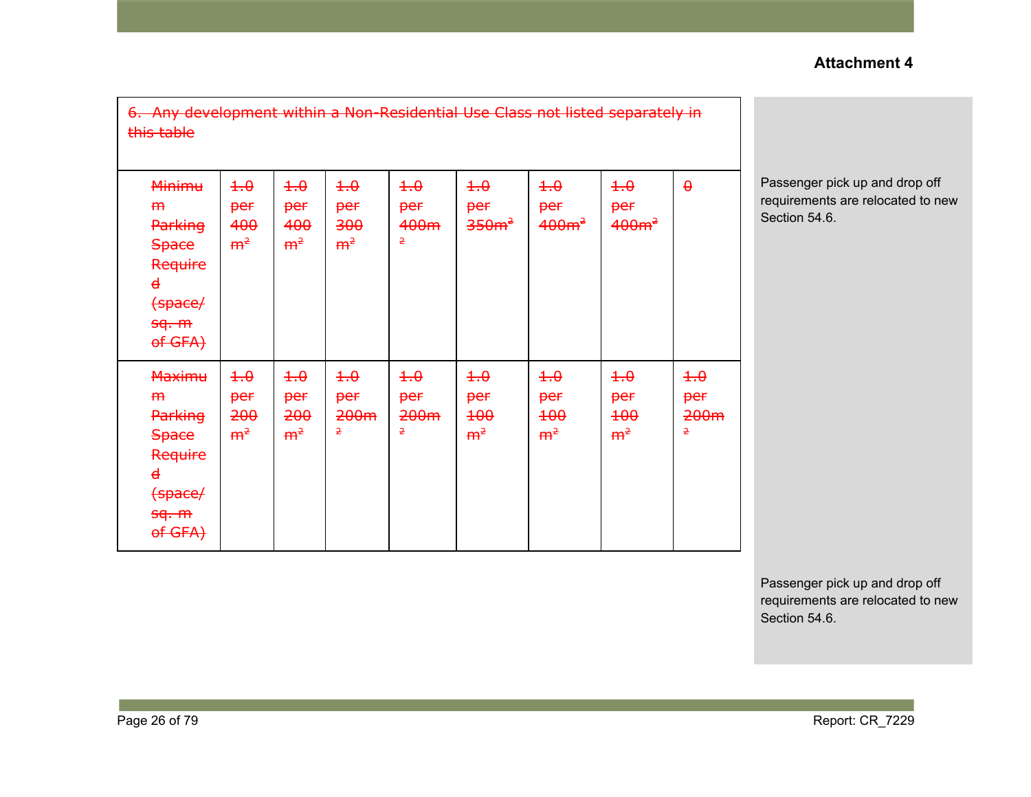**Attachment 4**

| ~~6. Any development within a Non-Residential Use Class not listed separately in this table~~ | | | | | | | | |
|---|---|---|---|---|---|---|---|---|
| ~~Minimum Parking Space Required (space/ sq. m of GFA)~~ | ~~1.0 per 400 m²~~ | ~~1.0 per 400 m²~~ | ~~1.0 per 300 m²~~ | ~~1.0 per 400m²~~ | ~~1.0 per 350m²~~ | ~~1.0 per 400m²~~ | ~~1.0 per 400m²~~ | ~~0~~ |
| ~~Maximum Parking Space Required (space/ sq. m of GFA)~~ | ~~1.0 per 200 m²~~ | ~~1.0 per 200 m²~~ | ~~1.0 per 200m²~~ | ~~1.0 per 200m²~~ | ~~1.0 per 100 m²~~ | ~~1.0 per 100 m²~~ | ~~1.0 per 100 m²~~ | ~~1.0 per 200m²~~ |

Passenger pick up and drop off requirements are relocated to new Section 54.6.

Passenger pick up and drop off requirements are relocated to new Section 54.6.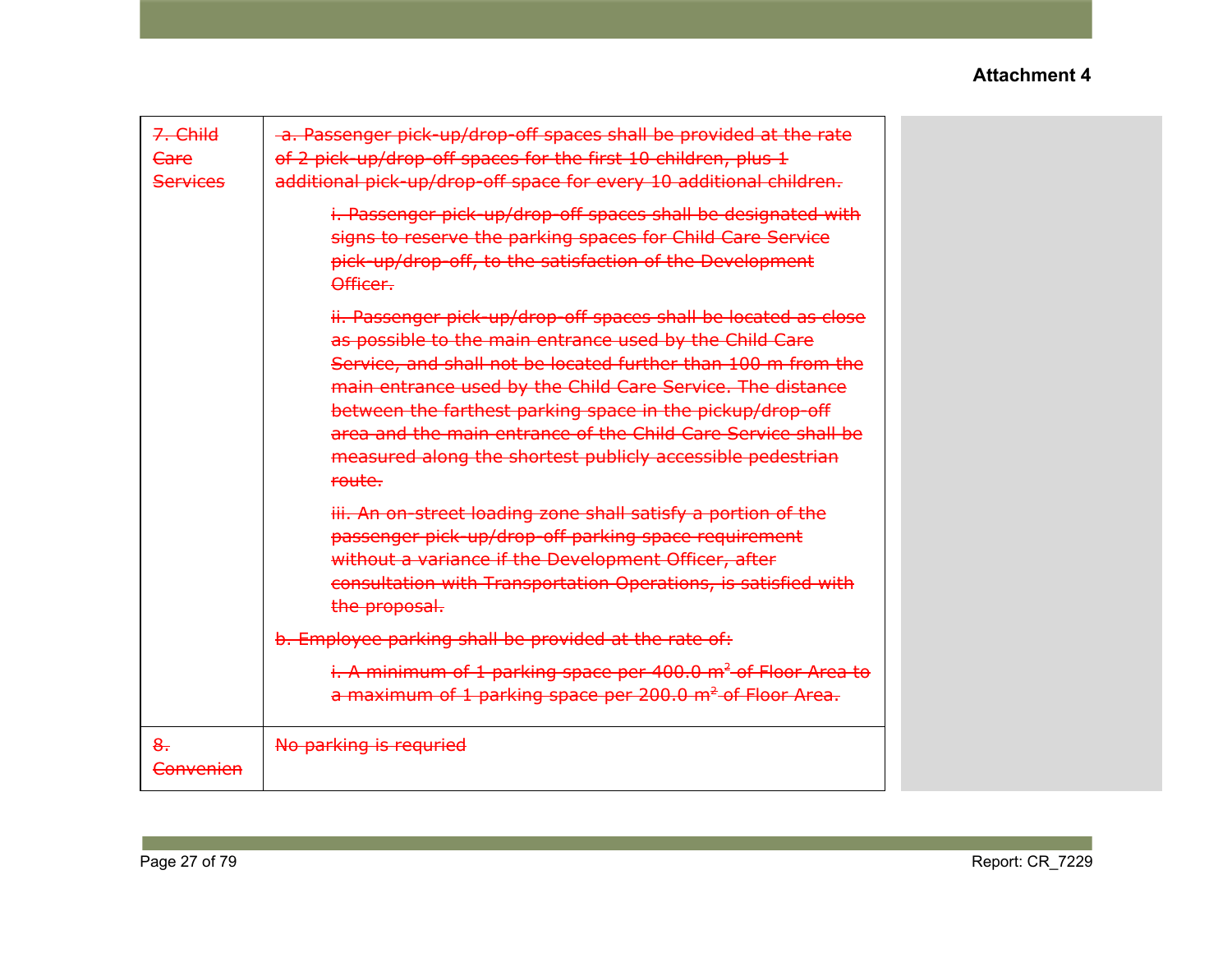**Attachment 4**

| ~~7. Child Care Services~~ | ~~a. Passenger pick-up/drop-off spaces shall be provided at the rate of 2 pick-up/drop-off spaces for the first 10 children, plus 1 additional pick-up/drop-off space for every 10 additional children.~~<br><br>~~i. Passenger pick-up/drop-off spaces shall be designated with signs to reserve the parking spaces for Child Care Service pick-up/drop-off, to the satisfaction of the Development Officer.~~<br><br>~~ii. Passenger pick-up/drop-off spaces shall be located as close as possible to the main entrance used by the Child Care Service, and shall not be located further than 100 m from the main entrance used by the Child Care Service. The distance between the farthest parking space in the pickup/drop-off area and the main entrance of the Child Care Service shall be measured along the shortest publicly accessible pedestrian route.~~<br><br>~~iii. An on-street loading zone shall satisfy a portion of the passenger pick-up/drop-off parking space requirement without a variance if the Development Officer, after consultation with Transportation Operations, is satisfied with the proposal.~~<br><br>~~b. Employee parking shall be provided at the rate of:~~<br><br>~~i. A minimum of 1 parking space per 400.0 $m^2$ of Floor Area to a maximum of 1 parking space per 200.0 $m^2$ of Floor Area.~~ |
|---|---|
| ~~8. Convenien~~ | ~~No parking is requried~~ |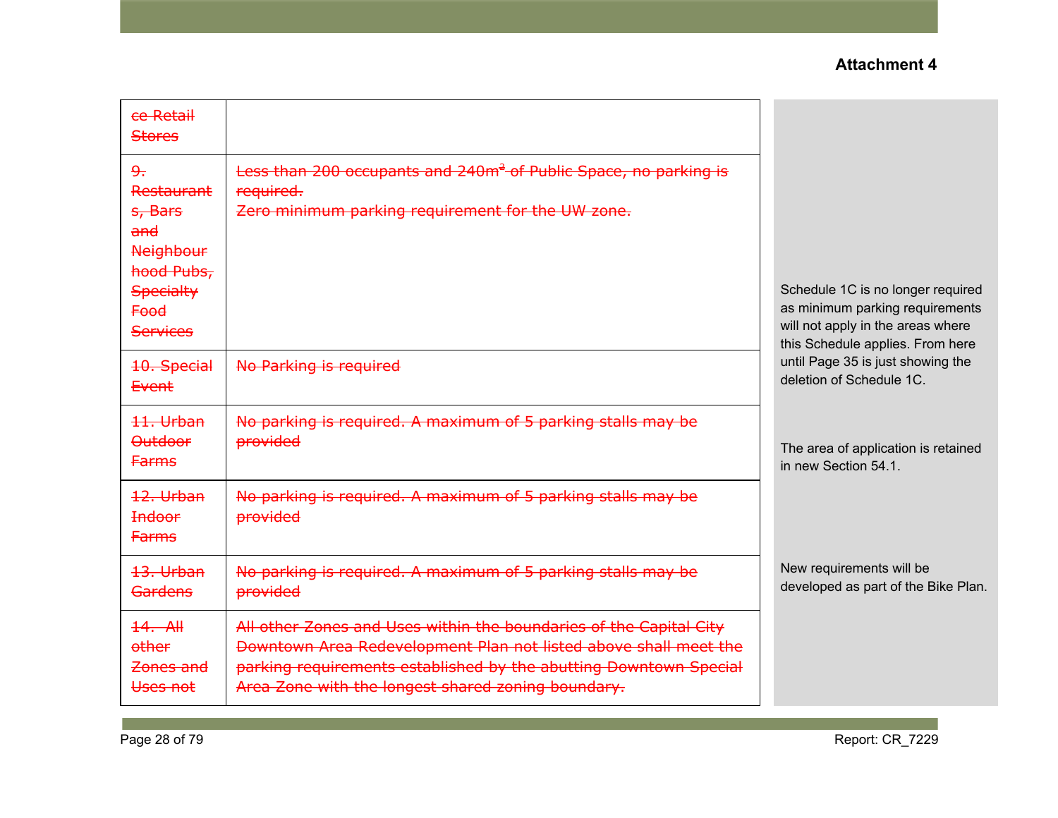**Attachment 4**

| | | |
|---|---|---|
| ~~ce Retail Stores~~ | | Schedule 1C is no longer required as minimum parking requirements will not apply in the areas where this Schedule applies. From here until Page 35 is just showing the deletion of Schedule 1C. |
| ~~9. Restaurants, Bars and Neighbourhood Pubs, Specialty Food Services~~ | ~~Less than 200 occupants and 240m² of Public Space, no parking is required.~~<br>~~Zero minimum parking requirement for the UW zone.~~ | |
| ~~10. Special Event~~ | ~~No Parking is required~~ | The area of application is retained in new Section 54.1. |
| ~~11. Urban Outdoor Farms~~ | ~~No parking is required. A maximum of 5 parking stalls may be provided~~ | |
| ~~12. Urban Indoor Farms~~ | ~~No parking is required. A maximum of 5 parking stalls may be provided~~ | |
| ~~13. Urban Gardens~~ | ~~No parking is required. A maximum of 5 parking stalls may be provided~~ | New requirements will be developed as part of the Bike Plan. |
| ~~14. All other Zones and Uses not~~ | ~~All other Zones and Uses within the boundaries of the Capital City Downtown Area Redevelopment Plan not listed above shall meet the parking requirements established by the abutting Downtown Special Area Zone with the longest shared zoning boundary.~~ | |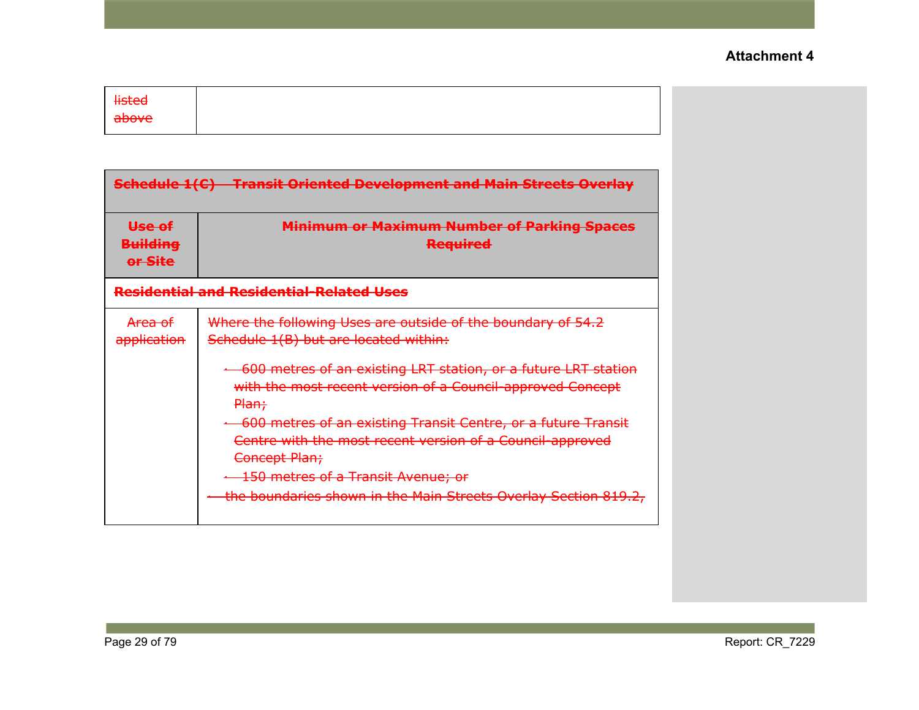**Attachment 4**

| ~~listed above~~ | |
|---|---|

| ~~**Schedule 1(C) – Transit Oriented Development and Main Streets Overlay**~~ | |
|---|---|
| ~~**Use of Building or Site**~~ | ~~**Minimum or Maximum Number of Parking Spaces Required**~~ |
| ~~**Residential and Residential-Related Uses**~~ | |
| ~~Area of application~~ | ~~Where the following Uses are outside of the boundary of 54.2 Schedule 1(B) but are located within:~~ <br> · ~~600 metres of an existing LRT station, or a future LRT station with the most recent version of a Council-approved Concept Plan;~~ <br> · ~~600 metres of an existing Transit Centre, or a future Transit Centre with the most recent version of a Council-approved Concept Plan;~~ <br> · ~~150 metres of a Transit Avenue; or~~ <br> · ~~the boundaries shown in the Main Streets Overlay Section 819.2,~~ |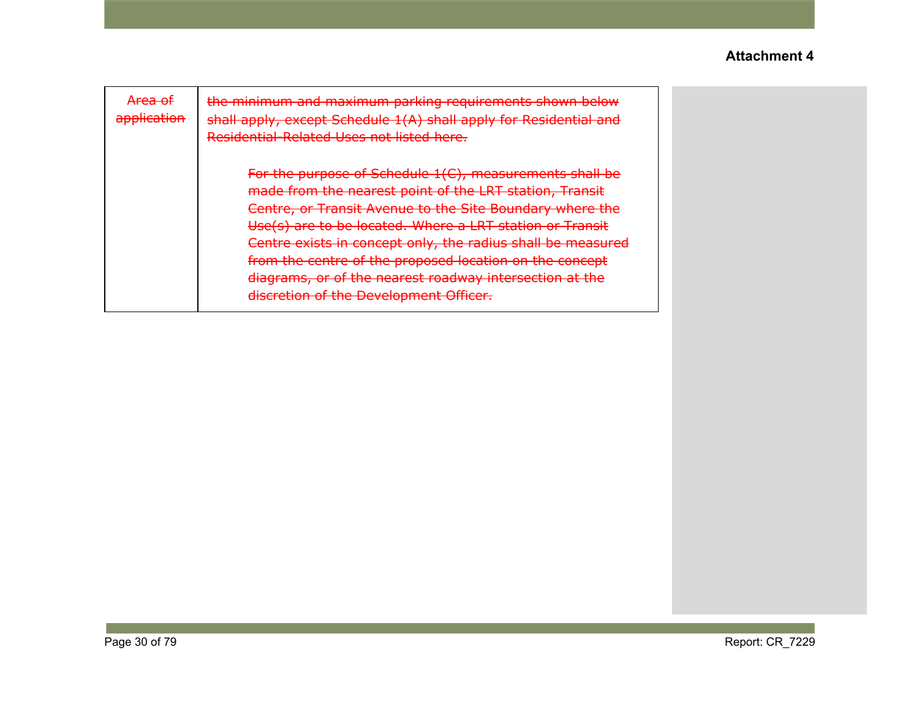**Attachment 4**

| ~~Area of application~~ | ~~the minimum and maximum parking requirements shown below shall apply, except Schedule 1(A) shall apply for Residential and Residential-Related Uses not listed here.~~<br><br>~~For the purpose of Schedule 1(C), measurements shall be made from the nearest point of the LRT station, Transit Centre, or Transit Avenue to the Site Boundary where the Use(s) are to be located. Where a LRT station or Transit Centre exists in concept only, the radius shall be measured from the centre of the proposed location on the concept diagrams, or of the nearest roadway intersection at the discretion of the Development Officer.~~ |
|---|---|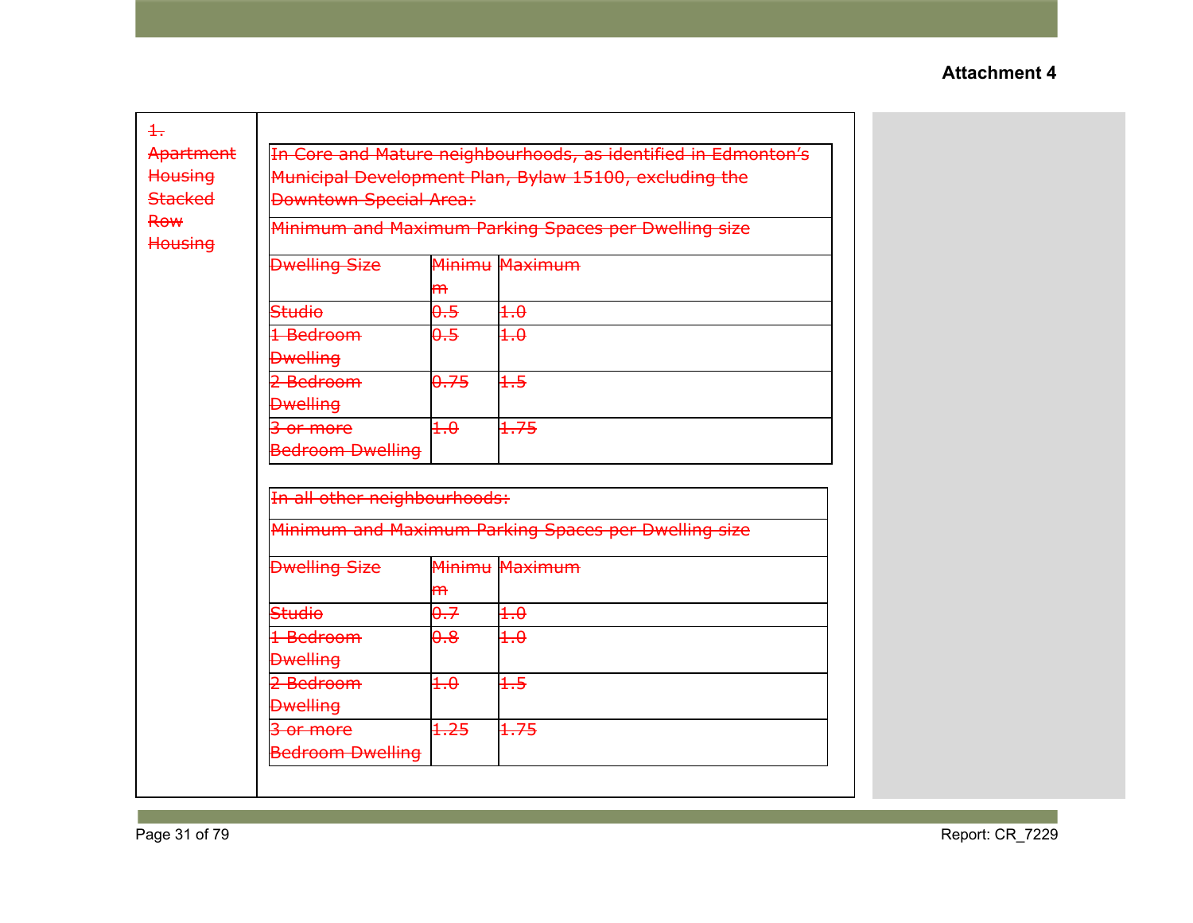**Attachment 4**

~~1. Apartment Housing Stacked Row Housing~~

| ~~In Core and Mature neighbourhoods, as identified in Edmonton's Municipal Development Plan, Bylaw 15100, excluding the Downtown Special Area:~~ | | |
|---|---|---|
| ~~Minimum and Maximum Parking Spaces per Dwelling size~~ | | |
| ~~Dwelling Size~~ | ~~Minimum~~ | ~~Maximum~~ |
| ~~Studio~~ | ~~0.5~~ | ~~1.0~~ |
| ~~1 Bedroom Dwelling~~ | ~~0.5~~ | ~~1.0~~ |
| ~~2 Bedroom Dwelling~~ | ~~0.75~~ | ~~1.5~~ |
| ~~3 or more Bedroom Dwelling~~ | ~~1.0~~ | ~~1.75~~ |

| ~~In all other neighbourhoods:~~ | | |
|---|---|---|
| ~~Minimum and Maximum Parking Spaces per Dwelling size~~ | | |
| ~~Dwelling Size~~ | ~~Minimum~~ | ~~Maximum~~ |
| ~~Studio~~ | ~~0.7~~ | ~~1.0~~ |
| ~~1 Bedroom Dwelling~~ | ~~0.8~~ | ~~1.0~~ |
| ~~2 Bedroom Dwelling~~ | ~~1.0~~ | ~~1.5~~ |
| ~~3 or more Bedroom Dwelling~~ | ~~1.25~~ | ~~1.75~~ |

Report: CR_7229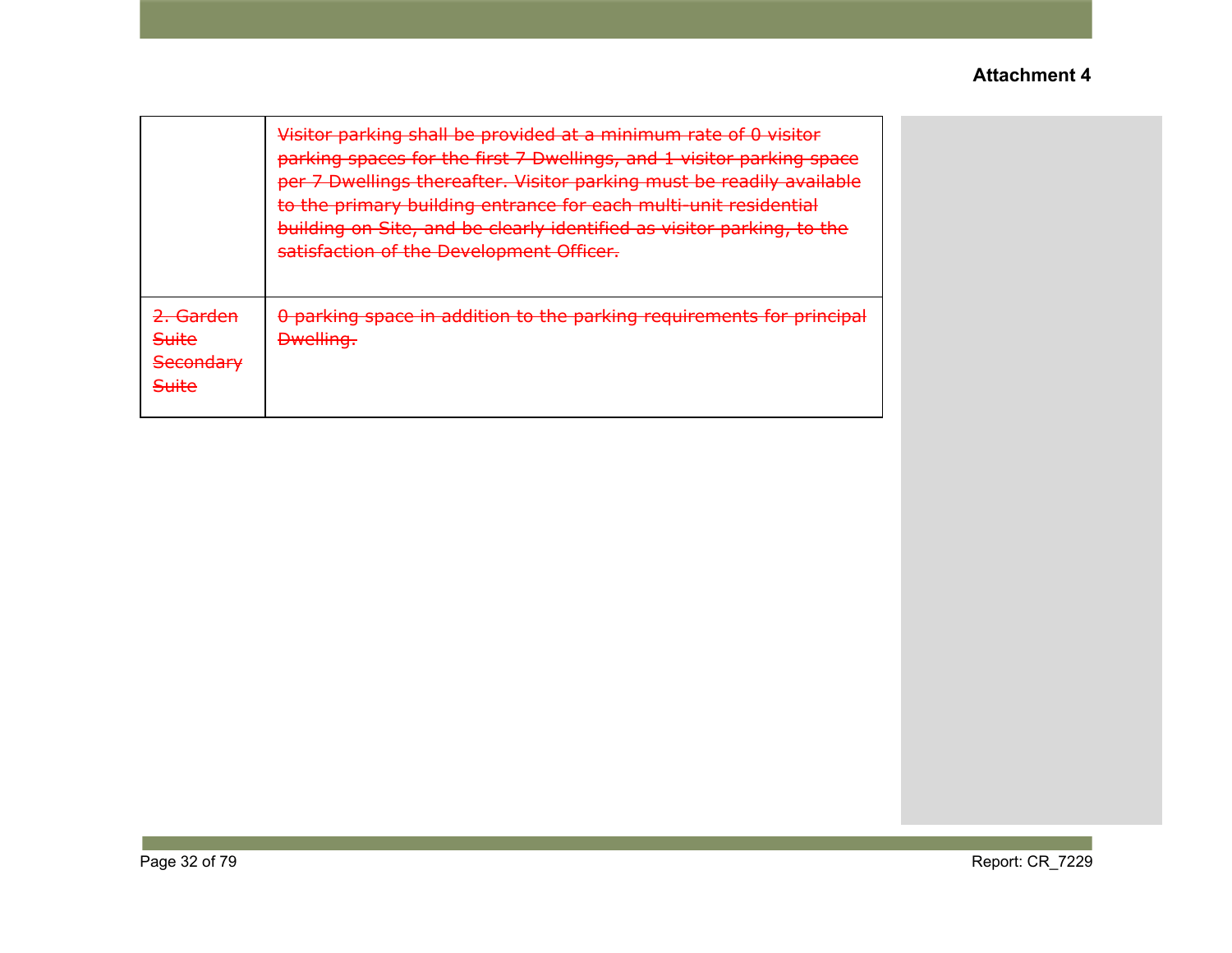Attachment 4

| | |
|---|---|
| | ~~Visitor parking shall be provided at a minimum rate of 0 visitor parking spaces for the first 7 Dwellings, and 1 visitor parking space per 7 Dwellings thereafter. Visitor parking must be readily available to the primary building entrance for each multi-unit residential building on Site, and be clearly identified as visitor parking, to the satisfaction of the Development Officer.~~ |
| ~~2. Garden Suite Secondary Suite~~ | ~~0 parking space in addition to the parking requirements for principal Dwelling.~~ |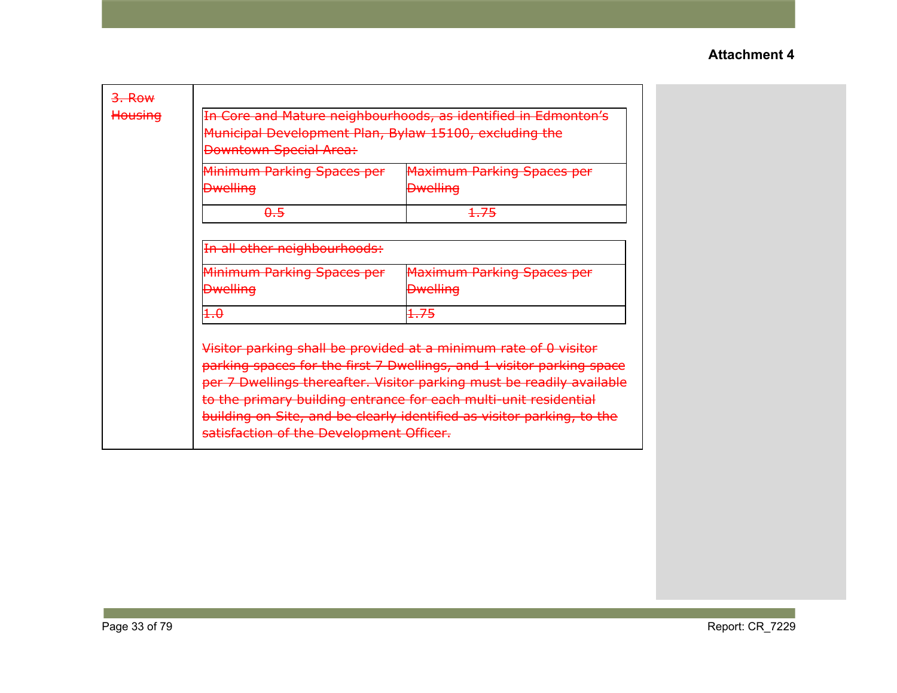**Attachment 4**

| 3. Row Housing | In Core and Mature neighbourhoods, as identified in Edmonton's Municipal Development Plan, Bylaw 15100, excluding the Downtown Special Area: | |
|---|---|---|
| | Minimum Parking Spaces per Dwelling | Maximum Parking Spaces per Dwelling |
| | 0.5 | 1.75 |
| | In all other neighbourhoods: | |
| | Minimum Parking Spaces per Dwelling | Maximum Parking Spaces per Dwelling |
| | 1.0 | 1.75 |
| | Visitor parking shall be provided at a minimum rate of 0 visitor parking spaces for the first 7 Dwellings, and 1 visitor parking space per 7 Dwellings thereafter. Visitor parking must be readily available to the primary building entrance for each multi-unit residential building on Site, and be clearly identified as visitor parking, to the satisfaction of the Development Officer. | |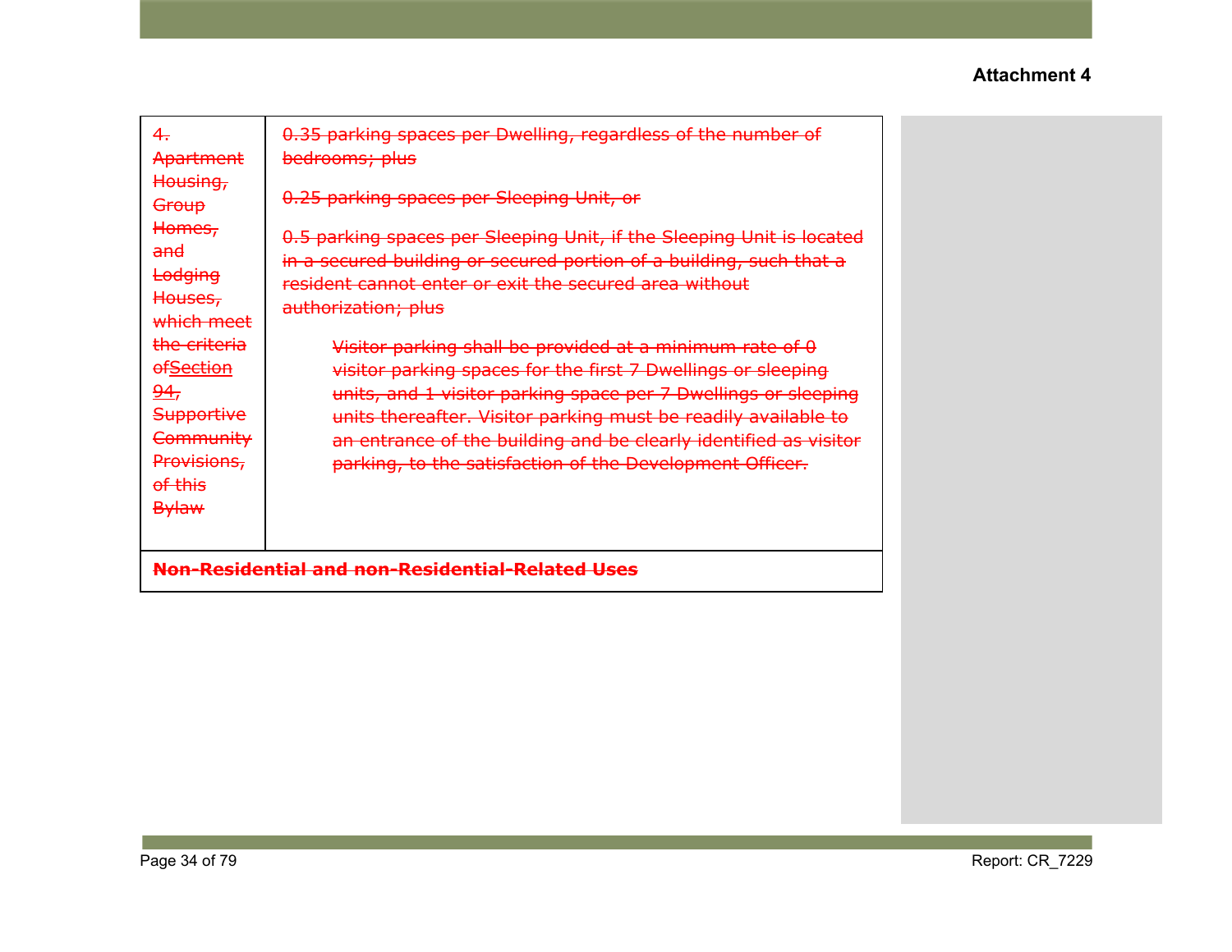**Attachment 4**

| ~~4. Apartment Housing, Group Homes, and Lodging Houses, which meet the criteria of~~ ~~Section 94~~, ~~Supportive Community Provisions, of this Bylaw~~ | ~~0.35 parking spaces per Dwelling, regardless of the number of bedrooms; plus~~<br><br>~~0.25 parking spaces per Sleeping Unit, or~~<br><br>~~0.5 parking spaces per Sleeping Unit, if the Sleeping Unit is located in a secured building or secured portion of a building, such that a resident cannot enter or exit the secured area without authorization; plus~~<br><br>~~Visitor parking shall be provided at a minimum rate of 0 visitor parking spaces for the first 7 Dwellings or sleeping units, and 1 visitor parking space per 7 Dwellings or sleeping units thereafter. Visitor parking must be readily available to an entrance of the building and be clearly identified as visitor parking, to the satisfaction of the Development Officer.~~ |
|---|---|
| **~~Non-Residential and non-Residential-Related Uses~~** | |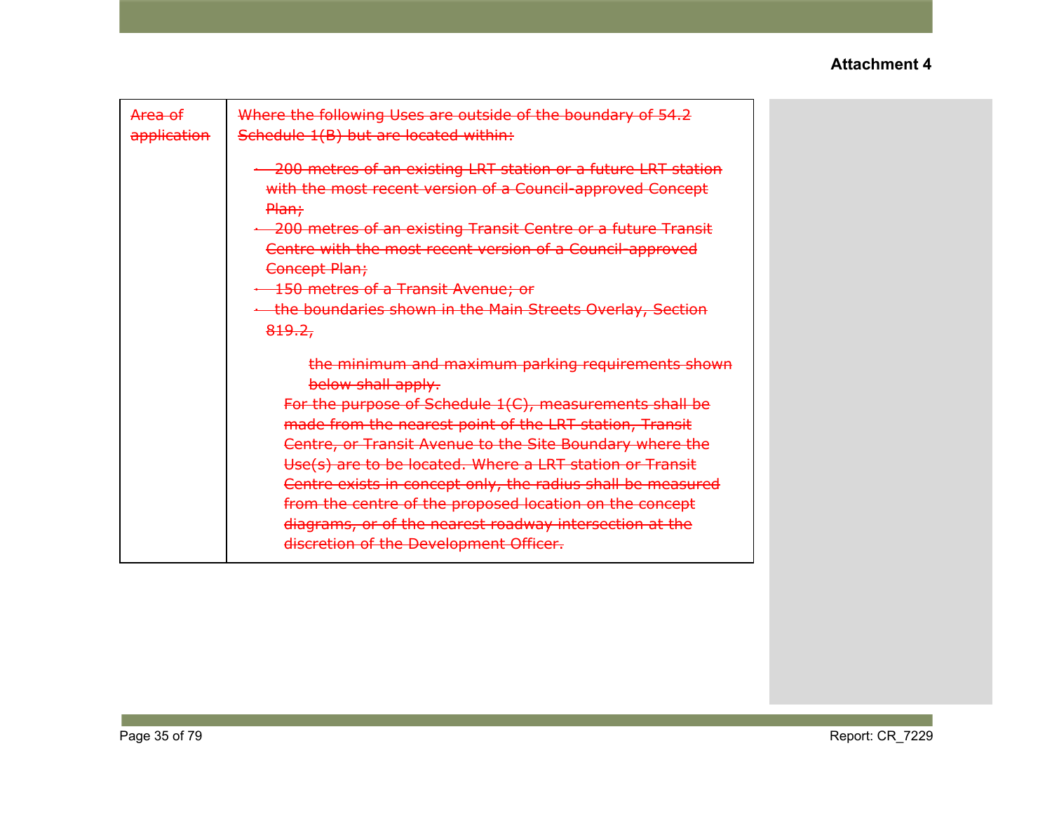**Attachment 4**

| ~~Area of application~~ | ~~Where the following Uses are outside of the boundary of 54.2 Schedule 1(B) but are located within:~~<br><br>- ~~200 metres of an existing LRT station or a future LRT station with the most recent version of a Council-approved Concept Plan;~~<br>- ~~200 metres of an existing Transit Centre or a future Transit Centre with the most recent version of a Council-approved Concept Plan;~~<br>- ~~150 metres of a Transit Avenue; or~~<br>- ~~the boundaries shown in the Main Streets Overlay, Section 819.2,~~<br><br>~~the minimum and maximum parking requirements shown below shall apply.~~<br>~~For the purpose of Schedule 1(C), measurements shall be made from the nearest point of the LRT station, Transit Centre, or Transit Avenue to the Site Boundary where the Use(s) are to be located. Where a LRT station or Transit Centre exists in concept only, the radius shall be measured from the centre of the proposed location on the concept diagrams, or of the nearest roadway intersection at the discretion of the Development Officer.~~ |
|---|---|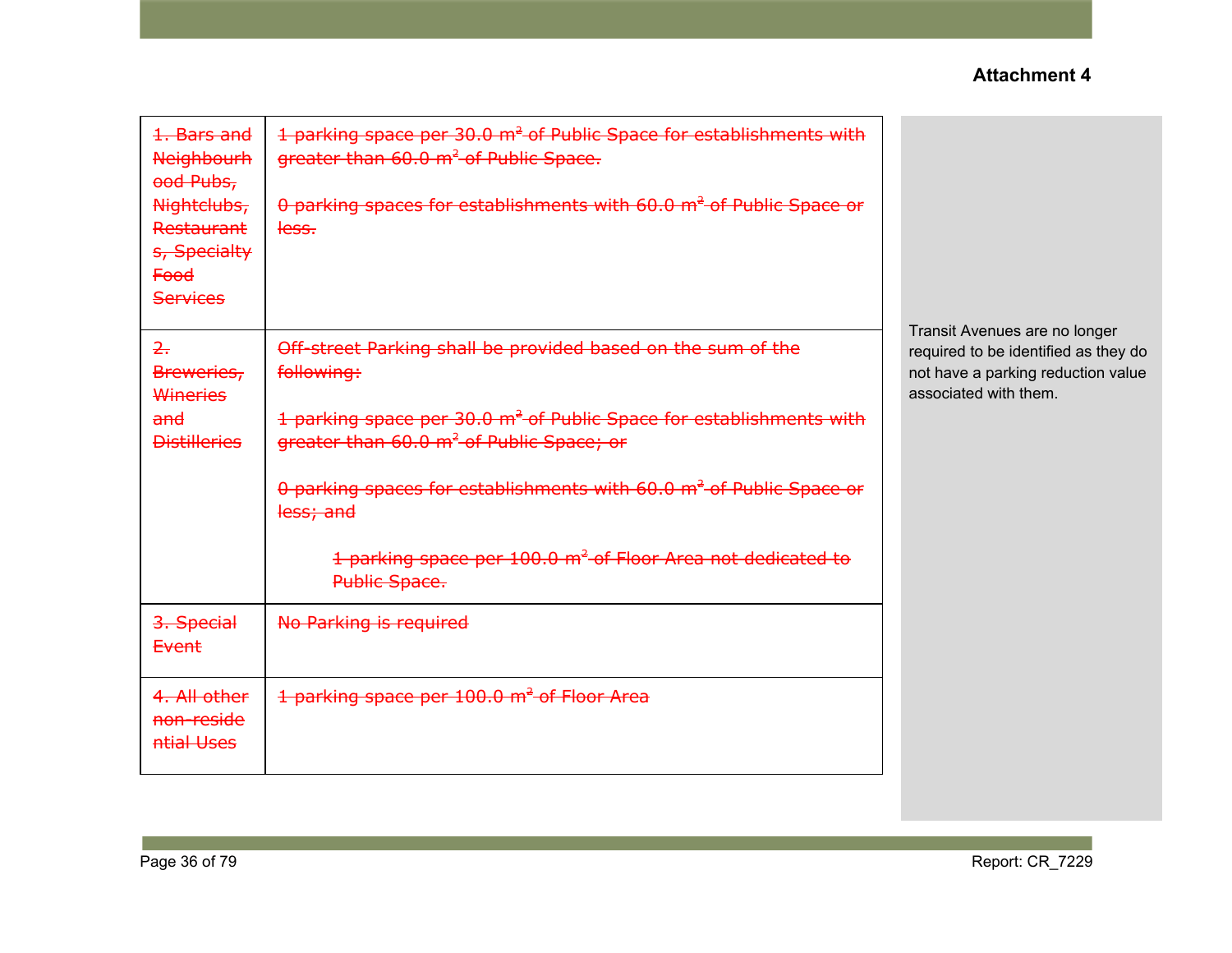**Attachment 4**

| | | |
|---|---|---|
| ~~1. Bars and Neighbourhood Pubs, Nightclubs, Restaurants, Specialty Food Services~~ | ~~1 parking space per 30.0 m$^2$ of Public Space for establishments with greater than 60.0 m$^2$ of Public Space.~~<br><br>~~0 parking spaces for establishments with 60.0 m$^2$ of Public Space or less.~~ | Transit Avenues are no longer required to be identified as they do not have a parking reduction value associated with them. |
| ~~2. Breweries, Wineries and Distilleries~~ | ~~Off-street Parking shall be provided based on the sum of the following:~~<br><br>~~1 parking space per 30.0 m$^2$ of Public Space for establishments with greater than 60.0 m$^2$ of Public Space; or~~<br><br>~~0 parking spaces for establishments with 60.0 m$^2$ of Public Space or less; and~~<br><br>~~1 parking space per 100.0 m$^2$ of Floor Area not dedicated to Public Space.~~ | |
| ~~3. Special Event~~ | ~~No Parking is required~~ | |
| ~~4. All other non-residential Uses~~ | ~~1 parking space per 100.0 m$^2$ of Floor Area~~ | |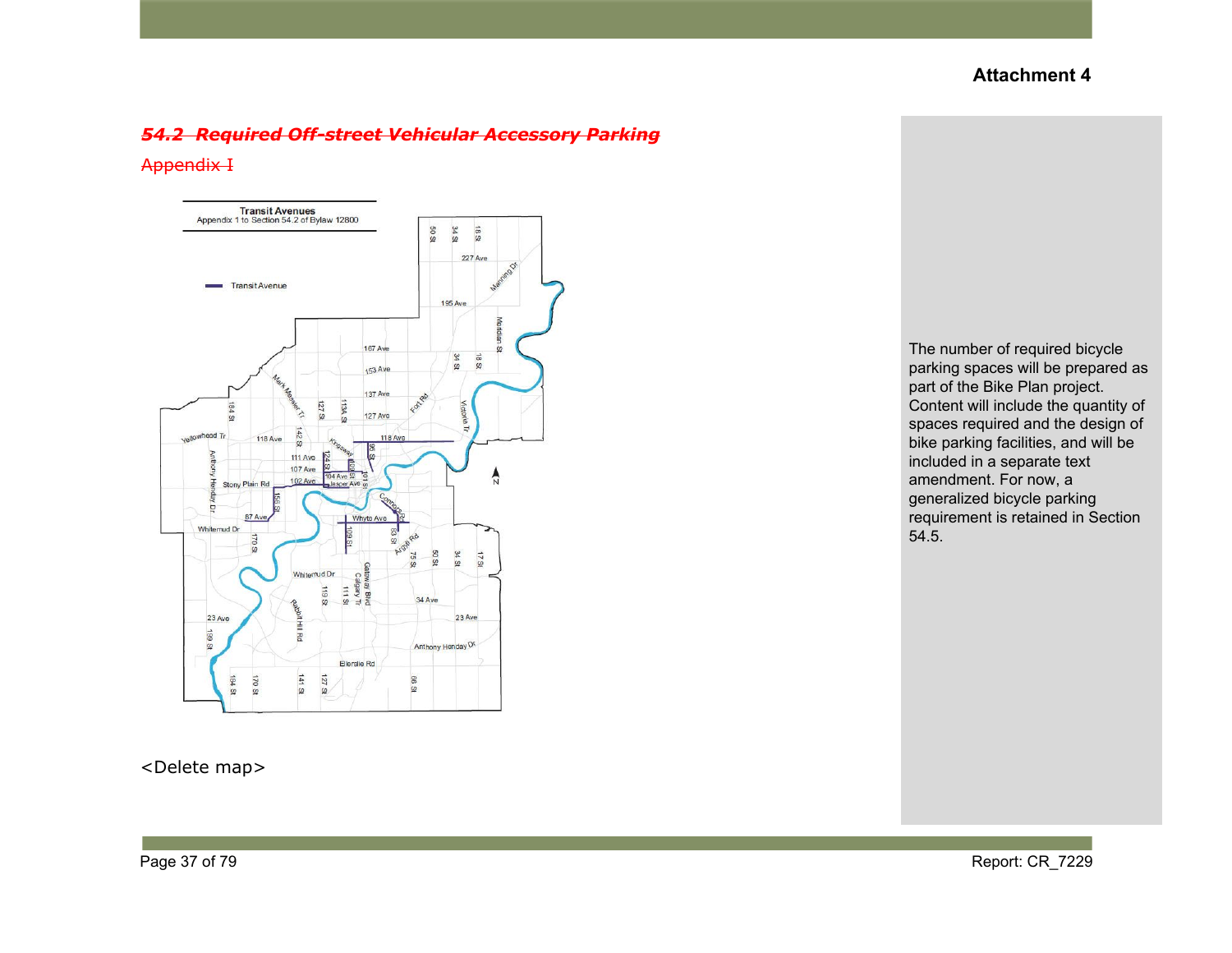**Attachment 4**

## ~~*54.2 Required Off-street Vehicular Accessory Parking*~~

~~Appendix I~~

Transit Avenues
Appendix 1 to Section 54.2 of Bylaw 12800

Transit Avenue

<Delete map>

The number of required bicycle parking spaces will be prepared as part of the Bike Plan project. Content will include the quantity of spaces required and the design of bike parking facilities, and will be included in a separate text amendment. For now, a generalized bicycle parking requirement is retained in Section 54.5.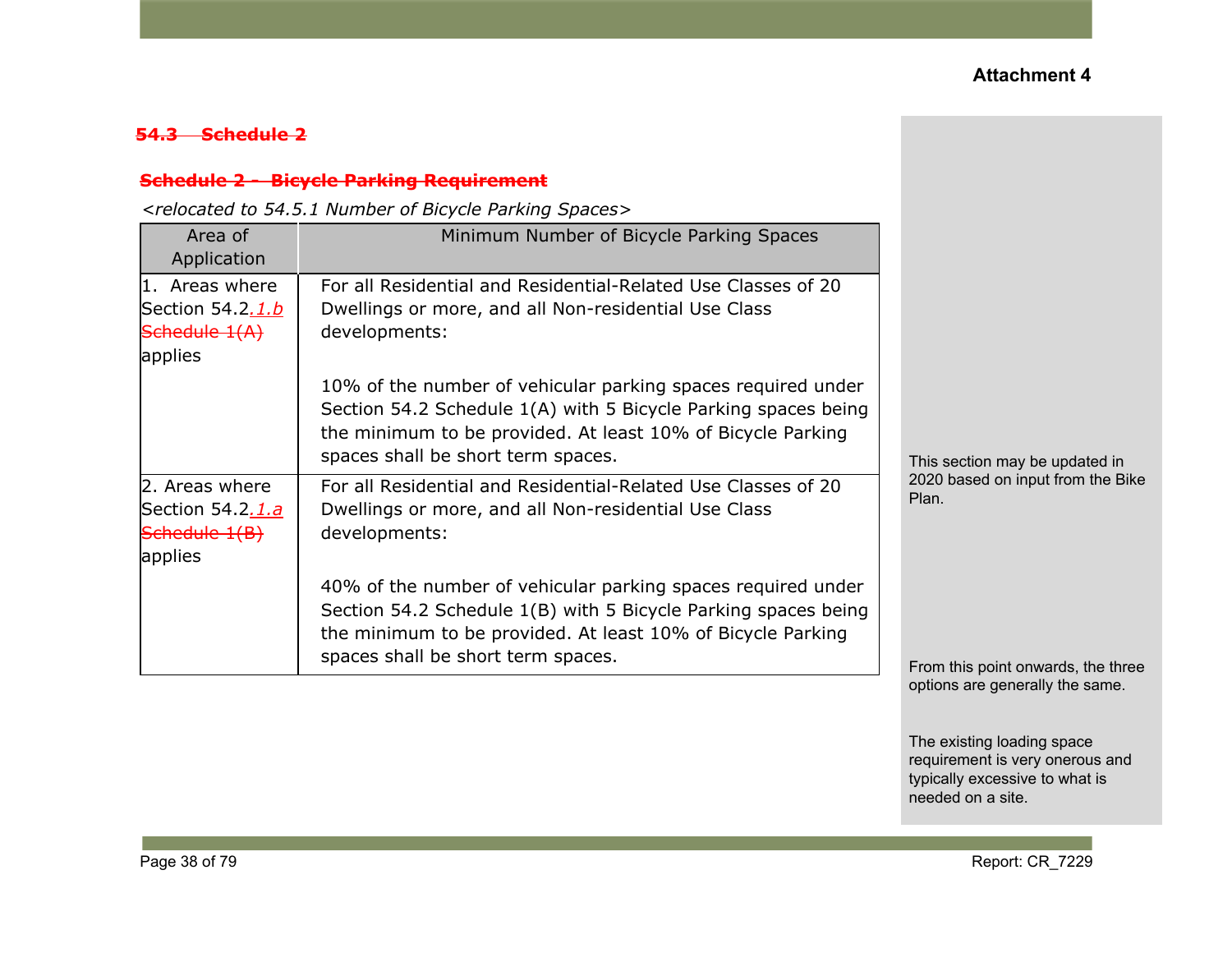Attachment 4

## ~~54.3 Schedule 2~~

### ~~Schedule 2 – Bicycle Parking Requirement~~

*<relocated to 54.5.1 Number of Bicycle Parking Spaces>*

| Area of Application | Minimum Number of Bicycle Parking Spaces |
|---|---|
| 1. Areas where Section 54.2*.1.b* ~~Schedule 1(A)~~ applies | For all Residential and Residential-Related Use Classes of 20 Dwellings or more, and all Non-residential Use Class developments:<br><br>10% of the number of vehicular parking spaces required under Section 54.2 Schedule 1(A) with 5 Bicycle Parking spaces being the minimum to be provided. At least 10% of Bicycle Parking spaces shall be short term spaces. |
| 2. Areas where Section 54.2*.1.a* ~~Schedule 1(B)~~ applies | For all Residential and Residential-Related Use Classes of 20 Dwellings or more, and all Non-residential Use Class developments:<br><br>40% of the number of vehicular parking spaces required under Section 54.2 Schedule 1(B) with 5 Bicycle Parking spaces being the minimum to be provided. At least 10% of Bicycle Parking spaces shall be short term spaces. |

This section may be updated in 2020 based on input from the Bike Plan.

From this point onwards, the three options are generally the same.

The existing loading space requirement is very onerous and typically excessive to what is needed on a site.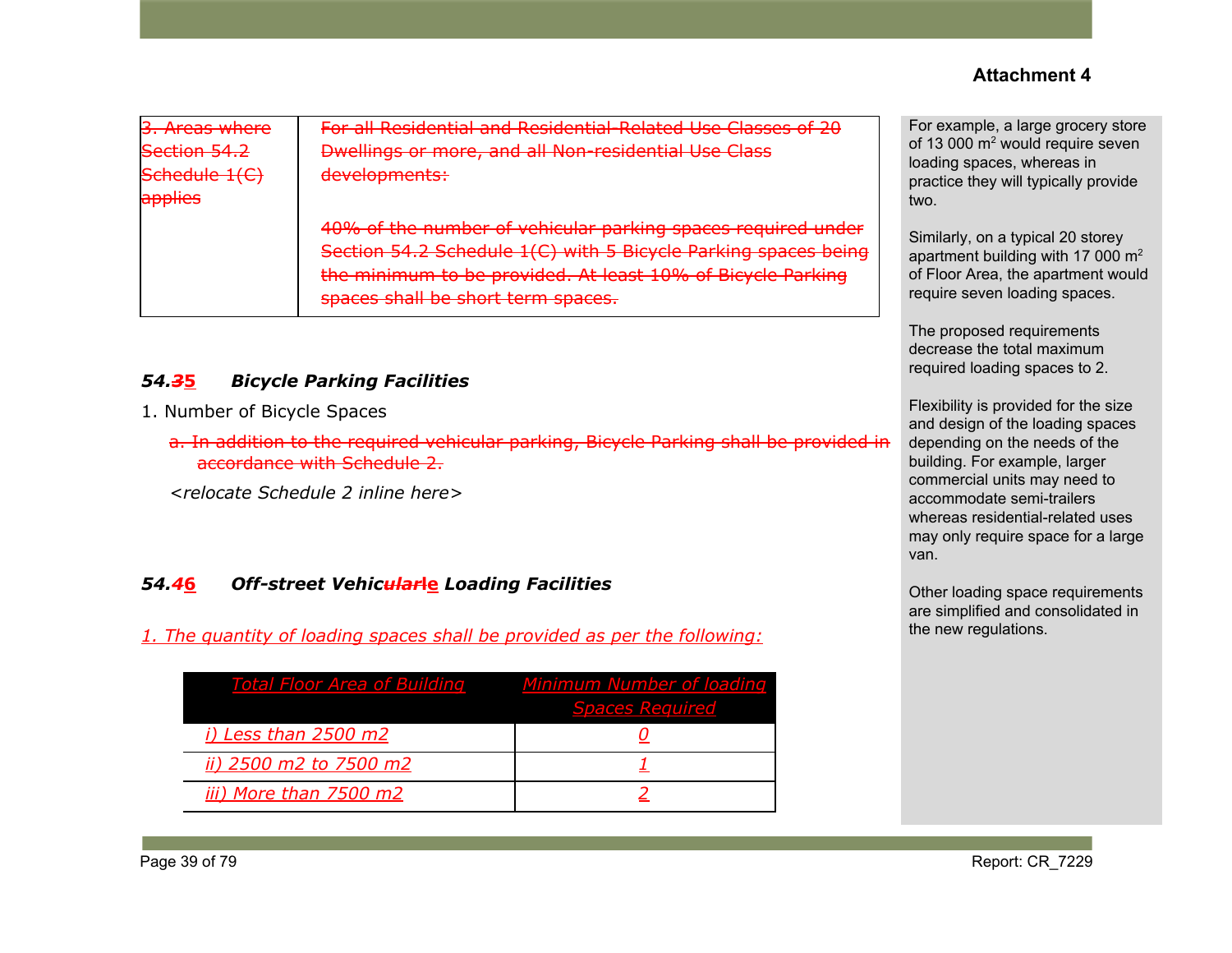**Attachment 4**

| ~~3. Areas where Section 54.2 Schedule 1(C) applies~~ | ~~For all Residential and Residential-Related Use Classes of 20 Dwellings or more, and all Non-residential Use Class developments:~~<br><br>~~40% of the number of vehicular parking spaces required under Section 54.2 Schedule 1(C) with 5 Bicycle Parking spaces being the minimum to be provided. At least 10% of Bicycle Parking spaces shall be short term spaces.~~ |
|---|---|

### *54.~~3~~5 Bicycle Parking Facilities*

1. Number of Bicycle Spaces

   ~~a. In addition to the required vehicular parking, Bicycle Parking shall be provided in accordance with Schedule 2.~~

   *<relocate Schedule 2 inline here>*

### *54.~~4~~6 Off-street Vehic~~ular~~le Loading Facilities*

*1. The quantity of loading spaces shall be provided as per the following:*

| *Total Floor Area of Building* | *Minimum Number of loading Spaces Required* |
|---|---|
| *i) Less than 2500 m2* | *0* |
| *ii) 2500 m2 to 7500 m2* | *1* |
| *iii) More than 7500 m2* | *2* |

For example, a large grocery store of 13 000 m$^2$ would require seven loading spaces, whereas in practice they will typically provide two.

Similarly, on a typical 20 storey apartment building with 17 000 m$^2$ of Floor Area, the apartment would require seven loading spaces.

The proposed requirements decrease the total maximum required loading spaces to 2.

Flexibility is provided for the size and design of the loading spaces depending on the needs of the building. For example, larger commercial units may need to accommodate semi-trailers whereas residential-related uses may only require space for a large van.

Other loading space requirements are simplified and consolidated in the new regulations.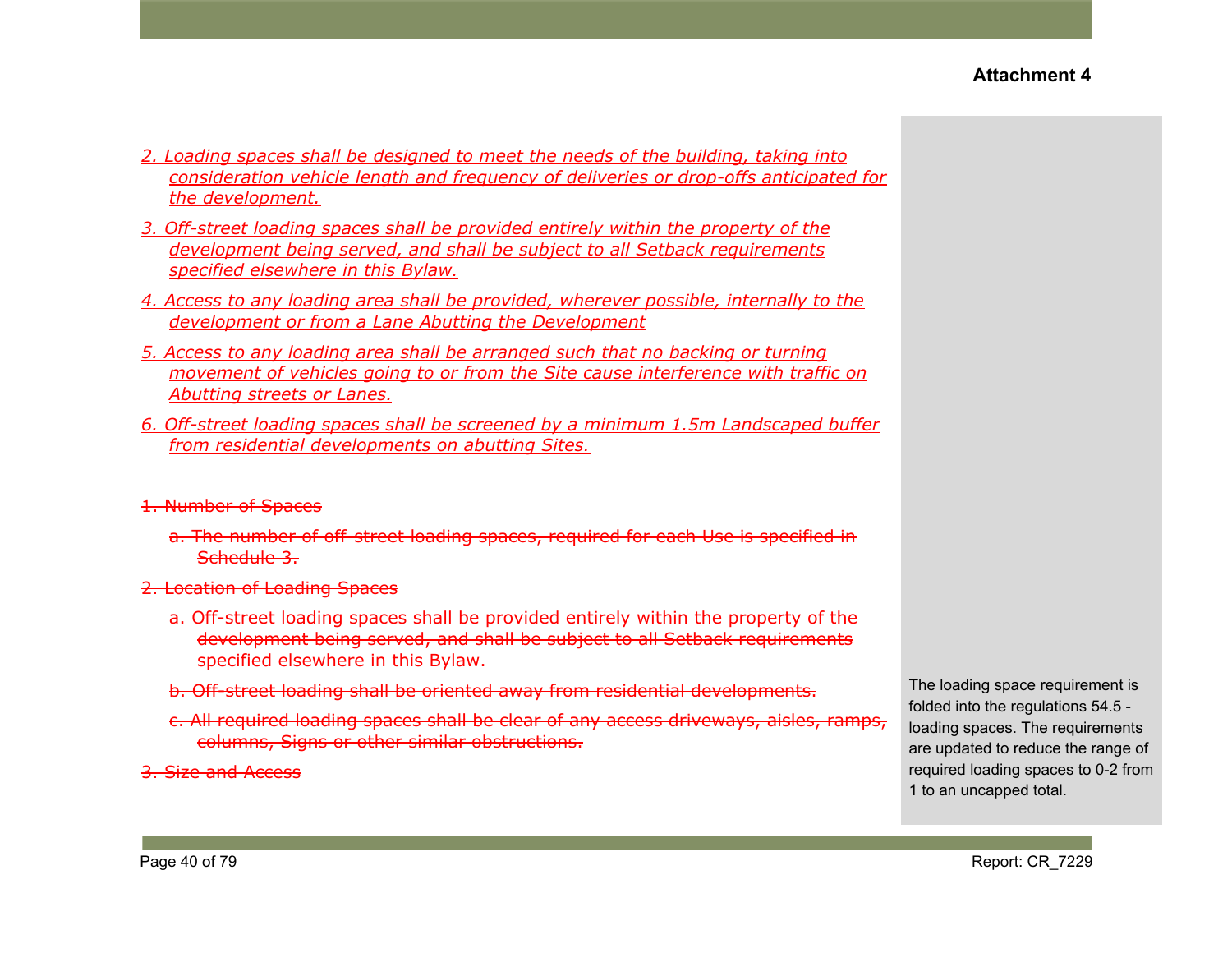**Attachment 4**

2. Loading spaces shall be designed to meet the needs of the building, taking into consideration vehicle length and frequency of deliveries or drop-offs anticipated for the development.

3. Off-street loading spaces shall be provided entirely within the property of the development being served, and shall be subject to all Setback requirements specified elsewhere in this Bylaw.

4. Access to any loading area shall be provided, wherever possible, internally to the development or from a Lane Abutting the Development

5. Access to any loading area shall be arranged such that no backing or turning movement of vehicles going to or from the Site cause interference with traffic on Abutting streets or Lanes.

6. Off-street loading spaces shall be screened by a minimum 1.5m Landscaped buffer from residential developments on abutting Sites.

~~1. Number of Spaces~~

~~a. The number of off-street loading spaces, required for each Use is specified in Schedule 3.~~

~~2. Location of Loading Spaces~~

~~a. Off-street loading spaces shall be provided entirely within the property of the development being served, and shall be subject to all Setback requirements specified elsewhere in this Bylaw.~~

~~b. Off-street loading shall be oriented away from residential developments.~~

~~c. All required loading spaces shall be clear of any access driveways, aisles, ramps, columns, Signs or other similar obstructions.~~

~~3. Size and Access~~

The loading space requirement is folded into the regulations 54.5 - loading spaces. The requirements are updated to reduce the range of required loading spaces to 0-2 from 1 to an uncapped total.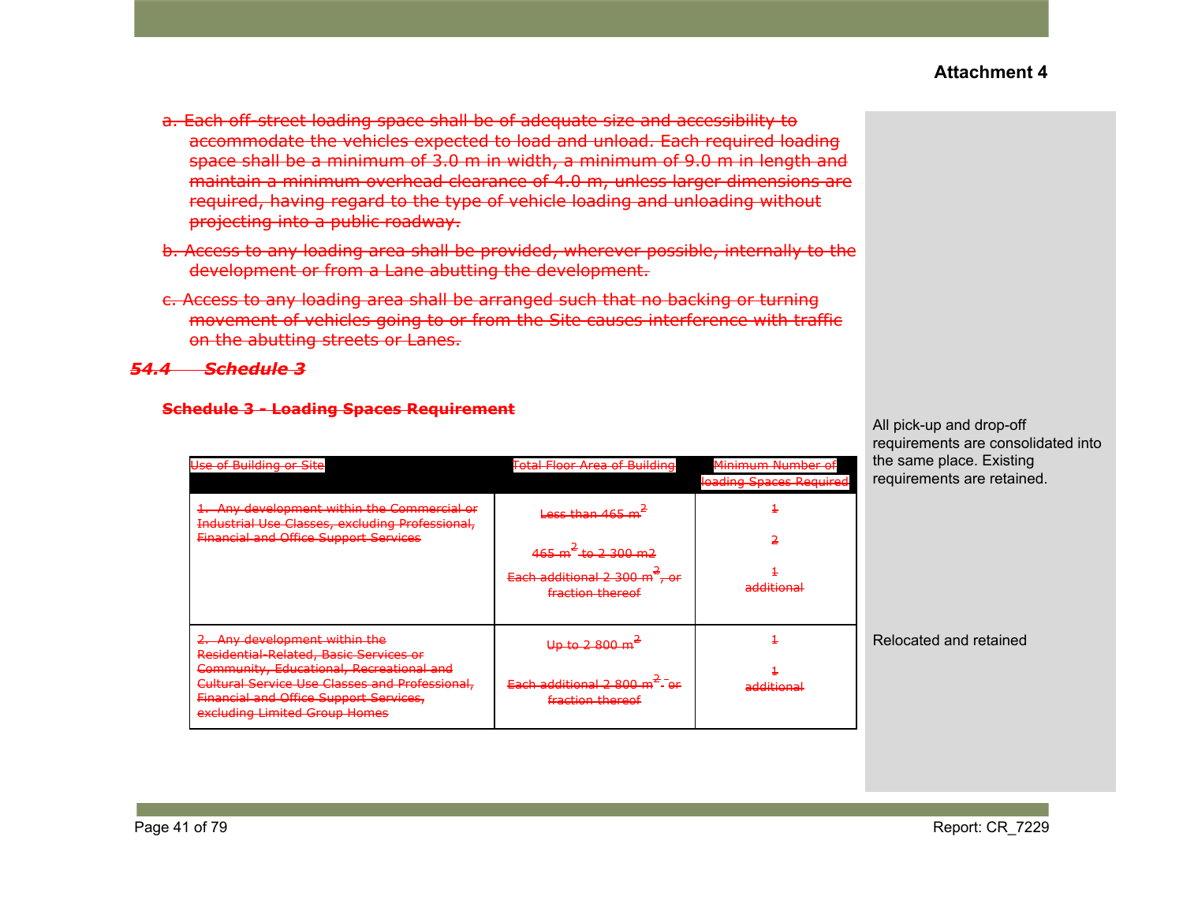**Attachment 4**

~~a. Each off-street loading space shall be of adequate size and accessibility to accommodate the vehicles expected to load and unload. Each required loading space shall be a minimum of 3.0 m in width, a minimum of 9.0 m in length and maintain a minimum overhead clearance of 4.0 m, unless larger dimensions are required, having regard to the type of vehicle loading and unloading without projecting into a public roadway.~~

~~b. Access to any loading area shall be provided, wherever possible, internally to the development or from a Lane abutting the development.~~

~~c. Access to any loading area shall be arranged such that no backing or turning movement of vehicles going to or from the Site causes interference with traffic on the abutting streets or Lanes.~~

### ~~*54.4 Schedule 3*~~

**~~Schedule 3 - Loading Spaces Requirement~~**

All pick-up and drop-off requirements are consolidated into the same place. Existing requirements are retained.

| ~~Use of Building or Site~~ | ~~Total Floor Area of Building~~ | ~~Minimum Number of loading Spaces Required~~ |
|---|---|---|
| ~~1. Any development within the Commercial or Industrial Use Classes, excluding Professional, Financial and Office Support Services~~ | ~~Less than 465 $m^2$~~<br>~~465 $m^2$ to 2 300 m2~~<br>~~Each additional 2 300 $m^2$, or fraction thereof~~ | ~~1~~<br>~~2~~<br>~~1 additional~~ |
| ~~2. Any development within the Residential-Related, Basic Services or Community, Educational, Recreational and Cultural Service Use Classes and Professional, Financial and Office Support Services, excluding Limited Group Homes~~ | ~~Up to 2 800 $m^2$~~<br>~~Each additional 2 800 $m^2$, or fraction thereof~~ | ~~1~~<br>~~1 additional~~ |

Relocated and retained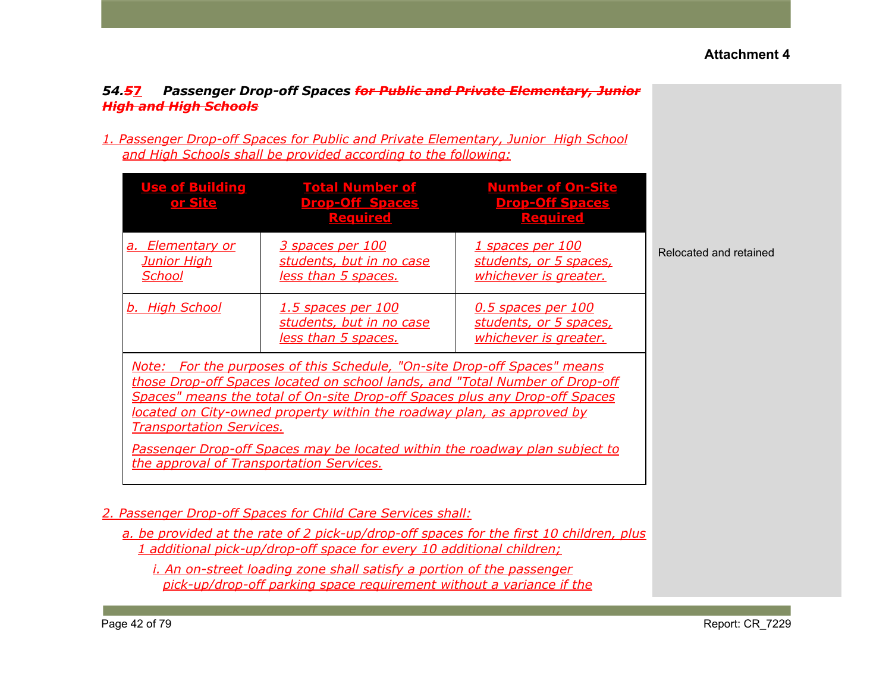**Attachment 4**

### *54.~~57~~ Passenger Drop-off Spaces ~~for Public and Private Elementary, Junior High and High Schools~~*

*1. Passenger Drop-off Spaces for Public and Private Elementary, Junior High School and High Schools shall be provided according to the following:*

| **Use of Building or Site** | **Total Number of Drop-Off Spaces Required** | **Number of On-Site Drop-Off Spaces Required** |
|---|---|---|
| *a. Elementary or Junior High School* | *3 spaces per 100 students, but in no case less than 5 spaces.* | *1 spaces per 100 students, or 5 spaces, whichever is greater.* |
| *b. High School* | *1.5 spaces per 100 students, but in no case less than 5 spaces.* | *0.5 spaces per 100 students, or 5 spaces, whichever is greater.* |

*Note: For the purposes of this Schedule, "On-site Drop-off Spaces" means those Drop-off Spaces located on school lands, and "Total Number of Drop-off Spaces" means the total of On-site Drop-off Spaces plus any Drop-off Spaces located on City-owned property within the roadway plan, as approved by Transportation Services.*

*Passenger Drop-off Spaces may be located within the roadway plan subject to the approval of Transportation Services.*

Relocated and retained

*2. Passenger Drop-off Spaces for Child Care Services shall:*

*a. be provided at the rate of 2 pick-up/drop-off spaces for the first 10 children, plus 1 additional pick-up/drop-off space for every 10 additional children;*

*i. An on-street loading zone shall satisfy a portion of the passenger pick-up/drop-off parking space requirement without a variance if the*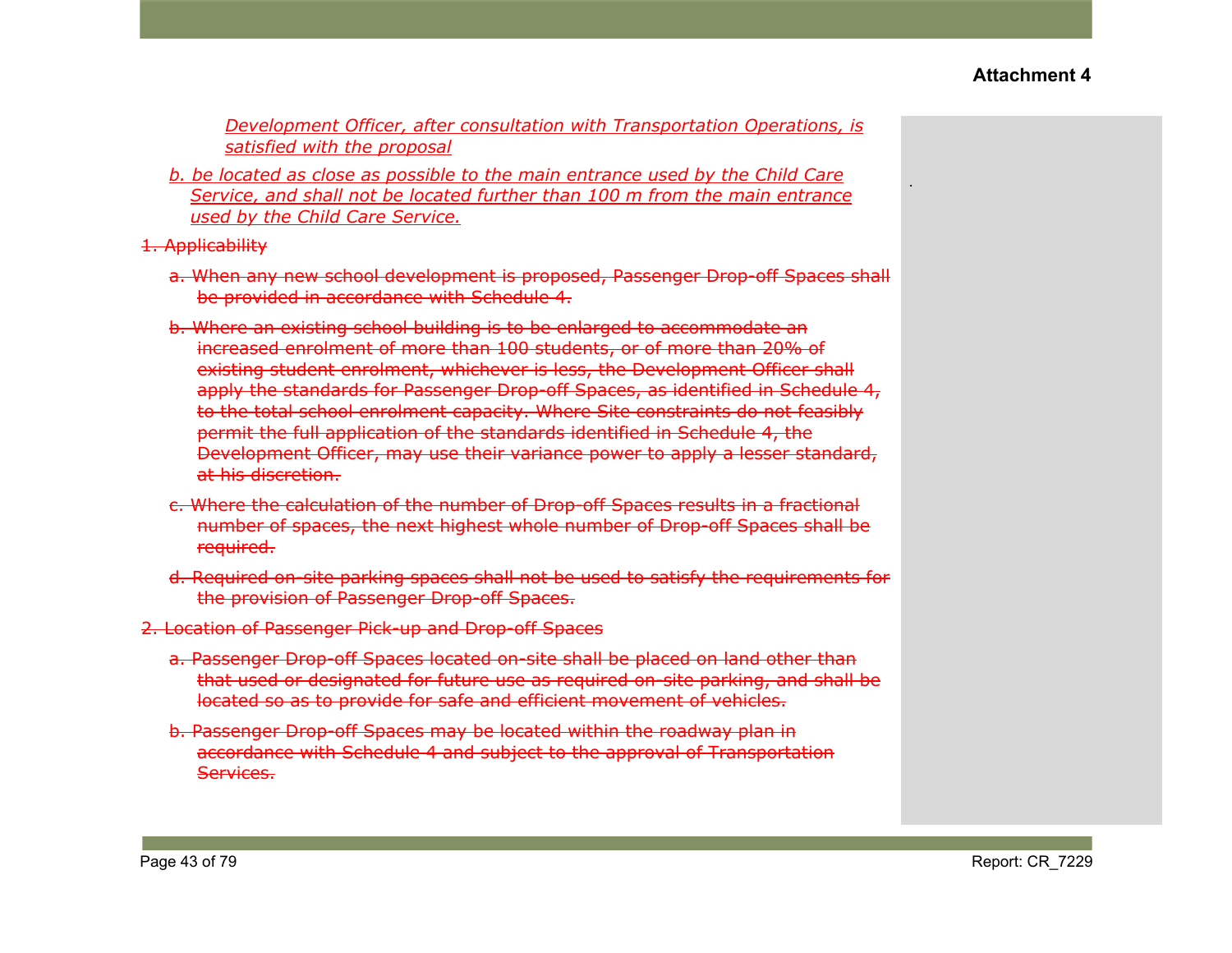_Development Officer, after consultation with Transportation Operations, is satisfied with the proposal_

_b. be located as close as possible to the main entrance used by the Child Care Service, and shall not be located further than 100 m from the main entrance used by the Child Care Service._

~~1. Applicability~~

~~a. When any new school development is proposed, Passenger Drop-off Spaces shall be provided in accordance with Schedule 4.~~

~~b. Where an existing school building is to be enlarged to accommodate an increased enrolment of more than 100 students, or of more than 20% of existing student enrolment, whichever is less, the Development Officer shall apply the standards for Passenger Drop-off Spaces, as identified in Schedule 4, to the total school enrolment capacity. Where Site constraints do not feasibly permit the full application of the standards identified in Schedule 4, the Development Officer, may use their variance power to apply a lesser standard, at his discretion.~~

~~c. Where the calculation of the number of Drop-off Spaces results in a fractional number of spaces, the next highest whole number of Drop-off Spaces shall be required.~~

~~d. Required on-site parking spaces shall not be used to satisfy the requirements for the provision of Passenger Drop-off Spaces.~~

~~2. Location of Passenger Pick-up and Drop-off Spaces~~

~~a. Passenger Drop-off Spaces located on-site shall be placed on land other than that used or designated for future use as required on-site parking, and shall be located so as to provide for safe and efficient movement of vehicles.~~

~~b. Passenger Drop-off Spaces may be located within the roadway plan in accordance with Schedule 4 and subject to the approval of Transportation Services.~~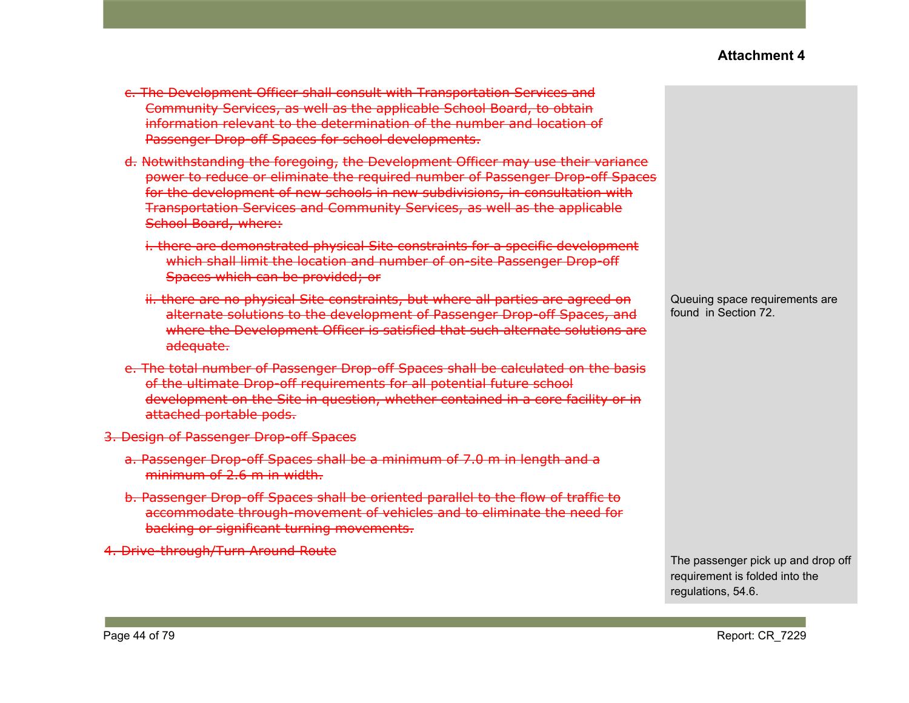**Attachment 4**

~~c. The Development Officer shall consult with Transportation Services and Community Services, as well as the applicable School Board, to obtain information relevant to the determination of the number and location of Passenger Drop-off Spaces for school developments.~~

~~d. Notwithstanding the foregoing, the Development Officer may use their variance power to reduce or eliminate the required number of Passenger Drop-off Spaces for the development of new schools in new subdivisions, in consultation with Transportation Services and Community Services, as well as the applicable School Board, where:~~

~~i. there are demonstrated physical Site constraints for a specific development which shall limit the location and number of on-site Passenger Drop-off Spaces which can be provided; or~~

~~ii. there are no physical Site constraints, but where all parties are agreed on alternate solutions to the development of Passenger Drop-off Spaces, and where the Development Officer is satisfied that such alternate solutions are adequate.~~

~~e. The total number of Passenger Drop-off Spaces shall be calculated on the basis of the ultimate Drop-off requirements for all potential future school development on the Site in question, whether contained in a core facility or in attached portable pods.~~

~~3. Design of Passenger Drop-off Spaces~~

~~a. Passenger Drop-off Spaces shall be a minimum of 7.0 m in length and a minimum of 2.6 m in width.~~

~~b. Passenger Drop-off Spaces shall be oriented parallel to the flow of traffic to accommodate through-movement of vehicles and to eliminate the need for backing or significant turning movements.~~

~~4. Drive-through/Turn Around Route~~

Queuing space requirements are found in Section 72.

The passenger pick up and drop off requirement is folded into the regulations, 54.6.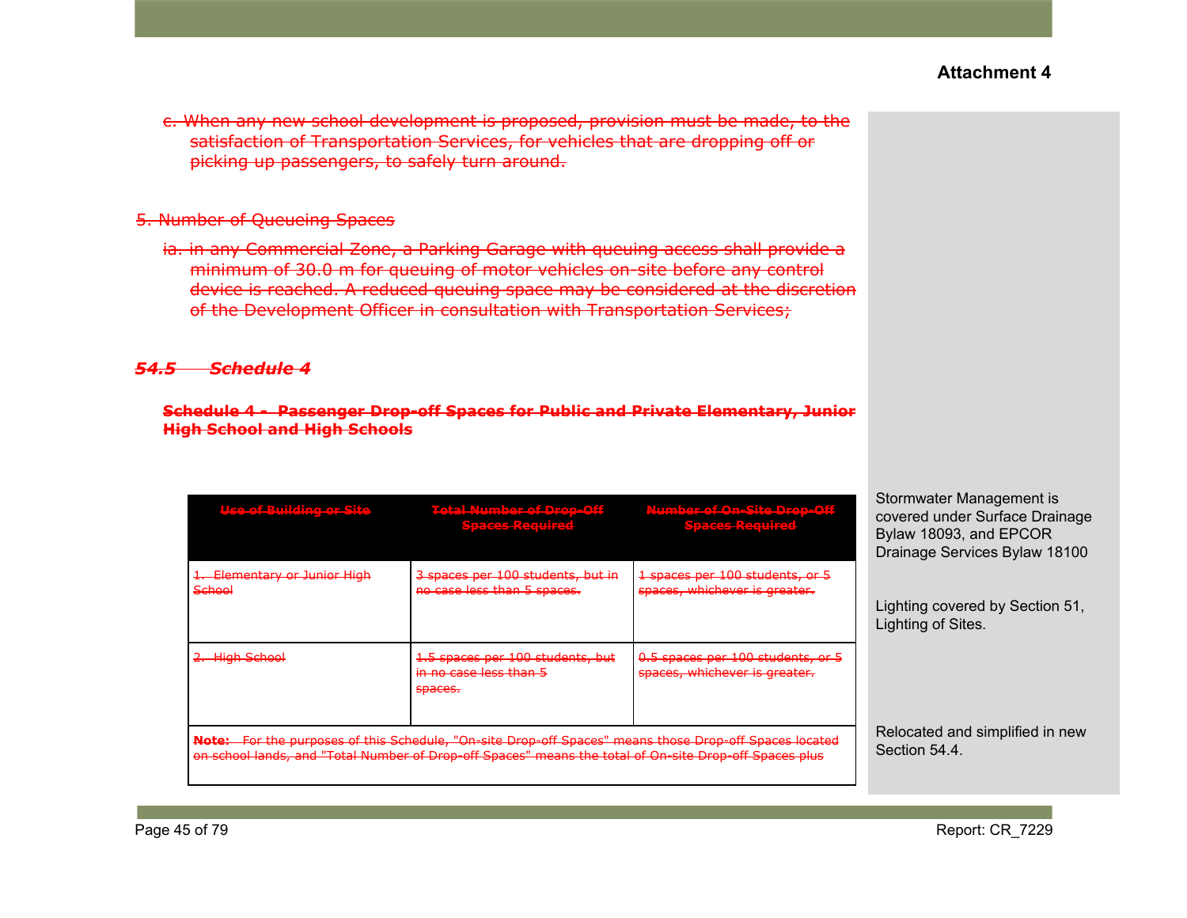**Attachment 4**

~~c. When any new school development is proposed, provision must be made, to the satisfaction of Transportation Services, for vehicles that are dropping off or picking up passengers, to safely turn around.~~

~~5. Number of Queueing Spaces~~

~~ia. in any Commercial Zone, a Parking Garage with queuing access shall provide a minimum of 30.0 m for queuing of motor vehicles on-site before any control device is reached. A reduced queuing space may be considered at the discretion of the Development Officer in consultation with Transportation Services;~~

### ~~*54.5 Schedule 4*~~

**~~Schedule 4 - Passenger Drop-off Spaces for Public and Private Elementary, Junior High School and High Schools~~**

| ~~Use of Building or Site~~ | ~~Total Number of Drop-Off Spaces Required~~ | ~~Number of On-Site Drop-Off Spaces Required~~ |
|---|---|---|
| ~~1. Elementary or Junior High School~~ | ~~3 spaces per 100 students, but in no case less than 5 spaces.~~ | ~~1 spaces per 100 students, or 5 spaces, whichever is greater.~~ |
| ~~2. High School~~ | ~~1.5 spaces per 100 students, but in no case less than 5 spaces.~~ | ~~0.5 spaces per 100 students, or 5 spaces, whichever is greater.~~ |
| ~~**Note:** For the purposes of this Schedule, "On-site Drop-off Spaces" means those Drop-off Spaces located on school lands, and "Total Number of Drop-off Spaces" means the total of On-site Drop-off Spaces plus~~ | | |

Stormwater Management is covered under Surface Drainage Bylaw 18093, and EPCOR Drainage Services Bylaw 18100

Lighting covered by Section 51, Lighting of Sites.

Relocated and simplified in new Section 54.4.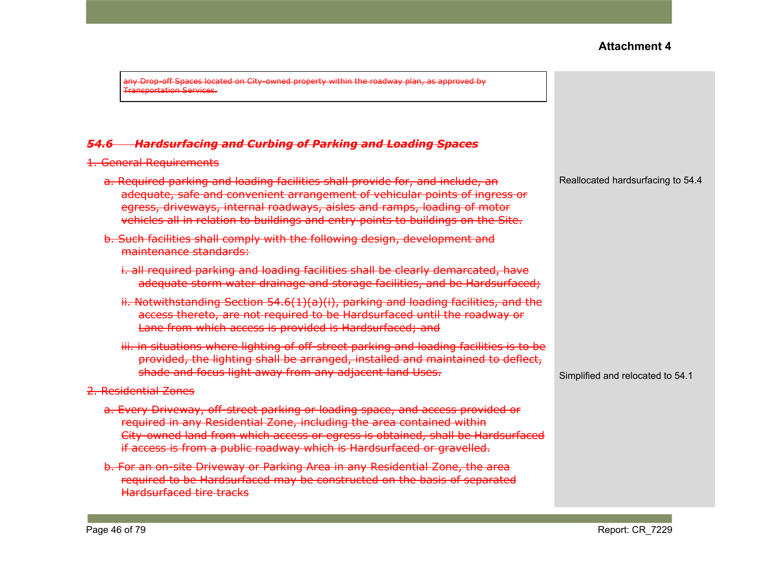**Attachment 4**

~~any Drop-off Spaces located on City-owned property within the roadway plan, as approved by Transportation Services.~~

### ~~*54.6 Hardsurfacing and Curbing of Parking and Loading Spaces*~~

~~1. General Requirements~~

~~a. Required parking and loading facilities shall provide for, and include, an adequate, safe and convenient arrangement of vehicular points of ingress or egress, driveways, internal roadways, aisles and ramps, loading of motor vehicles all in relation to buildings and entry points to buildings on the Site.~~

Reallocated hardsurfacing to 54.4

~~b. Such facilities shall comply with the following design, development and maintenance standards:~~

~~i. all required parking and loading facilities shall be clearly demarcated, have adequate storm water drainage and storage facilities, and be Hardsurfaced;~~

~~ii. Notwithstanding Section 54.6(1)(a)(i), parking and loading facilities, and the access thereto, are not required to be Hardsurfaced until the roadway or Lane from which access is provided is Hardsurfaced; and~~

~~iii. in situations where lighting of off-street parking and loading facilities is to be provided, the lighting shall be arranged, installed and maintained to deflect, shade and focus light away from any adjacent land Uses.~~

Simplified and relocated to 54.1

~~2. Residential Zones~~

~~a. Every Driveway, off-street parking or loading space, and access provided or required in any Residential Zone, including the area contained within City-owned land from which access or egress is obtained, shall be Hardsurfaced if access is from a public roadway which is Hardsurfaced or gravelled.~~

~~b. For an on-site Driveway or Parking Area in any Residential Zone, the area required to be Hardsurfaced may be constructed on the basis of separated Hardsurfaced tire tracks~~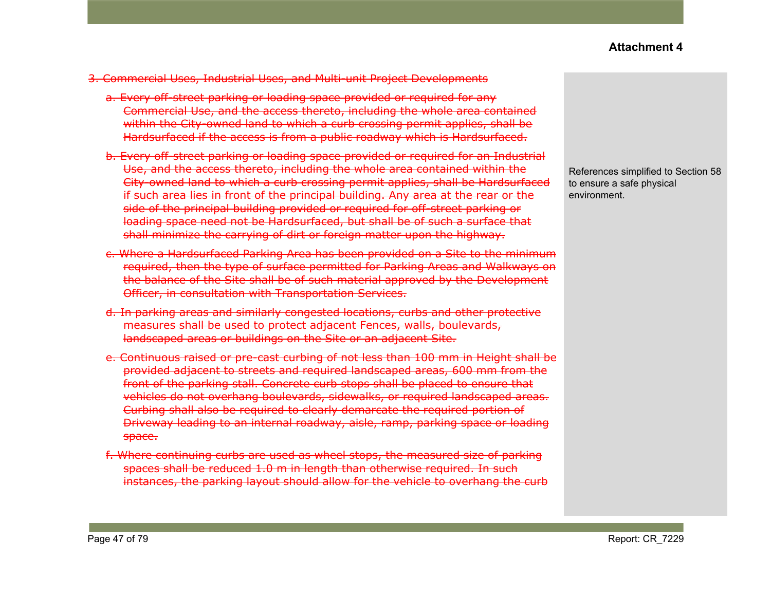**Attachment 4**

~~3. Commercial Uses, Industrial Uses, and Multi-unit Project Developments~~

~~a. Every off-street parking or loading space provided or required for any Commercial Use, and the access thereto, including the whole area contained within the City-owned land to which a curb crossing permit applies, shall be Hardsurfaced if the access is from a public roadway which is Hardsurfaced.~~

~~b. Every off-street parking or loading space provided or required for an Industrial Use, and the access thereto, including the whole area contained within the City-owned land to which a curb crossing permit applies, shall be Hardsurfaced if such area lies in front of the principal building. Any area at the rear or the side of the principal building provided or required for off-street parking or loading space need not be Hardsurfaced, but shall be of such a surface that shall minimize the carrying of dirt or foreign matter upon the highway.~~

~~c. Where a Hardsurfaced Parking Area has been provided on a Site to the minimum required, then the type of surface permitted for Parking Areas and Walkways on the balance of the Site shall be of such material approved by the Development Officer, in consultation with Transportation Services.~~

~~d. In parking areas and similarly congested locations, curbs and other protective measures shall be used to protect adjacent Fences, walls, boulevards, landscaped areas or buildings on the Site or an adjacent Site.~~

~~e. Continuous raised or pre-cast curbing of not less than 100 mm in Height shall be provided adjacent to streets and required landscaped areas, 600 mm from the front of the parking stall. Concrete curb stops shall be placed to ensure that vehicles do not overhang boulevards, sidewalks, or required landscaped areas. Curbing shall also be required to clearly demarcate the required portion of Driveway leading to an internal roadway, aisle, ramp, parking space or loading space.~~

~~f. Where continuing curbs are used as wheel stops, the measured size of parking spaces shall be reduced 1.0 m in length than otherwise required. In such instances, the parking layout should allow for the vehicle to overhang the curb~~

References simplified to Section 58 to ensure a safe physical environment.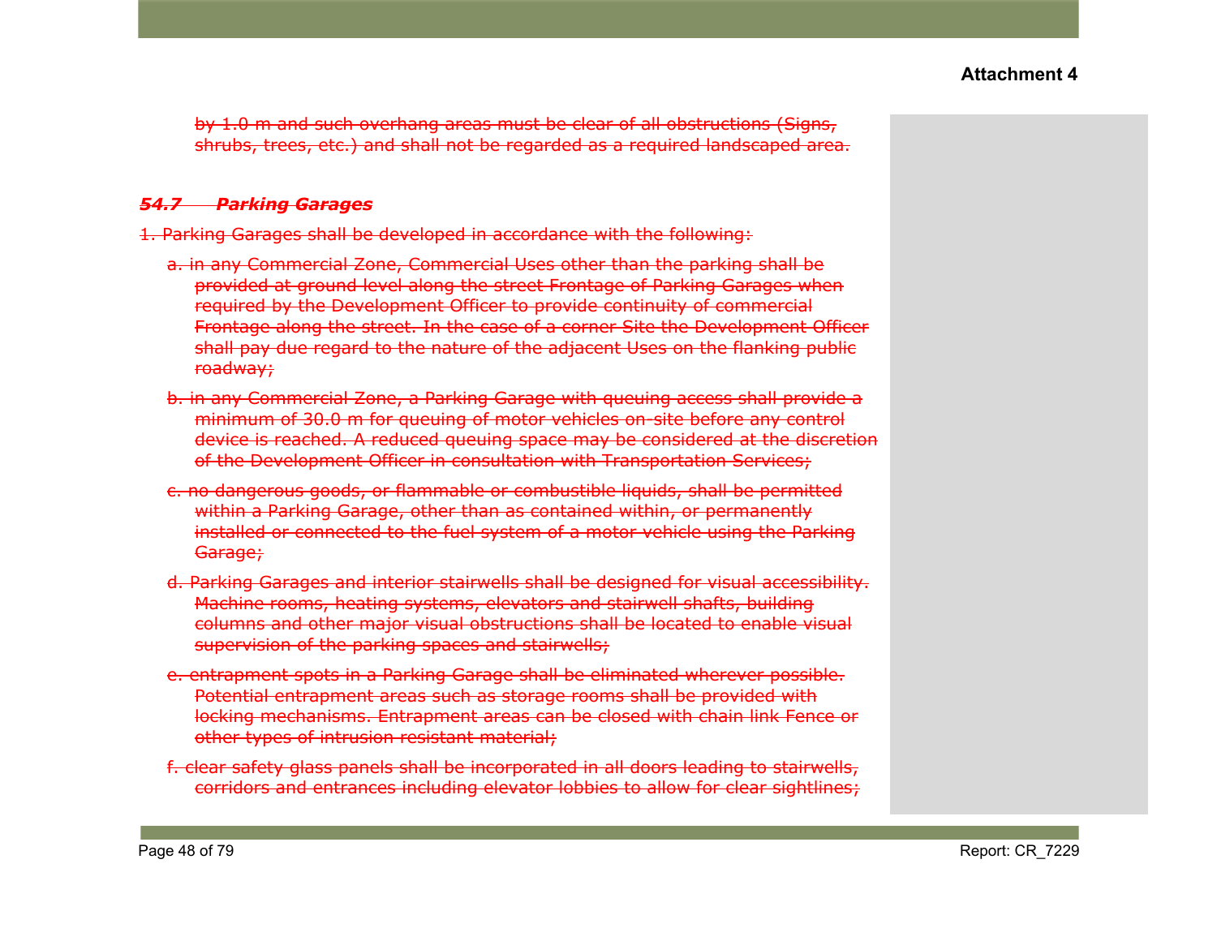~~by 1.0 m and such overhang areas must be clear of all obstructions (Signs, shrubs, trees, etc.) and shall not be regarded as a required landscaped area.~~

### ~~*54.7 Parking Garages*~~

~~1. Parking Garages shall be developed in accordance with the following:~~

- ~~a. in any Commercial Zone, Commercial Uses other than the parking shall be provided at ground level along the street Frontage of Parking Garages when required by the Development Officer to provide continuity of commercial Frontage along the street. In the case of a corner Site the Development Officer shall pay due regard to the nature of the adjacent Uses on the flanking public roadway;~~
- ~~b. in any Commercial Zone, a Parking Garage with queuing access shall provide a minimum of 30.0 m for queuing of motor vehicles on-site before any control device is reached. A reduced queuing space may be considered at the discretion of the Development Officer in consultation with Transportation Services;~~
- ~~c. no dangerous goods, or flammable or combustible liquids, shall be permitted within a Parking Garage, other than as contained within, or permanently installed or connected to the fuel system of a motor vehicle using the Parking Garage;~~
- ~~d. Parking Garages and interior stairwells shall be designed for visual accessibility. Machine rooms, heating systems, elevators and stairwell shafts, building columns and other major visual obstructions shall be located to enable visual supervision of the parking spaces and stairwells;~~
- ~~e. entrapment spots in a Parking Garage shall be eliminated wherever possible. Potential entrapment areas such as storage rooms shall be provided with locking mechanisms. Entrapment areas can be closed with chain link Fence or other types of intrusion resistant material;~~
- ~~f. clear safety glass panels shall be incorporated in all doors leading to stairwells, corridors and entrances including elevator lobbies to allow for clear sightlines;~~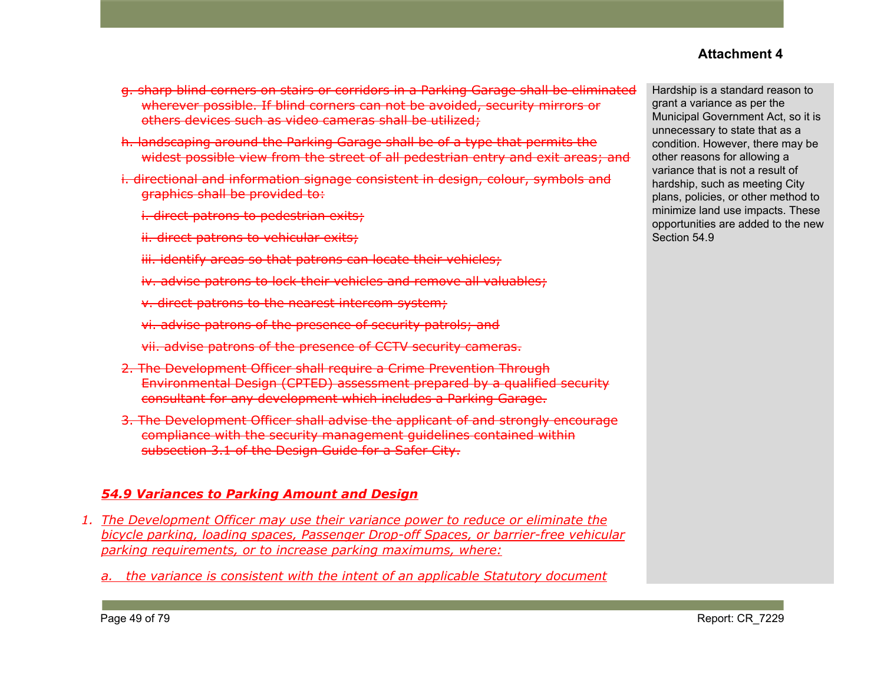~~g. sharp blind corners on stairs or corridors in a Parking Garage shall be eliminated wherever possible. If blind corners can not be avoided, security mirrors or others devices such as video cameras shall be utilized;~~

~~h. landscaping around the Parking Garage shall be of a type that permits the widest possible view from the street of all pedestrian entry and exit areas; and~~

~~i. directional and information signage consistent in design, colour, symbols and graphics shall be provided to:~~

~~i. direct patrons to pedestrian exits;~~

~~ii. direct patrons to vehicular exits;~~

~~iii. identify areas so that patrons can locate their vehicles;~~

~~iv. advise patrons to lock their vehicles and remove all valuables;~~

~~v. direct patrons to the nearest intercom system;~~

~~vi. advise patrons of the presence of security patrols; and~~

~~vii. advise patrons of the presence of CCTV security cameras.~~

~~2. The Development Officer shall require a Crime Prevention Through Environmental Design (CPTED) assessment prepared by a qualified security consultant for any development which includes a Parking Garage.~~

~~3. The Development Officer shall advise the applicant of and strongly encourage compliance with the security management guidelines contained within subsection 3.1 of the Design Guide for a Safer City.~~

***54.9 Variances to Parking Amount and Design***

1. *The Development Officer may use their variance power to reduce or eliminate the bicycle parking, loading spaces, Passenger Drop-off Spaces, or barrier-free vehicular parking requirements, or to increase parking maximums, where:*

   a. *the variance is consistent with the intent of an applicable Statutory document*

> Hardship is a standard reason to grant a variance as per the Municipal Government Act, so it is unnecessary to state that as a condition. However, there may be other reasons for allowing a variance that is not a result of hardship, such as meeting City plans, policies, or other method to minimize land use impacts. These opportunities are added to the new Section 54.9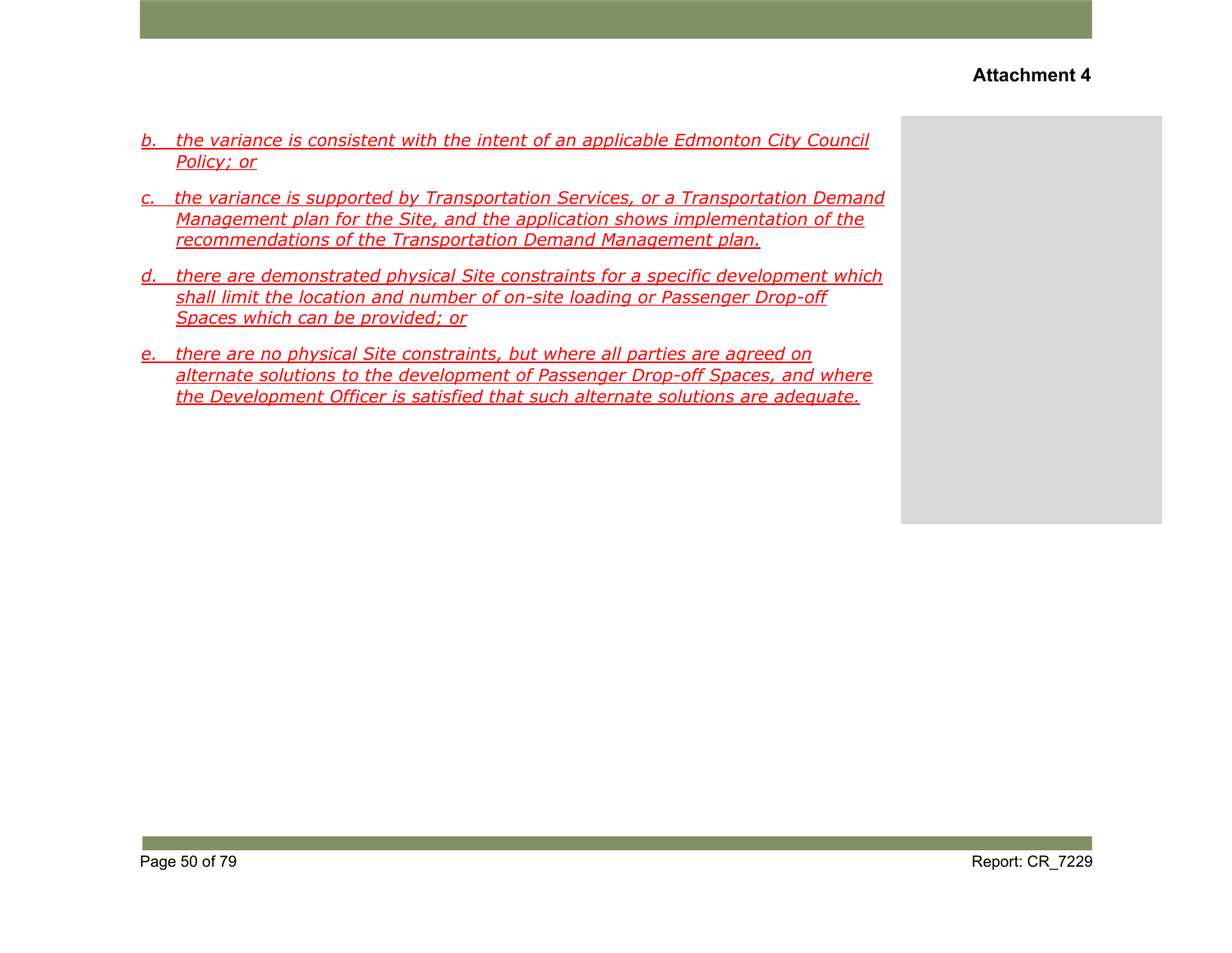**Attachment 4**

*b. the variance is consistent with the intent of an applicable Edmonton City Council Policy; or*

*c. the variance is supported by Transportation Services, or a Transportation Demand Management plan for the Site, and the application shows implementation of the recommendations of the Transportation Demand Management plan.*

*d. there are demonstrated physical Site constraints for a specific development which shall limit the location and number of on-site loading or Passenger Drop-off Spaces which can be provided; or*

*e. there are no physical Site constraints, but where all parties are agreed on alternate solutions to the development of Passenger Drop-off Spaces, and where the Development Officer is satisfied that such alternate solutions are adequate.*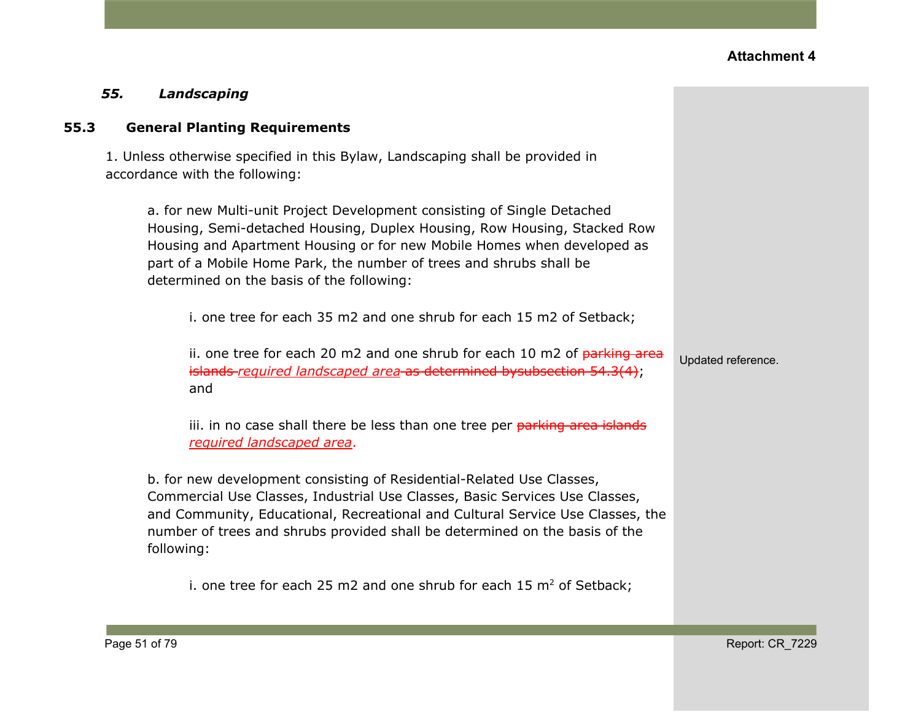**Attachment 4**

### *55. Landscaping*

#### 55.3 General Planting Requirements

1. Unless otherwise specified in this Bylaw, Landscaping shall be provided in accordance with the following:

   a. for new Multi-unit Project Development consisting of Single Detached Housing, Semi-detached Housing, Duplex Housing, Row Housing, Stacked Row Housing and Apartment Housing or for new Mobile Homes when developed as part of a Mobile Home Park, the number of trees and shrubs shall be determined on the basis of the following:

      i. one tree for each 35 m2 and one shrub for each 15 m2 of Setback;

      ii. one tree for each 20 m2 and one shrub for each 10 m2 of ~~parking area islands~~ *required landscaped area* ~~as determined bysubsection 54.3(4)~~; and

      iii. in no case shall there be less than one tree per ~~parking area islands~~ *required landscaped area*.

   b. for new development consisting of Residential-Related Use Classes, Commercial Use Classes, Industrial Use Classes, Basic Services Use Classes, and Community, Educational, Recreational and Cultural Service Use Classes, the number of trees and shrubs provided shall be determined on the basis of the following:

      i. one tree for each 25 m2 and one shrub for each 15 $m^2$ of Setback;

Updated reference.

Report: CR_7229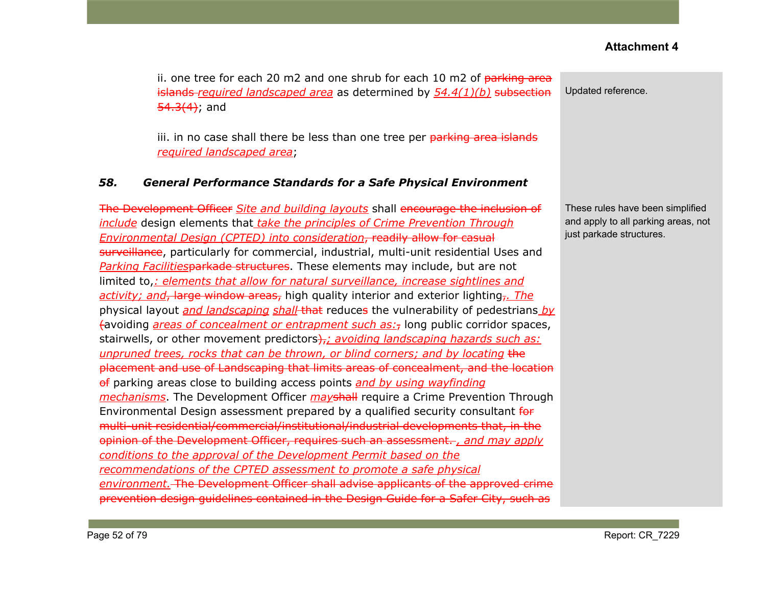ii. one tree for each 20 m2 and one shrub for each 10 m2 of ~~parking area islands~~ *required landscaped area* as determined by *54.4(1)(b)* ~~subsection 54.3(4)~~; and

iii. in no case shall there be less than one tree per ~~parking area islands~~ *required landscaped area*;

> Updated reference.

### *58. General Performance Standards for a Safe Physical Environment*

~~The Development Officer~~ *Site and building layouts* shall ~~encourage the inclusion of~~ *include* design elements that *take the principles of Crime Prevention Through Environmental Design (CPTED) into consideration*~~, readily allow for casual surveillance~~, particularly for commercial, industrial, multi-unit residential Uses and *Parking Facilities*~~parkade structures~~. These elements may include, but are not limited to~~,~~*: elements that allow for natural surveillance, increase sightlines and activity; and*~~, large window areas,~~ high quality interior and exterior lighting~~,~~*. The* physical layout *and landscaping* *shall* ~~that~~ reduce~~s~~ the vulnerability of pedestrians *by* ~~(~~avoiding *areas of concealment or entrapment such as:*~~,~~ long public corridor spaces, stairwells, or other movement predictors~~),~~*; avoiding landscaping hazards such as: unpruned trees, rocks that can be thrown, or blind corners; and by locating* ~~the placement and use of Landscaping that limits areas of concealment, and the location of~~ parking areas close to building access points *and by using wayfinding mechanisms*. The Development Officer *may*~~shall~~ require a Crime Prevention Through Environmental Design assessment prepared by a qualified security consultant ~~for multi-unit residential/commercial/institutional/industrial developments that, in the opinion of the Development Officer, requires such an assessment.~~ *, and may apply conditions to the approval of the Development Permit based on the recommendations of the CPTED assessment to promote a safe physical environment.* ~~The Development Officer shall advise applicants of the approved crime prevention design guidelines contained in the Design Guide for a Safer City, such as~~

> These rules have been simplified and apply to all parking areas, not just parkade structures.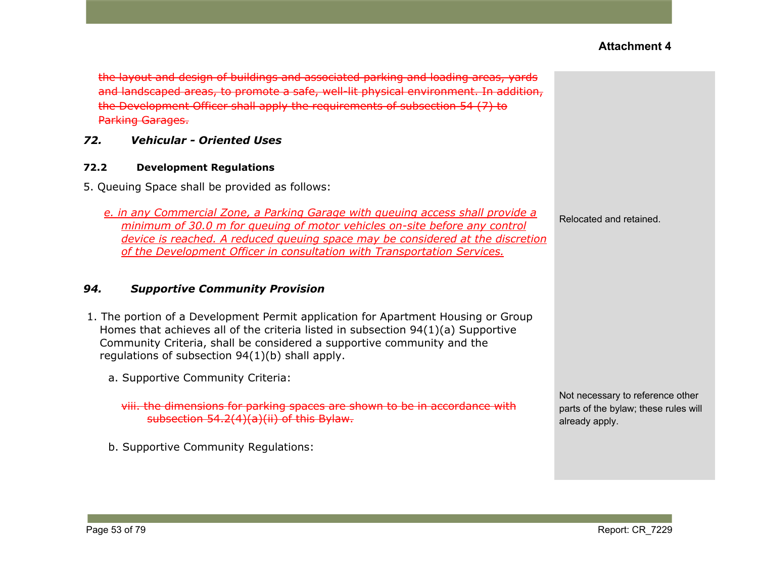**Attachment 4**

~~the layout and design of buildings and associated parking and loading areas, yards and landscaped areas, to promote a safe, well-lit physical environment. In addition, the Development Officer shall apply the requirements of subsection 54 (7) to Parking Garages.~~

### *72. Vehicular - Oriented Uses*

#### 72.2 Development Regulations

5. Queuing Space shall be provided as follows:

   <u>*e. in any Commercial Zone, a Parking Garage with queuing access shall provide a minimum of 30.0 m for queuing of motor vehicles on-site before any control device is reached. A reduced queuing space may be considered at the discretion of the Development Officer in consultation with Transportation Services.*</u>

   Relocated and retained.

### *94. Supportive Community Provision*

1. The portion of a Development Permit application for Apartment Housing or Group Homes that achieves all of the criteria listed in subsection 94(1)(a) Supportive Community Criteria, shall be considered a supportive community and the regulations of subsection 94(1)(b) shall apply.

   a. Supportive Community Criteria:

      ~~viii. the dimensions for parking spaces are shown to be in accordance with subsection 54.2(4)(a)(ii) of this Bylaw.~~

      Not necessary to reference other parts of the bylaw; these rules will already apply.

   b. Supportive Community Regulations: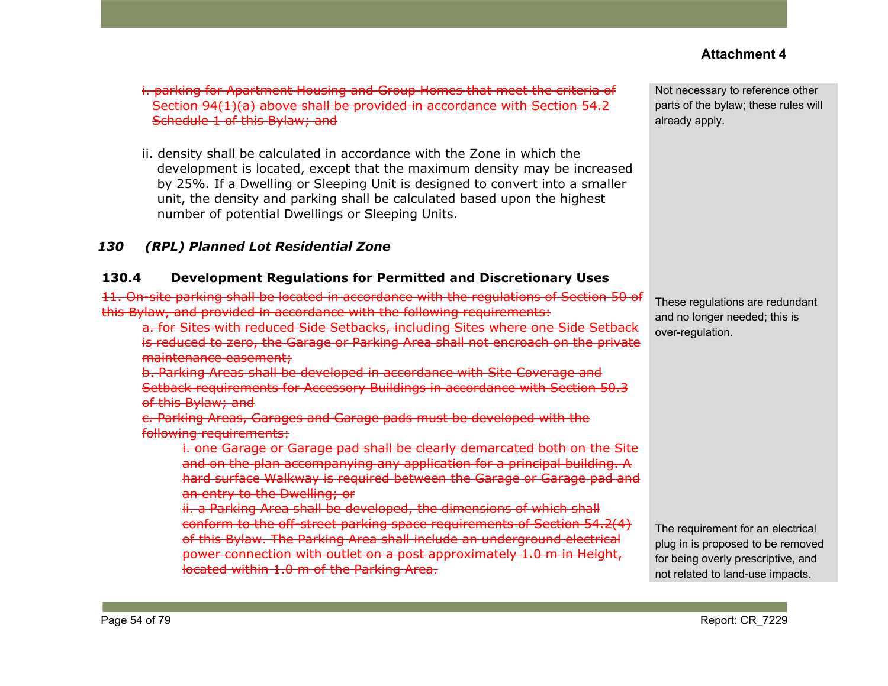**Attachment 4**

~~i. parking for Apartment Housing and Group Homes that meet the criteria of Section 94(1)(a) above shall be provided in accordance with Section 54.2 Schedule 1 of this Bylaw; and~~

> Not necessary to reference other parts of the bylaw; these rules will already apply.

ii. density shall be calculated in accordance with the Zone in which the development is located, except that the maximum density may be increased by 25%. If a Dwelling or Sleeping Unit is designed to convert into a smaller unit, the density and parking shall be calculated based upon the highest number of potential Dwellings or Sleeping Units.

### *130 (RPL) Planned Lot Residential Zone*

#### 130.4 Development Regulations for Permitted and Discretionary Uses

~~11. On-site parking shall be located in accordance with the regulations of Section 50 of this Bylaw, and provided in accordance with the following requirements:~~

> These regulations are redundant and no longer needed; this is over-regulation.

~~a. for Sites with reduced Side Setbacks, including Sites where one Side Setback is reduced to zero, the Garage or Parking Area shall not encroach on the private maintenance easement;~~

~~b. Parking Areas shall be developed in accordance with Site Coverage and Setback requirements for Accessory Buildings in accordance with Section 50.3 of this Bylaw; and~~

~~c. Parking Areas, Garages and Garage pads must be developed with the following requirements:~~

~~i. one Garage or Garage pad shall be clearly demarcated both on the Site and on the plan accompanying any application for a principal building. A hard surface Walkway is required between the Garage or Garage pad and an entry to the Dwelling; or~~

~~ii. a Parking Area shall be developed, the dimensions of which shall conform to the off-street parking space requirements of Section 54.2(4) of this Bylaw. The Parking Area shall include an underground electrical power connection with outlet on a post approximately 1.0 m in Height, located within 1.0 m of the Parking Area.~~

> The requirement for an electrical plug in is proposed to be removed for being overly prescriptive, and not related to land-use impacts.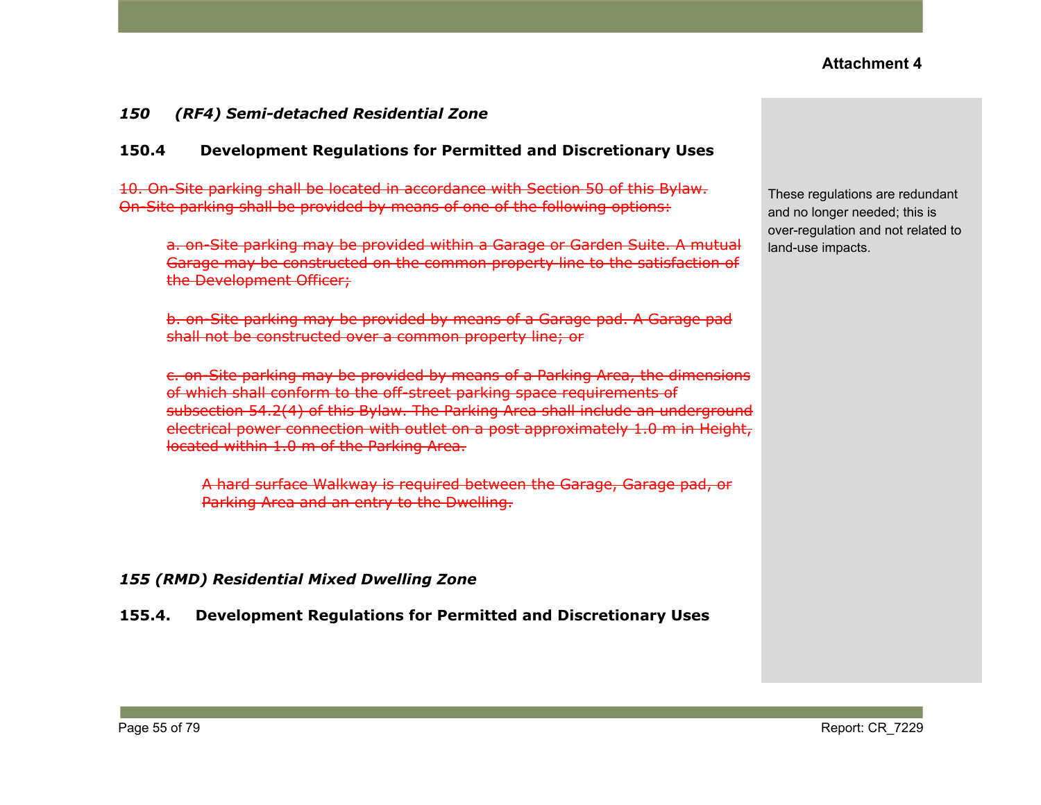**Attachment 4**

### *150 (RF4) Semi-detached Residential Zone*

#### 150.4 Development Regulations for Permitted and Discretionary Uses

~~10. On-Site parking shall be located in accordance with Section 50 of this Bylaw. On-Site parking shall be provided by means of one of the following options:~~

> ~~a. on-Site parking may be provided within a Garage or Garden Suite. A mutual Garage may be constructed on the common property line to the satisfaction of the Development Officer;~~
>
> ~~b. on-Site parking may be provided by means of a Garage pad. A Garage pad shall not be constructed over a common property line; or~~
>
> ~~c. on-Site parking may be provided by means of a Parking Area, the dimensions of which shall conform to the off-street parking space requirements of subsection 54.2(4) of this Bylaw. The Parking Area shall include an underground electrical power connection with outlet on a post approximately 1.0 m in Height, located within 1.0 m of the Parking Area.~~
>
> > ~~A hard surface Walkway is required between the Garage, Garage pad, or Parking Area and an entry to the Dwelling.~~

These regulations are redundant and no longer needed; this is over-regulation and not related to land-use impacts.

### *155 (RMD) Residential Mixed Dwelling Zone*

#### 155.4. Development Regulations for Permitted and Discretionary Uses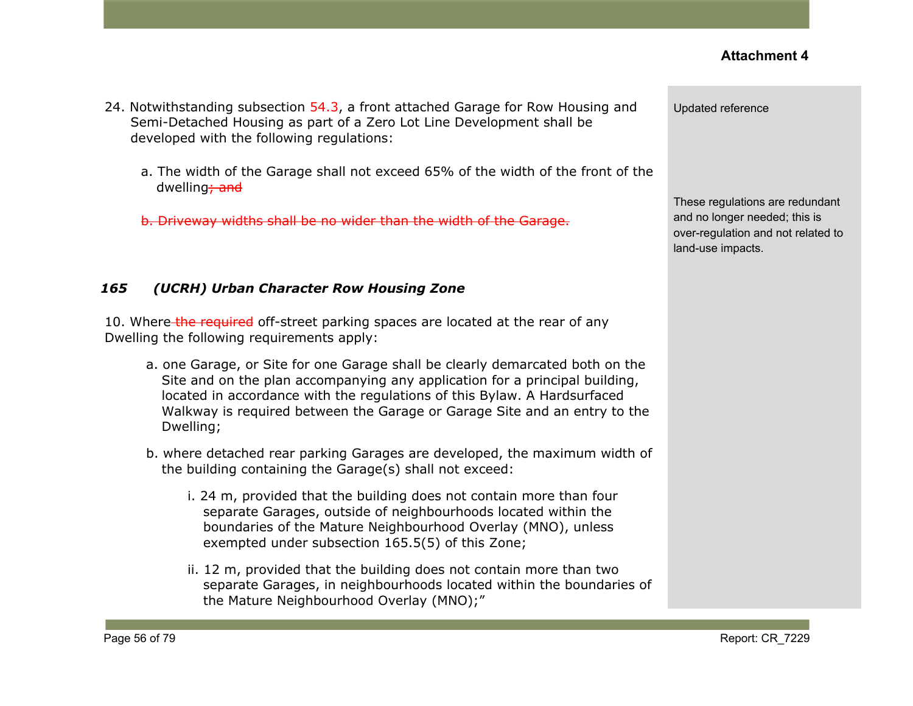**Attachment 4**

24. Notwithstanding subsection 54.3, a front attached Garage for Row Housing and Semi-Detached Housing as part of a Zero Lot Line Development shall be developed with the following regulations:

    a. The width of the Garage shall not exceed 65% of the width of the front of the dwelling~~; and~~

    ~~b. Driveway widths shall be no wider than the width of the Garage.~~

*Updated reference*

*These regulations are redundant and no longer needed; this is over-regulation and not related to land-use impacts.*

### *165 (UCRH) Urban Character Row Housing Zone*

10. Where ~~the required~~ off-street parking spaces are located at the rear of any Dwelling the following requirements apply:

    a. one Garage, or Site for one Garage shall be clearly demarcated both on the Site and on the plan accompanying any application for a principal building, located in accordance with the regulations of this Bylaw. A Hardsurfaced Walkway is required between the Garage or Garage Site and an entry to the Dwelling;

    b. where detached rear parking Garages are developed, the maximum width of the building containing the Garage(s) shall not exceed:

        i. 24 m, provided that the building does not contain more than four separate Garages, outside of neighbourhoods located within the boundaries of the Mature Neighbourhood Overlay (MNO), unless exempted under subsection 165.5(5) of this Zone;

        ii. 12 m, provided that the building does not contain more than two separate Garages, in neighbourhoods located within the boundaries of the Mature Neighbourhood Overlay (MNO);”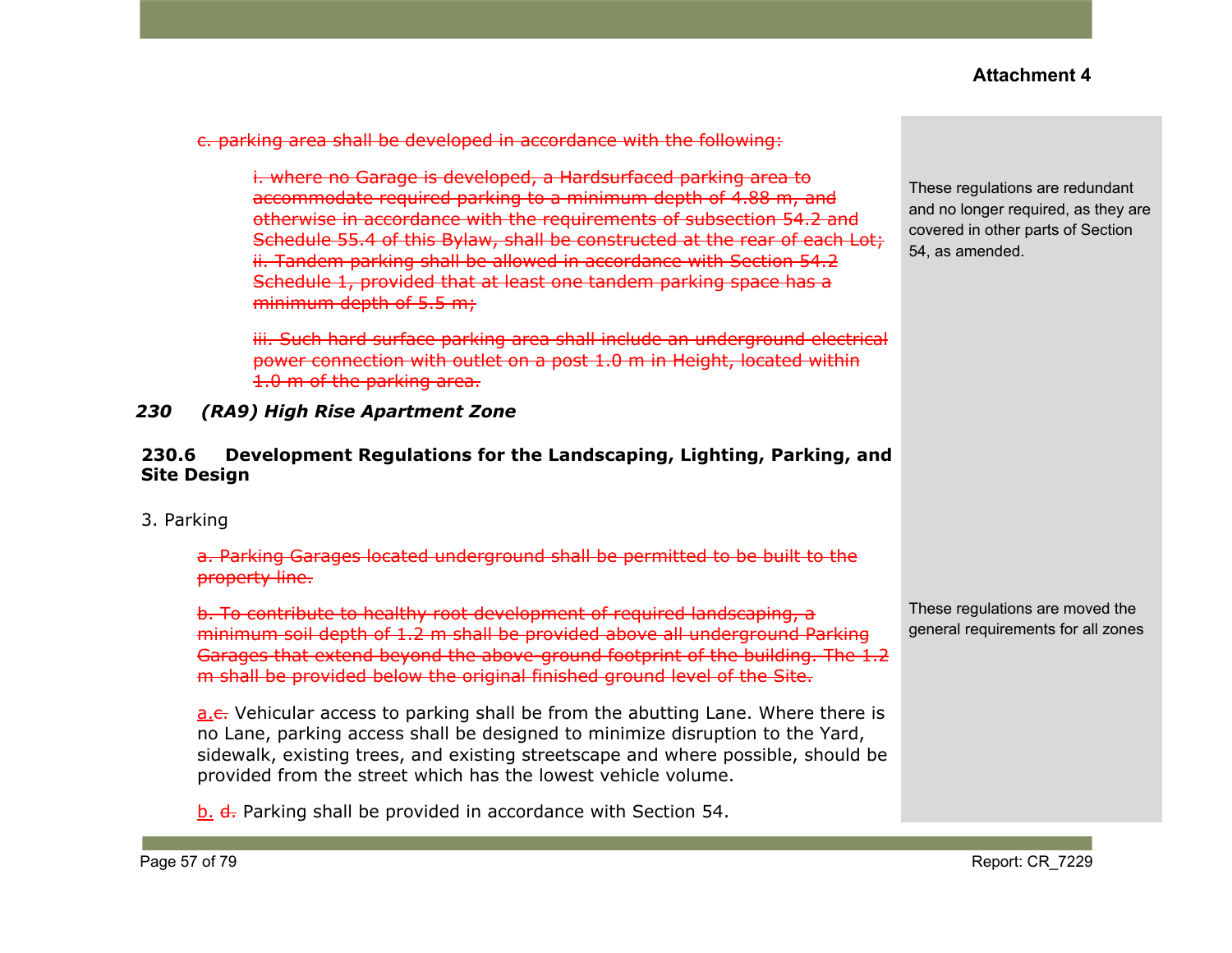**Attachment 4**

~~c. parking area shall be developed in accordance with the following:~~

> ~~i. where no Garage is developed, a Hardsurfaced parking area to accommodate required parking to a minimum depth of 4.88 m, and otherwise in accordance with the requirements of subsection 54.2 and Schedule 55.4 of this Bylaw, shall be constructed at the rear of each Lot;~~
> ~~ii. Tandem parking shall be allowed in accordance with Section 54.2 Schedule 1, provided that at least one tandem parking space has a minimum depth of 5.5 m;~~
>
> ~~iii. Such hard surface parking area shall include an underground electrical power connection with outlet on a post 1.0 m in Height, located within 1.0 m of the parking area.~~

These regulations are redundant and no longer required, as they are covered in other parts of Section 54, as amended.

### *230 (RA9) High Rise Apartment Zone*

#### 230.6 Development Regulations for the Landscaping, Lighting, Parking, and Site Design

3. Parking

> ~~a. Parking Garages located underground shall be permitted to be built to the property line.~~
>
> ~~b. To contribute to healthy root development of required landscaping, a minimum soil depth of 1.2 m shall be provided above all underground Parking Garages that extend beyond the above-ground footprint of the building. The 1.2 m shall be provided below the original finished ground level of the Site.~~
>
> <u>a.</u>~~c.~~ Vehicular access to parking shall be from the abutting Lane. Where there is no Lane, parking access shall be designed to minimize disruption to the Yard, sidewalk, existing trees, and existing streetscape and where possible, should be provided from the street which has the lowest vehicle volume.
>
> <u>b.</u> ~~d.~~ Parking shall be provided in accordance with Section 54.

These regulations are moved the general requirements for all zones

Report: CR_7229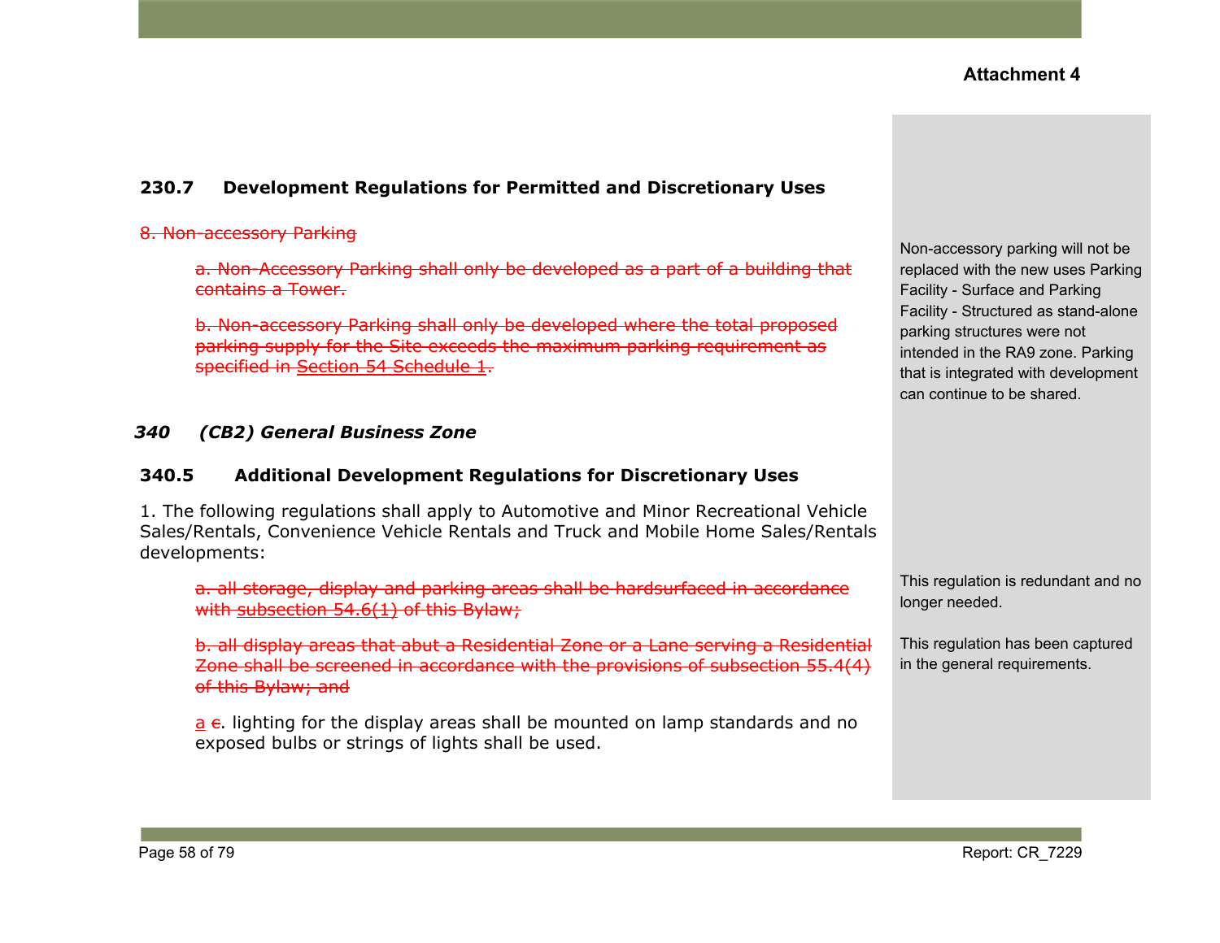**Attachment 4**

### 230.7 Development Regulations for Permitted and Discretionary Uses

~~8. Non-accessory Parking~~

> ~~a. Non-Accessory Parking shall only be developed as a part of a building that contains a Tower.~~
>
> ~~b. Non-accessory Parking shall only be developed where the total proposed parking supply for the Site exceeds the maximum parking requirement as specified in Section 54 Schedule 1.~~

*Non-accessory parking will not be replaced with the new uses Parking Facility - Surface and Parking Facility - Structured as stand-alone parking structures were not intended in the RA9 zone. Parking that is integrated with development can continue to be shared.*

## *340 (CB2) General Business Zone*

### 340.5 Additional Development Regulations for Discretionary Uses

1. The following regulations shall apply to Automotive and Minor Recreational Vehicle Sales/Rentals, Convenience Vehicle Rentals and Truck and Mobile Home Sales/Rentals developments:

> ~~a. all storage, display and parking areas shall be hardsurfaced in accordance with subsection 54.6(1) of this Bylaw;~~
>
> ~~b. all display areas that abut a Residential Zone or a Lane serving a Residential Zone shall be screened in accordance with the provisions of subsection 55.4(4) of this Bylaw; and~~
>
> a ~~c~~. lighting for the display areas shall be mounted on lamp standards and no exposed bulbs or strings of lights shall be used.

*This regulation is redundant and no longer needed.*

*This regulation has been captured in the general requirements.*

Report: CR_7229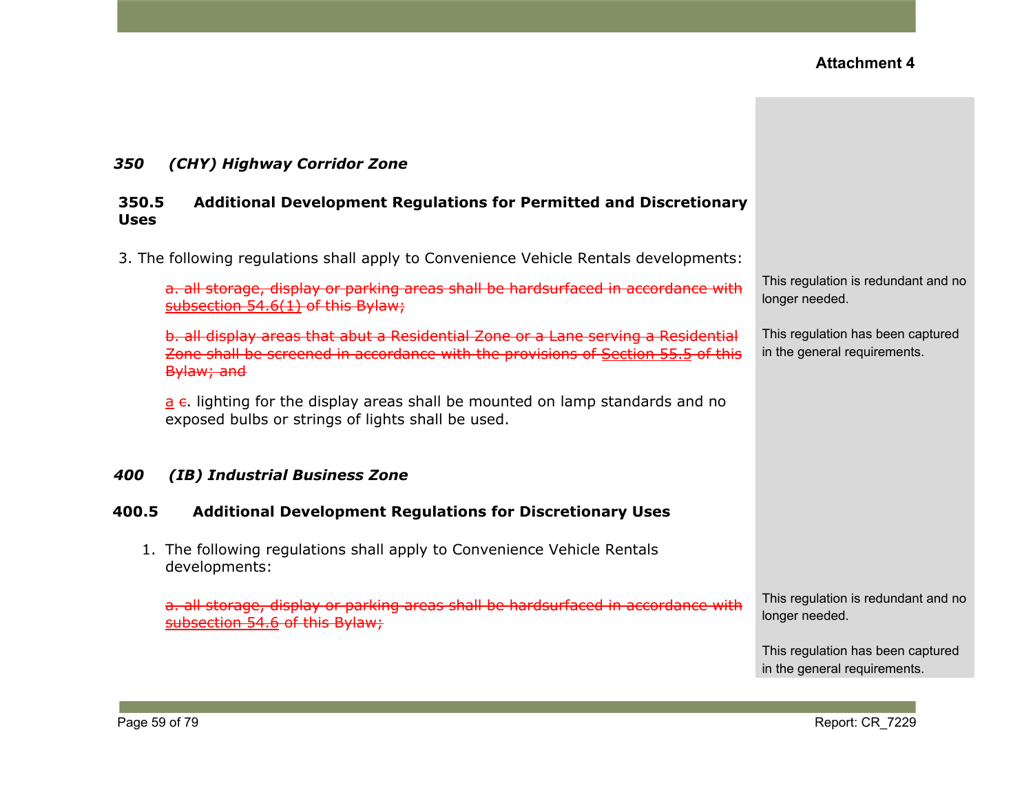**Attachment 4**

### *350 (CHY) Highway Corridor Zone*

#### 350.5 Additional Development Regulations for Permitted and Discretionary Uses

3. The following regulations shall apply to Convenience Vehicle Rentals developments:

   ~~a. all storage, display or parking areas shall be hardsurfaced in accordance with subsection 54.6(1) of this Bylaw;~~

   > This regulation is redundant and no longer needed.

   ~~b. all display areas that abut a Residential Zone or a Lane serving a Residential Zone shall be screened in accordance with the provisions of Section 55.5 of this Bylaw; and~~

   > This regulation has been captured in the general requirements.

   a ~~c~~. lighting for the display areas shall be mounted on lamp standards and no exposed bulbs or strings of lights shall be used.

### *400 (IB) Industrial Business Zone*

#### 400.5 Additional Development Regulations for Discretionary Uses

1. The following regulations shall apply to Convenience Vehicle Rentals developments:

   ~~a. all storage, display or parking areas shall be hardsurfaced in accordance with subsection 54.6 of this Bylaw;~~

   > This regulation is redundant and no longer needed.
   >
   > This regulation has been captured in the general requirements.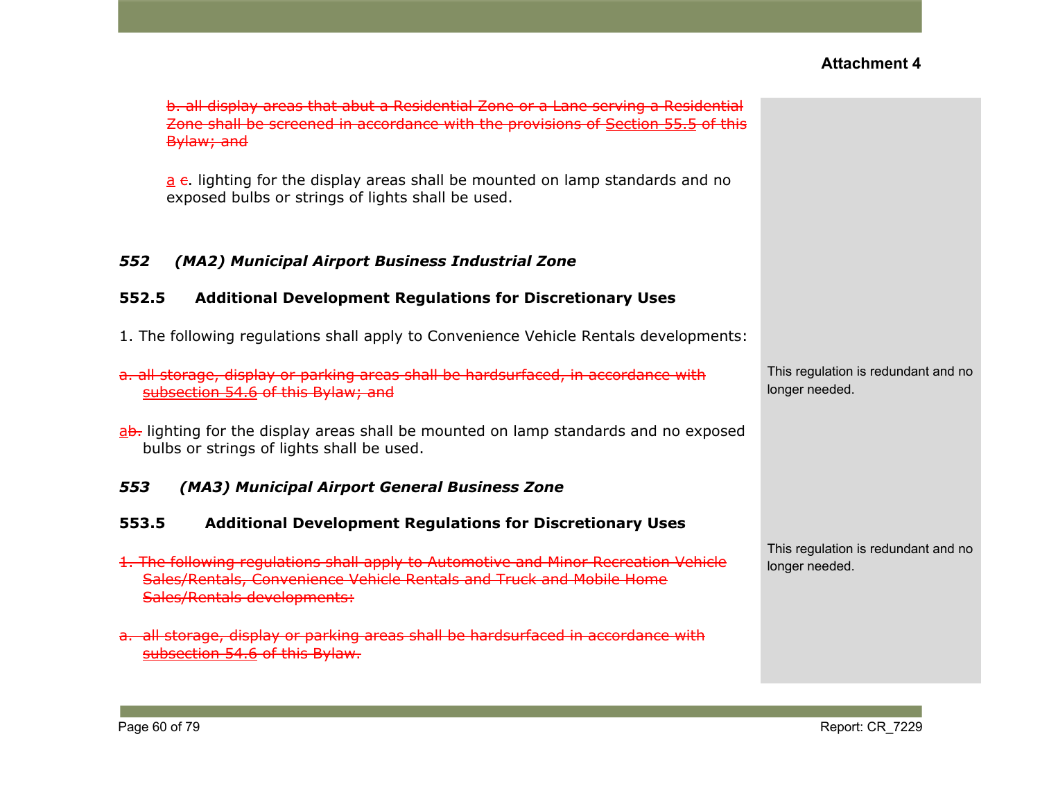**Attachment 4**

~~b. all display areas that abut a Residential Zone or a Lane serving a Residential Zone shall be screened in accordance with the provisions of Section 55.5 of this Bylaw; and~~

a ~~c~~. lighting for the display areas shall be mounted on lamp standards and no exposed bulbs or strings of lights shall be used.

### *552 (MA2) Municipal Airport Business Industrial Zone*

#### 552.5 Additional Development Regulations for Discretionary Uses

1. The following regulations shall apply to Convenience Vehicle Rentals developments:

~~a. all storage, display or parking areas shall be hardsurfaced, in accordance with subsection 54.6 of this Bylaw; and~~

This regulation is redundant and no longer needed.

a~~b.~~ lighting for the display areas shall be mounted on lamp standards and no exposed bulbs or strings of lights shall be used.

### *553 (MA3) Municipal Airport General Business Zone*

#### 553.5 Additional Development Regulations for Discretionary Uses

~~1. The following regulations shall apply to Automotive and Minor Recreation Vehicle Sales/Rentals, Convenience Vehicle Rentals and Truck and Mobile Home Sales/Rentals developments:~~

~~a. all storage, display or parking areas shall be hardsurfaced in accordance with subsection 54.6 of this Bylaw.~~

This regulation is redundant and no longer needed.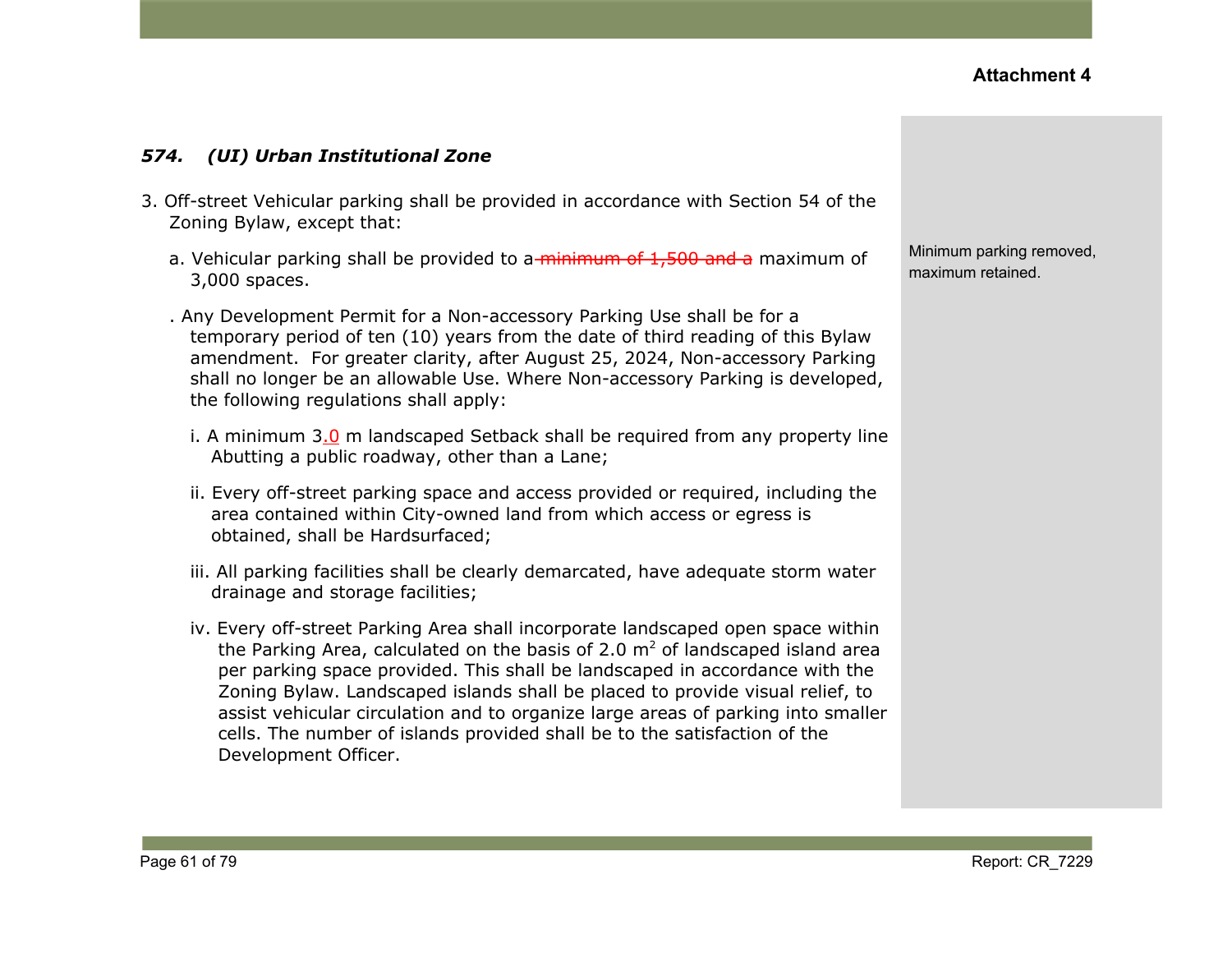Attachment 4

### *574. (UI) Urban Institutional Zone*

3. Off-street Vehicular parking shall be provided in accordance with Section 54 of the Zoning Bylaw, except that:

   a. Vehicular parking shall be provided to a ~~minimum of 1,500 and a~~ maximum of 3,000 spaces.

   . Any Development Permit for a Non-accessory Parking Use shall be for a temporary period of ten (10) years from the date of third reading of this Bylaw amendment. For greater clarity, after August 25, 2024, Non-accessory Parking shall no longer be an allowable Use. Where Non-accessory Parking is developed, the following regulations shall apply:

      i. A minimum 3.0 m landscaped Setback shall be required from any property line Abutting a public roadway, other than a Lane;

      ii. Every off-street parking space and access provided or required, including the area contained within City-owned land from which access or egress is obtained, shall be Hardsurfaced;

      iii. All parking facilities shall be clearly demarcated, have adequate storm water drainage and storage facilities;

      iv. Every off-street Parking Area shall incorporate landscaped open space within the Parking Area, calculated on the basis of 2.0 $m^2$ of landscaped island area per parking space provided. This shall be landscaped in accordance with the Zoning Bylaw. Landscaped islands shall be placed to provide visual relief, to assist vehicular circulation and to organize large areas of parking into smaller cells. The number of islands provided shall be to the satisfaction of the Development Officer.

Minimum parking removed, maximum retained.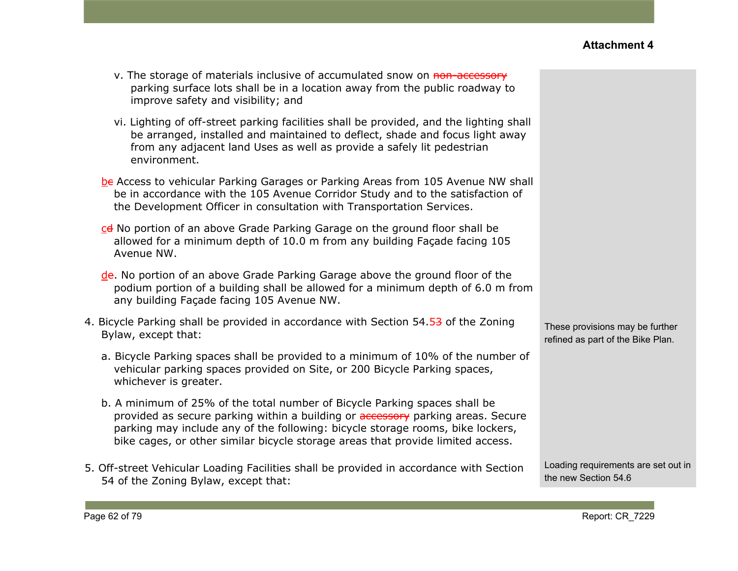**Attachment 4**

v. The storage of materials inclusive of accumulated snow on ~~non-accessory~~ parking surface lots shall be in a location away from the public roadway to improve safety and visibility; and

vi. Lighting of off-street parking facilities shall be provided, and the lighting shall be arranged, installed and maintained to deflect, shade and focus light away from any adjacent land Uses as well as provide a safely lit pedestrian environment.

b~~e~~ Access to vehicular Parking Garages or Parking Areas from 105 Avenue NW shall be in accordance with the 105 Avenue Corridor Study and to the satisfaction of the Development Officer in consultation with Transportation Services.

c~~d~~ No portion of an above Grade Parking Garage on the ground floor shall be allowed for a minimum depth of 10.0 m from any building Façade facing 105 Avenue NW.

d~~e~~. No portion of an above Grade Parking Garage above the ground floor of the podium portion of a building shall be allowed for a minimum depth of 6.0 m from any building Façade facing 105 Avenue NW.

4. Bicycle Parking shall be provided in accordance with Section 54.5~~3~~ of the Zoning Bylaw, except that:

   a. Bicycle Parking spaces shall be provided to a minimum of 10% of the number of vehicular parking spaces provided on Site, or 200 Bicycle Parking spaces, whichever is greater.

   b. A minimum of 25% of the total number of Bicycle Parking spaces shall be provided as secure parking within a building or ~~accessory~~ parking areas. Secure parking may include any of the following: bicycle storage rooms, bike lockers, bike cages, or other similar bicycle storage areas that provide limited access.

   *These provisions may be further refined as part of the Bike Plan.*

5. Off-street Vehicular Loading Facilities shall be provided in accordance with Section 54 of the Zoning Bylaw, except that:

   *Loading requirements are set out in the new Section 54.6*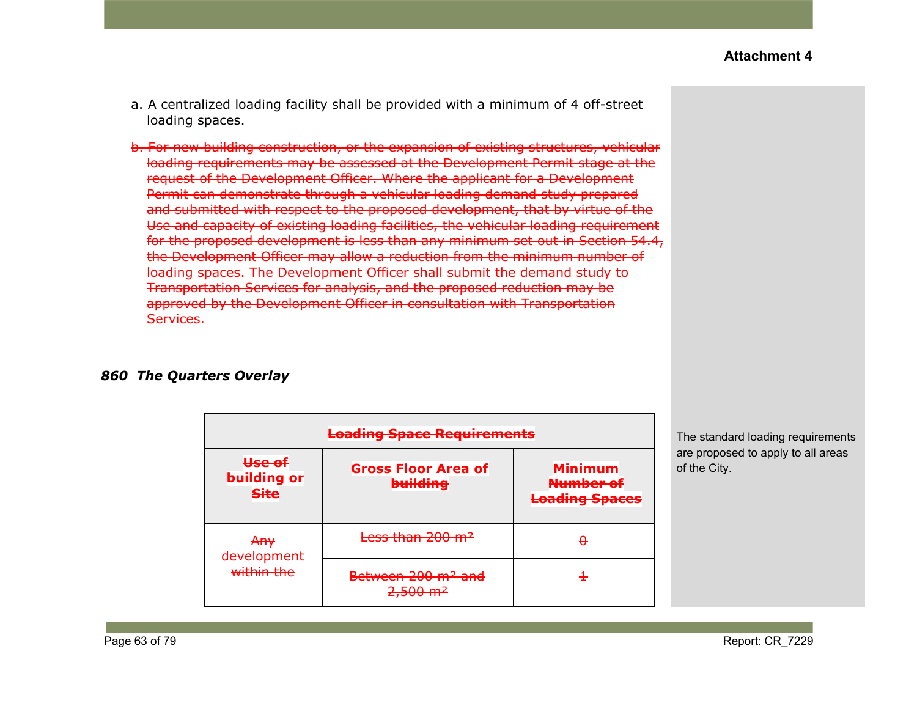**Attachment 4**

a. A centralized loading facility shall be provided with a minimum of 4 off-street loading spaces.

~~b. For new building construction, or the expansion of existing structures, vehicular loading requirements may be assessed at the Development Permit stage at the request of the Development Officer. Where the applicant for a Development Permit can demonstrate through a vehicular loading demand study prepared and submitted with respect to the proposed development, that by virtue of the Use and capacity of existing loading facilities, the vehicular loading requirement for the proposed development is less than any minimum set out in Section 54.4, the Development Officer may allow a reduction from the minimum number of loading spaces. The Development Officer shall submit the demand study to Transportation Services for analysis, and the proposed reduction may be approved by the Development Officer in consultation with Transportation Services.~~

***860 The Quarters Overlay***

| ~~**Loading Space Requirements**~~ | | |
|---|---|---|
| ~~**Use of building or Site**~~ | ~~**Gross Floor Area of building**~~ | ~~**Minimum Number of Loading Spaces**~~ |
| ~~Any development within the~~ | ~~Less than 200 m²~~ | ~~0~~ |
| | ~~Between 200 m² and 2,500 m²~~ | ~~1~~ |

The standard loading requirements are proposed to apply to all areas of the City.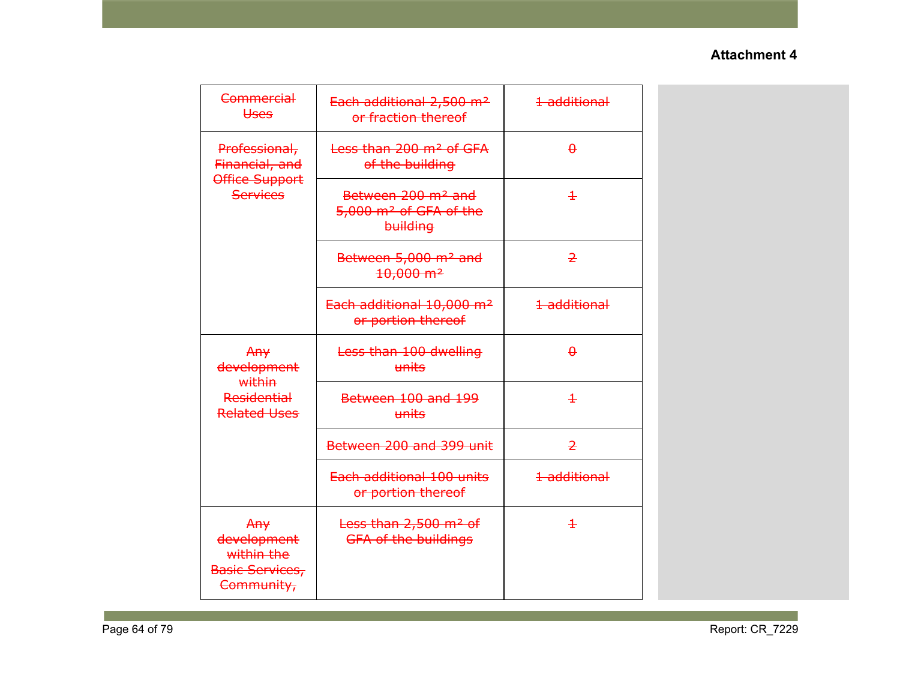**Attachment 4**

| ~~Commercial Uses~~ | ~~Each additional 2,500 m² or fraction thereof~~ | ~~1 additional~~ |
|---|---|---|
| ~~Professional, Financial, and Office Support Services~~ | ~~Less than 200 m² of GFA of the building~~ | ~~0~~ |
| | ~~Between 200 m² and 5,000 m² of GFA of the building~~ | ~~1~~ |
| | ~~Between 5,000 m² and 10,000 m²~~ | ~~2~~ |
| | ~~Each additional 10,000 m² or portion thereof~~ | ~~1 additional~~ |
| ~~Any development within Residential Related Uses~~ | ~~Less than 100 dwelling units~~ | ~~0~~ |
| | ~~Between 100 and 199 units~~ | ~~1~~ |
| | ~~Between 200 and 399 unit~~ | ~~2~~ |
| | ~~Each additional 100 units or portion thereof~~ | ~~1 additional~~ |
| ~~Any development within the Basic Services, Community,~~ | ~~Less than 2,500 m² of GFA of the buildings~~ | ~~1~~ |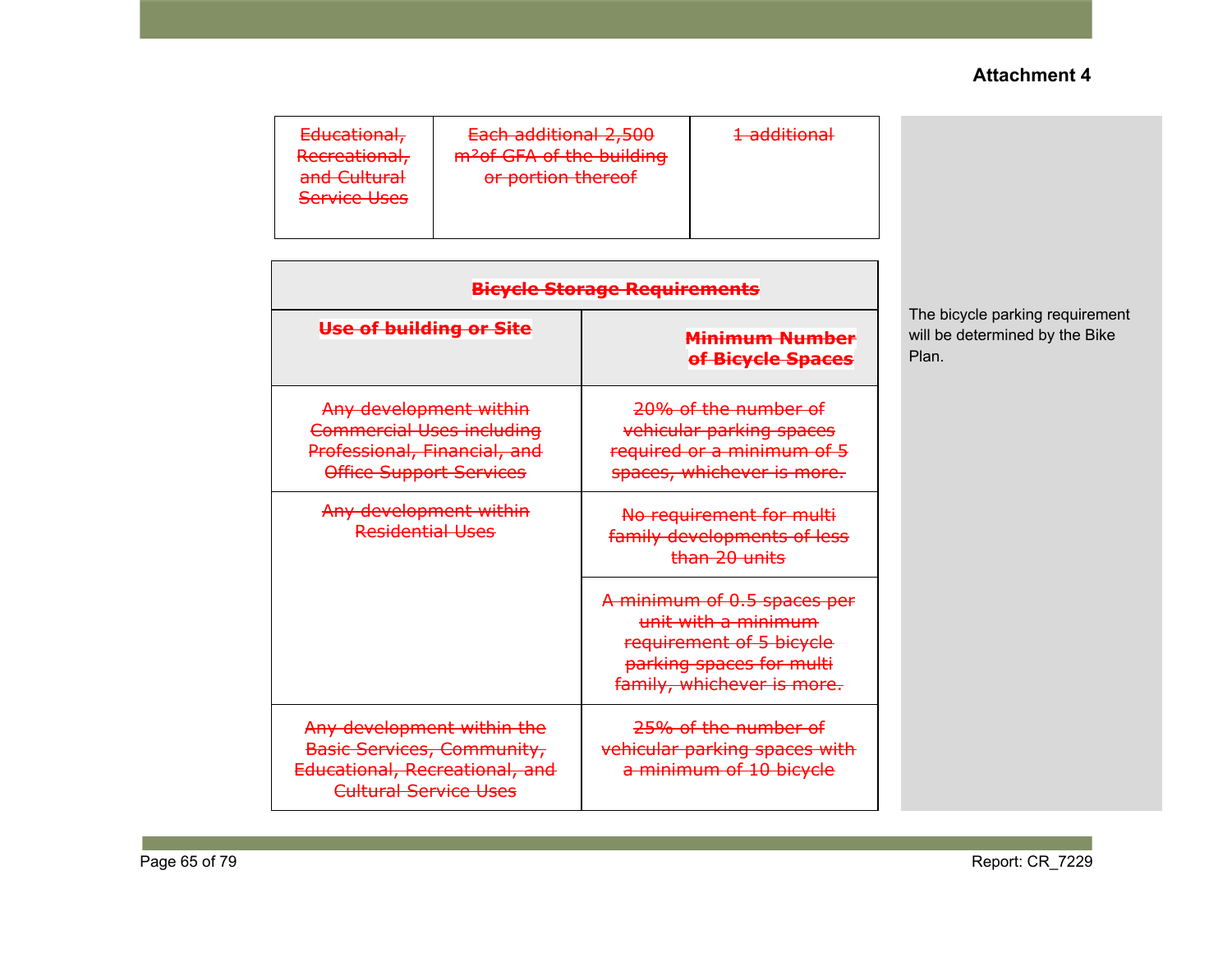**Attachment 4**

| ~~Educational, Recreational, and Cultural Service Uses~~ | ~~Each additional 2,500 m²of GFA of the building or portion thereof~~ | ~~1 additional~~ |
|---|---|---|

| ~~Bicycle Storage Requirements~~ | |
|---|---|
| ~~**Use of building or Site**~~ | ~~**Minimum Number of Bicycle Spaces**~~ |
| ~~Any development within Commercial Uses including Professional, Financial, and Office Support Services~~ | ~~20% of the number of vehicular parking spaces required or a minimum of 5 spaces, whichever is more.~~ |
| ~~Any development within Residential Uses~~ | ~~No requirement for multi family developments of less than 20 units~~ |
| | ~~A minimum of 0.5 spaces per unit with a minimum requirement of 5 bicycle parking spaces for multi family, whichever is more.~~ |
| ~~Any development within the Basic Services, Community, Educational, Recreational, and Cultural Service Uses~~ | ~~25% of the number of vehicular parking spaces with a minimum of 10 bicycle~~ |

The bicycle parking requirement will be determined by the Bike Plan.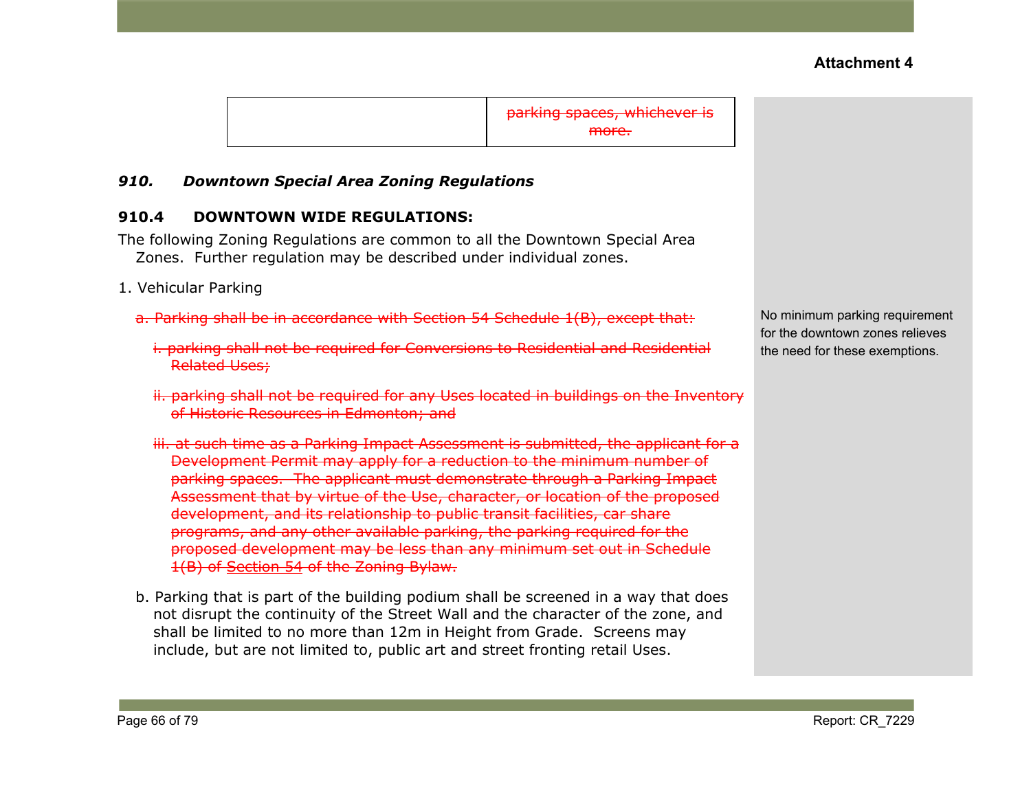**Attachment 4**

| | ~~parking spaces, whichever is more.~~ |
|---|---|

### *910. Downtown Special Area Zoning Regulations*

#### 910.4 DOWNTOWN WIDE REGULATIONS:

The following Zoning Regulations are common to all the Downtown Special Area Zones. Further regulation may be described under individual zones.

1. Vehicular Parking

   ~~a. Parking shall be in accordance with Section 54 Schedule 1(B), except that:~~

   ~~i. parking shall not be required for Conversions to Residential and Residential Related Uses;~~

   ~~ii. parking shall not be required for any Uses located in buildings on the Inventory of Historic Resources in Edmonton; and~~

   ~~iii. at such time as a Parking Impact Assessment is submitted, the applicant for a Development Permit may apply for a reduction to the minimum number of parking spaces. The applicant must demonstrate through a Parking Impact Assessment that by virtue of the Use, character, or location of the proposed development, and its relationship to public transit facilities, car share programs, and any other available parking, the parking required for the proposed development may be less than any minimum set out in Schedule 1(B) of Section 54 of the Zoning Bylaw.~~

   b. Parking that is part of the building podium shall be screened in a way that does not disrupt the continuity of the Street Wall and the character of the zone, and shall be limited to no more than 12m in Height from Grade. Screens may include, but are not limited to, public art and street fronting retail Uses.

No minimum parking requirement for the downtown zones relieves the need for these exemptions.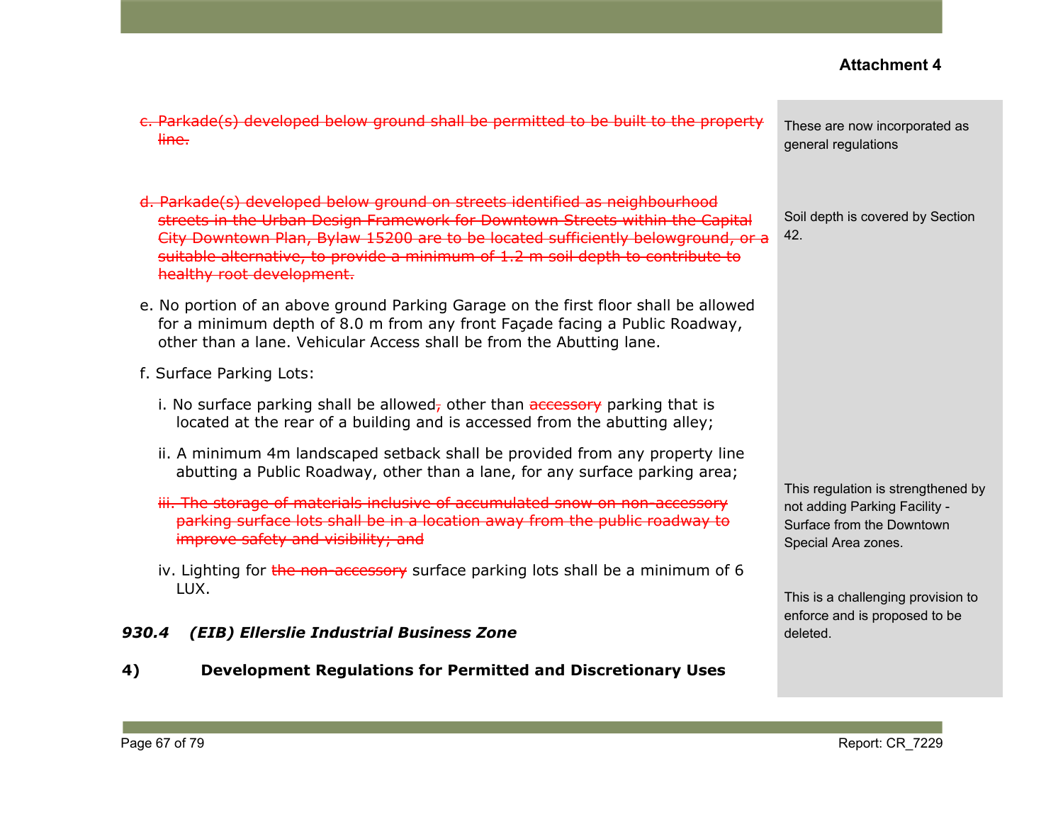**Attachment 4**

~~c. Parkade(s) developed below ground shall be permitted to be built to the property line.~~

> These are now incorporated as general regulations

~~d. Parkade(s) developed below ground on streets identified as neighbourhood streets in the Urban Design Framework for Downtown Streets within the Capital City Downtown Plan, Bylaw 15200 are to be located sufficiently belowground, or a suitable alternative, to provide a minimum of 1.2 m soil depth to contribute to healthy root development.~~

> Soil depth is covered by Section 42.

e. No portion of an above ground Parking Garage on the first floor shall be allowed for a minimum depth of 8.0 m from any front Façade facing a Public Roadway, other than a lane. Vehicular Access shall be from the Abutting lane.

f. Surface Parking Lots:

i. No surface parking shall be allowed~~,~~ other than ~~accessory~~ parking that is located at the rear of a building and is accessed from the abutting alley;

> This regulation is strengthened by not adding Parking Facility - Surface from the Downtown Special Area zones.

ii. A minimum 4m landscaped setback shall be provided from any property line abutting a Public Roadway, other than a lane, for any surface parking area;

~~iii. The storage of materials inclusive of accumulated snow on non-accessory parking surface lots shall be in a location away from the public roadway to improve safety and visibility; and~~

> This is a challenging provision to enforce and is proposed to be deleted.

iv. Lighting for ~~the non-accessory~~ surface parking lots shall be a minimum of 6 LUX.

***930.4 (EIB) Ellerslie Industrial Business Zone***

**4) Development Regulations for Permitted and Discretionary Uses**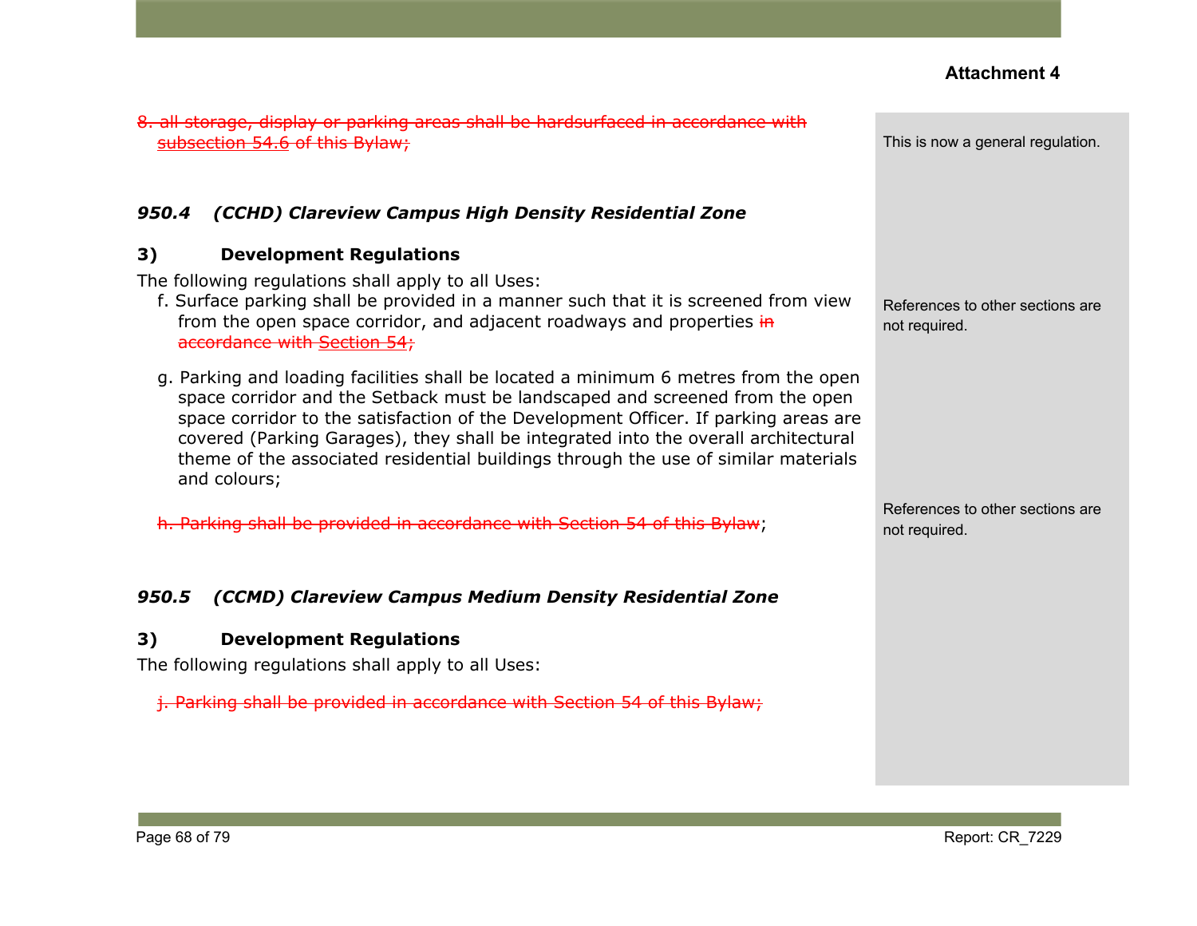**Attachment 4**

~~8. all storage, display or parking areas shall be hardsurfaced in accordance with subsection 54.6 of this Bylaw;~~

> This is now a general regulation.

### *950.4 (CCHD) Clareview Campus High Density Residential Zone*

**3) Development Regulations**

The following regulations shall apply to all Uses:

f. Surface parking shall be provided in a manner such that it is screened from view from the open space corridor, and adjacent roadways and properties ~~in accordance with Section 54;~~

> References to other sections are not required.

g. Parking and loading facilities shall be located a minimum 6 metres from the open space corridor and the Setback must be landscaped and screened from the open space corridor to the satisfaction of the Development Officer. If parking areas are covered (Parking Garages), they shall be integrated into the overall architectural theme of the associated residential buildings through the use of similar materials and colours;

~~h. Parking shall be provided in accordance with Section 54 of this Bylaw~~;

> References to other sections are not required.

### *950.5 (CCMD) Clareview Campus Medium Density Residential Zone*

**3) Development Regulations**

The following regulations shall apply to all Uses:

~~j. Parking shall be provided in accordance with Section 54 of this Bylaw;~~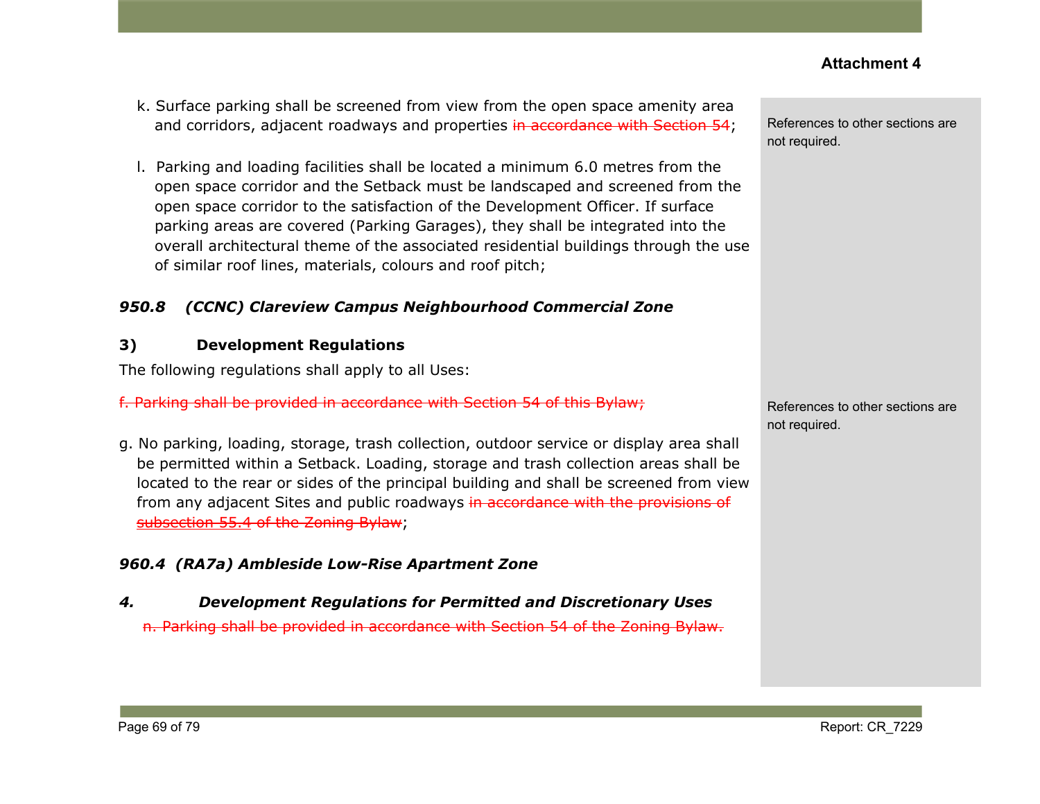**Attachment 4**

k. Surface parking shall be screened from view from the open space amenity area and corridors, adjacent roadways and properties ~~in accordance with Section 54~~;

> References to other sections are not required.

l. Parking and loading facilities shall be located a minimum 6.0 metres from the open space corridor and the Setback must be landscaped and screened from the open space corridor to the satisfaction of the Development Officer. If surface parking areas are covered (Parking Garages), they shall be integrated into the overall architectural theme of the associated residential buildings through the use of similar roof lines, materials, colours and roof pitch;

### *950.8 (CCNC) Clareview Campus Neighbourhood Commercial Zone*

**3) Development Regulations**

The following regulations shall apply to all Uses:

~~f. Parking shall be provided in accordance with Section 54 of this Bylaw;~~

> References to other sections are not required.

g. No parking, loading, storage, trash collection, outdoor service or display area shall be permitted within a Setback. Loading, storage and trash collection areas shall be located to the rear or sides of the principal building and shall be screened from view from any adjacent Sites and public roadways ~~in accordance with the provisions of subsection 55.4 of the Zoning Bylaw~~;

### *960.4 (RA7a) Ambleside Low-Rise Apartment Zone*

***4. Development Regulations for Permitted and Discretionary Uses***

~~n. Parking shall be provided in accordance with Section 54 of the Zoning Bylaw.~~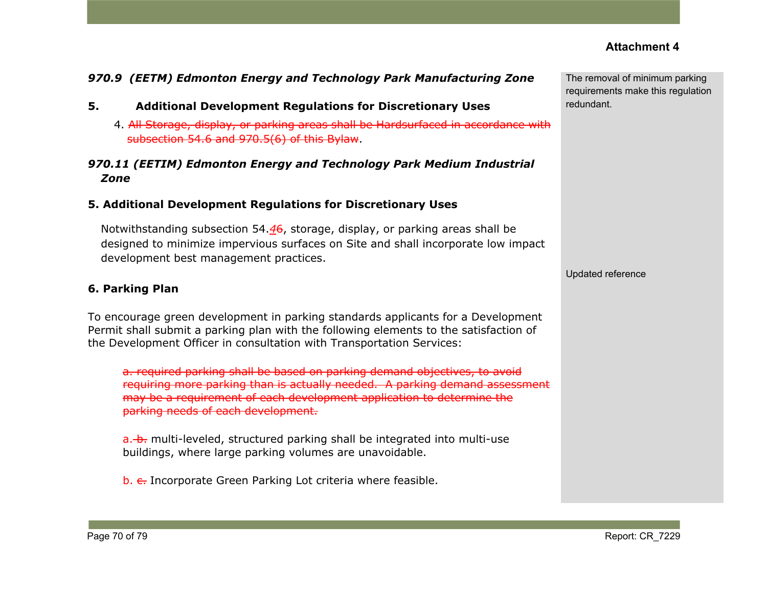**Attachment 4**

***970.9 (EETM) Edmonton Energy and Technology Park Manufacturing Zone***

**5. Additional Development Regulations for Discretionary Uses**

4. ~~All Storage, display, or parking areas shall be Hardsurfaced in accordance with subsection 54.6 and 970.5(6) of this Bylaw~~.

> The removal of minimum parking requirements make this regulation redundant.

***970.11 (EETIM) Edmonton Energy and Technology Park Medium Industrial Zone***

**5. Additional Development Regulations for Discretionary Uses**

Notwithstanding subsection 54.4~~6~~, storage, display, or parking areas shall be designed to minimize impervious surfaces on Site and shall incorporate low impact development best management practices.

> Updated reference

**6. Parking Plan**

To encourage green development in parking standards applicants for a Development Permit shall submit a parking plan with the following elements to the satisfaction of the Development Officer in consultation with Transportation Services:

~~a. required parking shall be based on parking demand objectives, to avoid requiring more parking than is actually needed. A parking demand assessment may be a requirement of each development application to determine the parking needs of each development.~~

a. ~~b.~~ multi-leveled, structured parking shall be integrated into multi-use buildings, where large parking volumes are unavoidable.

b. ~~c.~~ Incorporate Green Parking Lot criteria where feasible.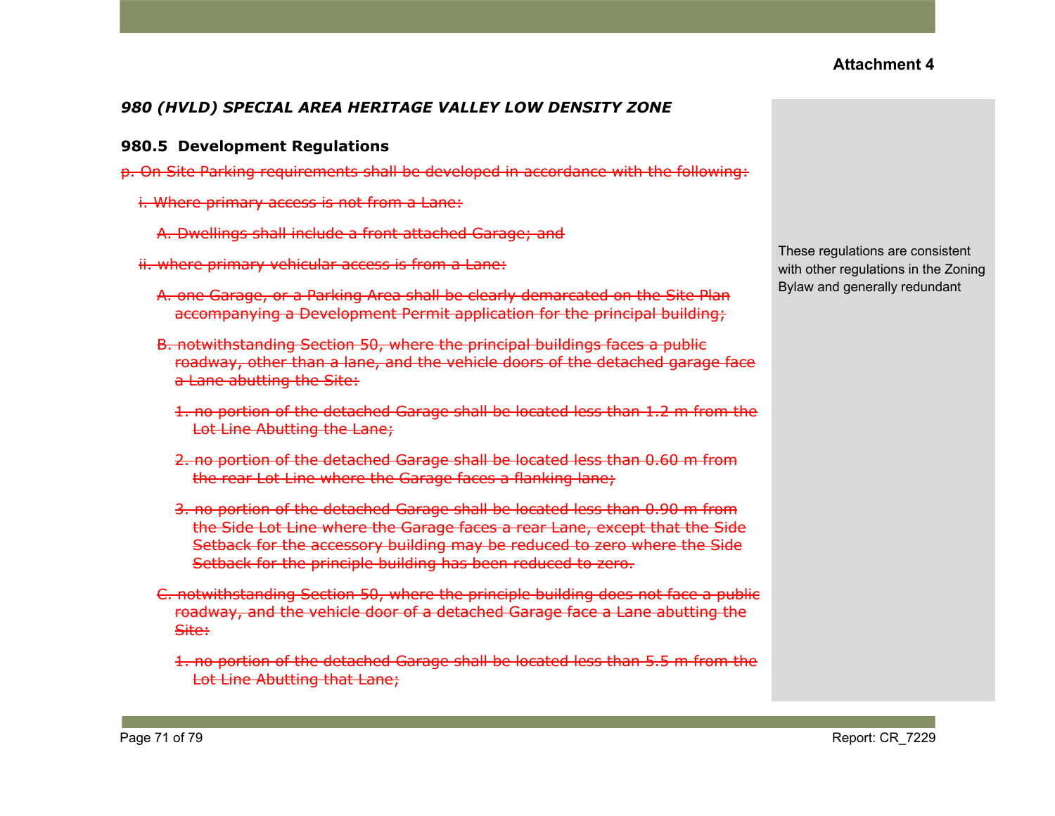**Attachment 4**

### *980 (HVLD) SPECIAL AREA HERITAGE VALLEY LOW DENSITY ZONE*

#### 980.5 Development Regulations

~~p. On Site Parking requirements shall be developed in accordance with the following:~~

~~i. Where primary access is not from a Lane:~~

~~A. Dwellings shall include a front attached Garage; and~~

~~ii. where primary vehicular access is from a Lane:~~

~~A. one Garage, or a Parking Area shall be clearly demarcated on the Site Plan accompanying a Development Permit application for the principal building;~~

~~B. notwithstanding Section 50, where the principal buildings faces a public roadway, other than a lane, and the vehicle doors of the detached garage face a Lane abutting the Site:~~

~~1. no portion of the detached Garage shall be located less than 1.2 m from the Lot Line Abutting the Lane;~~

~~2. no portion of the detached Garage shall be located less than 0.60 m from the rear Lot Line where the Garage faces a flanking lane;~~

~~3. no portion of the detached Garage shall be located less than 0.90 m from the Side Lot Line where the Garage faces a rear Lane, except that the Side Setback for the accessory building may be reduced to zero where the Side Setback for the principle building has been reduced to zero.~~

~~C. notwithstanding Section 50, where the principle building does not face a public roadway, and the vehicle door of a detached Garage face a Lane abutting the Site:~~

~~1. no portion of the detached Garage shall be located less than 5.5 m from the Lot Line Abutting that Lane;~~

These regulations are consistent with other regulations in the Zoning Bylaw and generally redundant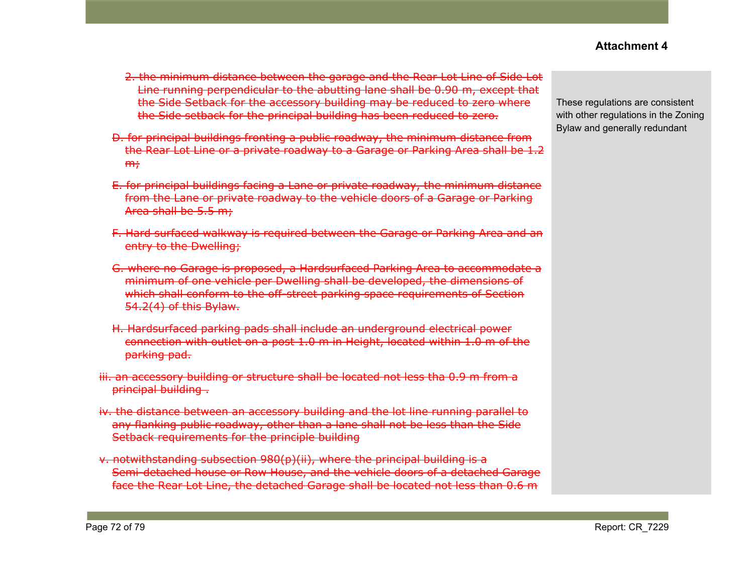**Attachment 4**

~~2. the minimum distance between the garage and the Rear Lot Line of Side Lot Line running perpendicular to the abutting lane shall be 0.90 m, except that the Side Setback for the accessory building may be reduced to zero where the Side setback for the principal building has been reduced to zero.~~

~~D. for principal buildings fronting a public roadway, the minimum distance from the Rear Lot Line or a private roadway to a Garage or Parking Area shall be 1.2 m;~~

~~E. for principal buildings facing a Lane or private roadway, the minimum distance from the Lane or private roadway to the vehicle doors of a Garage or Parking Area shall be 5.5 m;~~

~~F. Hard surfaced walkway is required between the Garage or Parking Area and an entry to the Dwelling;~~

~~G. where no Garage is proposed, a Hardsurfaced Parking Area to accommodate a minimum of one vehicle per Dwelling shall be developed, the dimensions of which shall conform to the off-street parking space requirements of Section 54.2(4) of this Bylaw.~~

~~H. Hardsurfaced parking pads shall include an underground electrical power connection with outlet on a post 1.0 m in Height, located within 1.0 m of the parking pad.~~

~~iii. an accessory building or structure shall be located not less tha 0.9 m from a principal building .~~

~~iv. the distance between an accessory building and the lot line running parallel to any flanking public roadway, other than a lane shall not be less than the Side Setback requirements for the principle building~~

~~v. notwithstanding subsection 980(p)(ii), where the principal building is a Semi-detached house or Row House, and the vehicle doors of a detached Garage face the Rear Lot Line, the detached Garage shall be located not less than 0.6 m~~

These regulations are consistent with other regulations in the Zoning Bylaw and generally redundant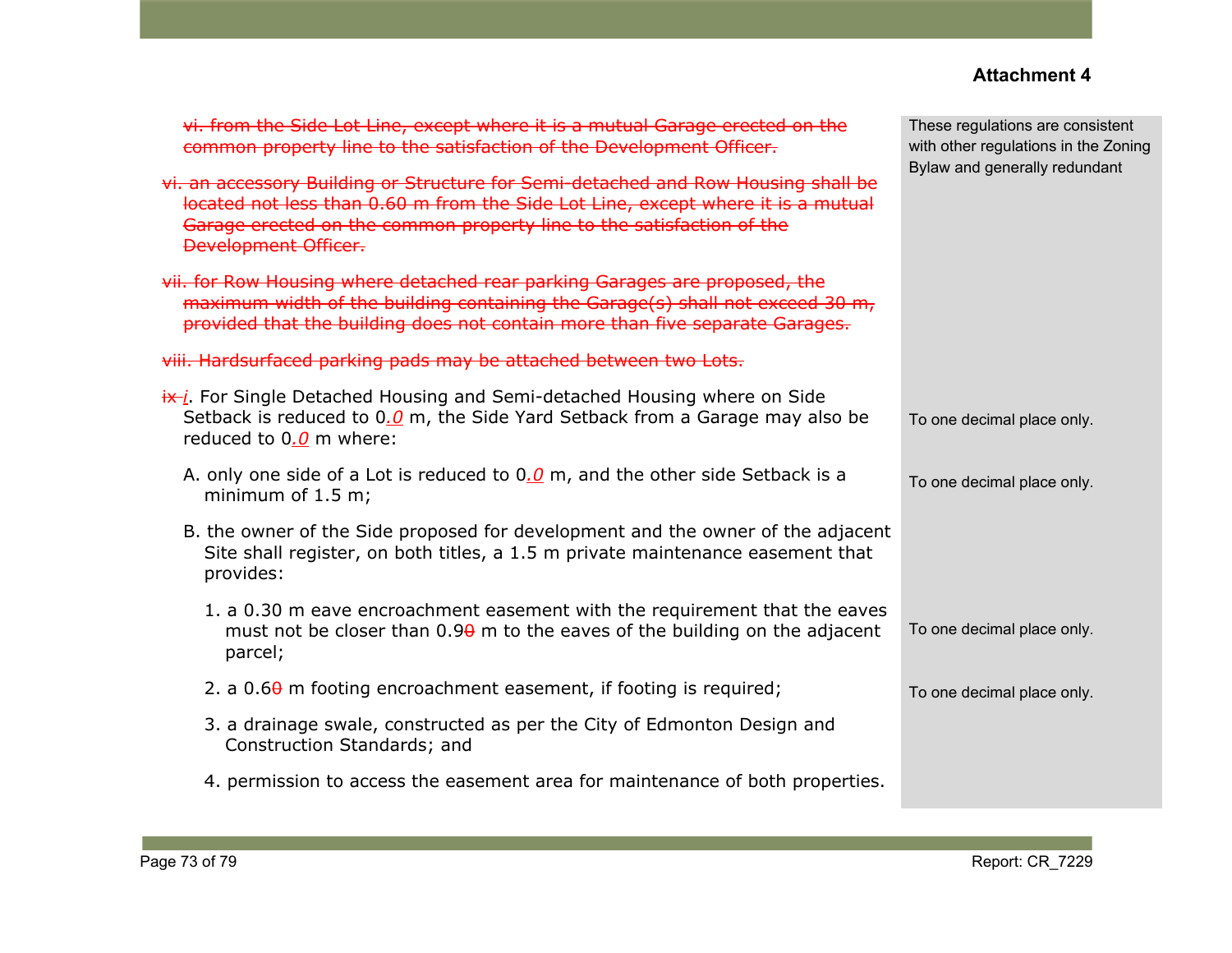**Attachment 4**

| | |
|---|---|
| ~~vi. from the Side Lot Line, except where it is a mutual Garage erected on the common property line to the satisfaction of the Development Officer.~~<br><br>~~vi. an accessory Building or Structure for Semi-detached and Row Housing shall be located not less than 0.60 m from the Side Lot Line, except where it is a mutual Garage erected on the common property line to the satisfaction of the Development Officer.~~<br><br>~~vii. for Row Housing where detached rear parking Garages are proposed, the maximum width of the building containing the Garage(s) shall not exceed 30 m, provided that the building does not contain more than five separate Garages.~~<br><br>~~viii. Hardsurfaced parking pads may be attached between two Lots.~~ | These regulations are consistent with other regulations in the Zoning Bylaw and generally redundant |
| ~~ix~~ *i*. For Single Detached Housing and Semi-detached Housing where on Side Setback is reduced to 0*.0* m, the Side Yard Setback from a Garage may also be reduced to 0*.0* m where: | To one decimal place only. |
| A. only one side of a Lot is reduced to 0*.0* m, and the other side Setback is a minimum of 1.5 m; | To one decimal place only. |
| B. the owner of the Side proposed for development and the owner of the adjacent Site shall register, on both titles, a 1.5 m private maintenance easement that provides: | |
| 1. a 0.30 m eave encroachment easement with the requirement that the eaves must not be closer than 0.9~~0~~ m to the eaves of the building on the adjacent parcel; | To one decimal place only. |
| 2. a 0.6~~0~~ m footing encroachment easement, if footing is required; | To one decimal place only. |
| 3. a drainage swale, constructed as per the City of Edmonton Design and Construction Standards; and | |
| 4. permission to access the easement area for maintenance of both properties. | |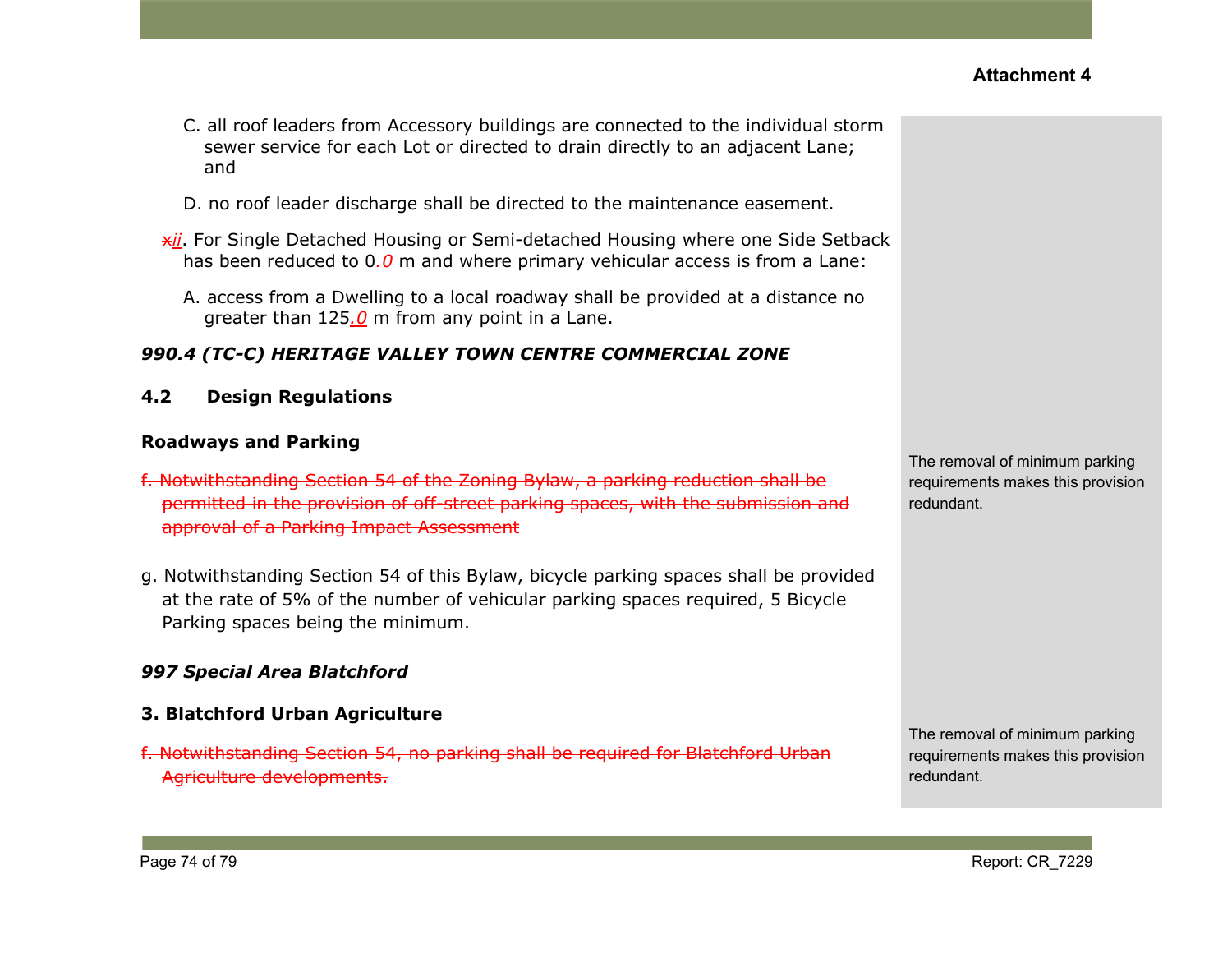**Attachment 4**

C. all roof leaders from Accessory buildings are connected to the individual storm sewer service for each Lot or directed to drain directly to an adjacent Lane; and

D. no roof leader discharge shall be directed to the maintenance easement.

~~x~~*ii*. For Single Detached Housing or Semi-detached Housing where one Side Setback has been reduced to 0*.0* m and where primary vehicular access is from a Lane:

A. access from a Dwelling to a local roadway shall be provided at a distance no greater than 125*.0* m from any point in a Lane.

***990.4 (TC-C) HERITAGE VALLEY TOWN CENTRE COMMERCIAL ZONE***

**4.2 Design Regulations**

**Roadways and Parking**

~~f. Notwithstanding Section 54 of the Zoning Bylaw, a parking reduction shall be permitted in the provision of off-street parking spaces, with the submission and approval of a Parking Impact Assessment~~

The removal of minimum parking requirements makes this provision redundant.

g. Notwithstanding Section 54 of this Bylaw, bicycle parking spaces shall be provided at the rate of 5% of the number of vehicular parking spaces required, 5 Bicycle Parking spaces being the minimum.

***997 Special Area Blatchford***

**3. Blatchford Urban Agriculture**

~~f. Notwithstanding Section 54, no parking shall be required for Blatchford Urban Agriculture developments.~~

The removal of minimum parking requirements makes this provision redundant.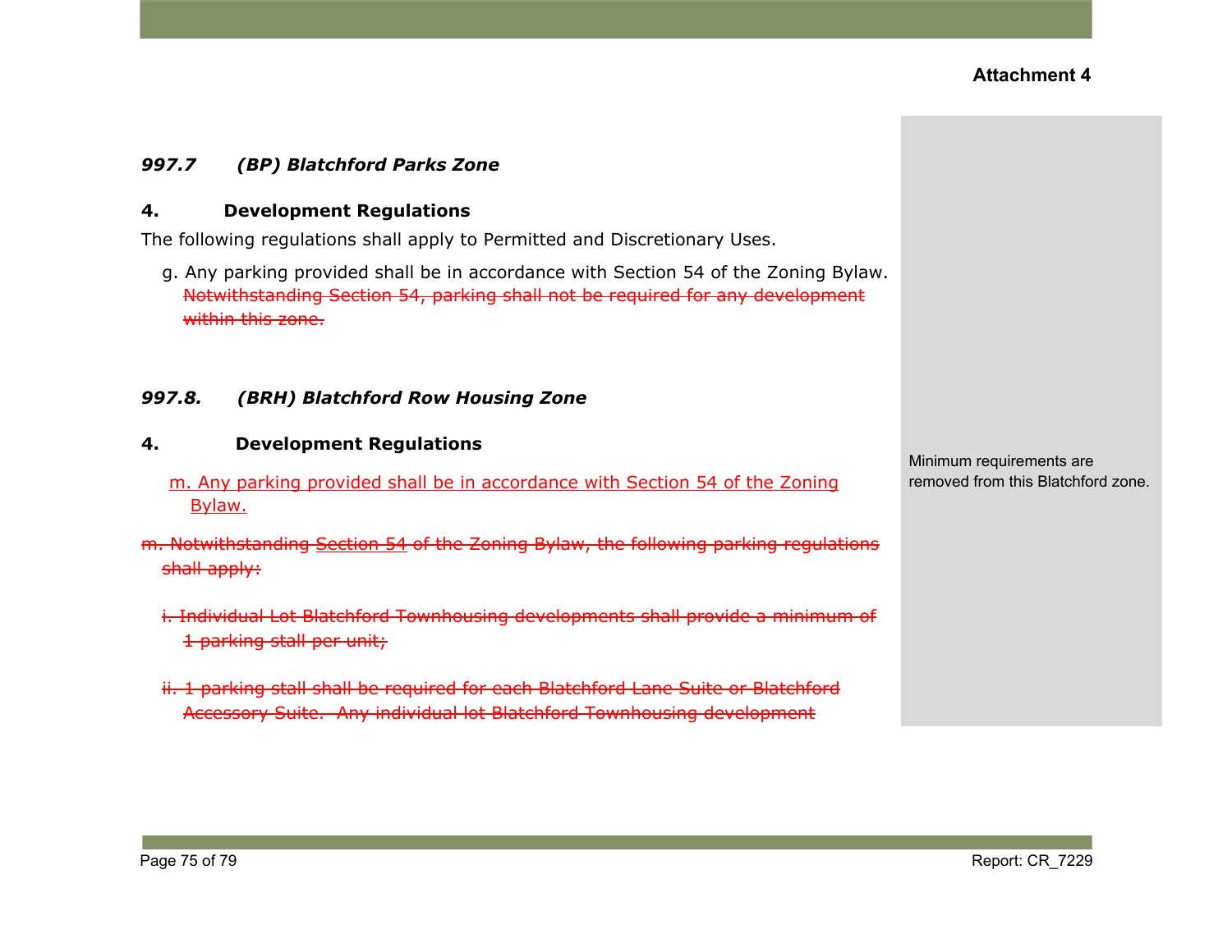**Attachment 4**

### *997.7 (BP) Blatchford Parks Zone*

**4. Development Regulations**

The following regulations shall apply to Permitted and Discretionary Uses.

g. Any parking provided shall be in accordance with Section 54 of the Zoning Bylaw. ~~Notwithstanding Section 54, parking shall not be required for any development within this zone.~~

### *997.8. (BRH) Blatchford Row Housing Zone*

**4. Development Regulations**

<ins>m. Any parking provided shall be in accordance with Section 54 of the Zoning Bylaw.</ins>

~~m. Notwithstanding Section 54 of the Zoning Bylaw, the following parking regulations shall apply:~~

~~i. Individual Lot Blatchford Townhousing developments shall provide a minimum of 1 parking stall per unit;~~

~~ii. 1 parking stall shall be required for each Blatchford Lane Suite or Blatchford Accessory Suite. Any individual lot Blatchford Townhousing development~~

Minimum requirements are removed from this Blatchford zone.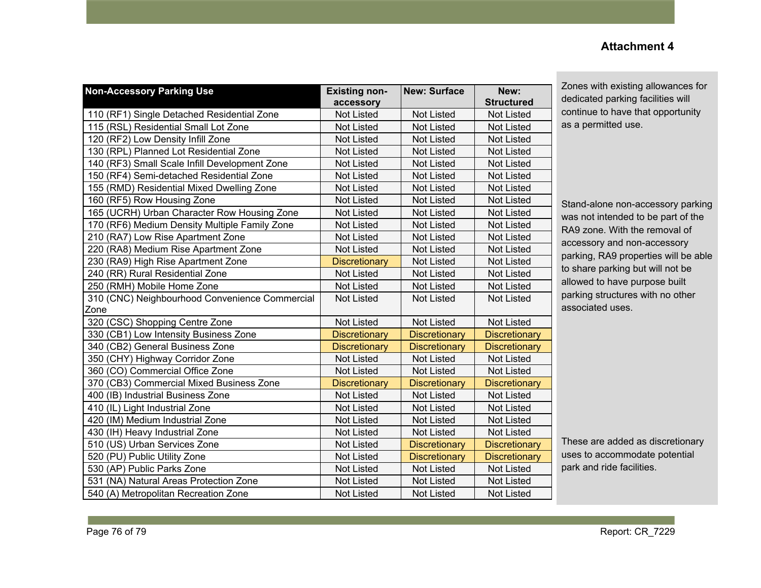**Attachment 4**

| Non-Accessory Parking Use | Existing non-accessory | New: Surface | New: Structured |
|---|---|---|---|
| 110 (RF1) Single Detached Residential Zone | Not Listed | Not Listed | Not Listed |
| 115 (RSL) Residential Small Lot Zone | Not Listed | Not Listed | Not Listed |
| 120 (RF2) Low Density Infill Zone | Not Listed | Not Listed | Not Listed |
| 130 (RPL) Planned Lot Residential Zone | Not Listed | Not Listed | Not Listed |
| 140 (RF3) Small Scale Infill Development Zone | Not Listed | Not Listed | Not Listed |
| 150 (RF4) Semi-detached Residential Zone | Not Listed | Not Listed | Not Listed |
| 155 (RMD) Residential Mixed Dwelling Zone | Not Listed | Not Listed | Not Listed |
| 160 (RF5) Row Housing Zone | Not Listed | Not Listed | Not Listed |
| 165 (UCRH) Urban Character Row Housing Zone | Not Listed | Not Listed | Not Listed |
| 170 (RF6) Medium Density Multiple Family Zone | Not Listed | Not Listed | Not Listed |
| 210 (RA7) Low Rise Apartment Zone | Not Listed | Not Listed | Not Listed |
| 220 (RA8) Medium Rise Apartment Zone | Not Listed | Not Listed | Not Listed |
| 230 (RA9) High Rise Apartment Zone | Discretionary | Not Listed | Not Listed |
| 240 (RR) Rural Residential Zone | Not Listed | Not Listed | Not Listed |
| 250 (RMH) Mobile Home Zone | Not Listed | Not Listed | Not Listed |
| 310 (CNC) Neighbourhood Convenience Commercial Zone | Not Listed | Not Listed | Not Listed |
| 320 (CSC) Shopping Centre Zone | Not Listed | Not Listed | Not Listed |
| 330 (CB1) Low Intensity Business Zone | Discretionary | Discretionary | Discretionary |
| 340 (CB2) General Business Zone | Discretionary | Discretionary | Discretionary |
| 350 (CHY) Highway Corridor Zone | Not Listed | Not Listed | Not Listed |
| 360 (CO) Commercial Office Zone | Not Listed | Not Listed | Not Listed |
| 370 (CB3) Commercial Mixed Business Zone | Discretionary | Discretionary | Discretionary |
| 400 (IB) Industrial Business Zone | Not Listed | Not Listed | Not Listed |
| 410 (IL) Light Industrial Zone | Not Listed | Not Listed | Not Listed |
| 420 (IM) Medium Industrial Zone | Not Listed | Not Listed | Not Listed |
| 430 (IH) Heavy Industrial Zone | Not Listed | Not Listed | Not Listed |
| 510 (US) Urban Services Zone | Not Listed | Discretionary | Discretionary |
| 520 (PU) Public Utility Zone | Not Listed | Discretionary | Discretionary |
| 530 (AP) Public Parks Zone | Not Listed | Not Listed | Not Listed |
| 531 (NA) Natural Areas Protection Zone | Not Listed | Not Listed | Not Listed |
| 540 (A) Metropolitan Recreation Zone | Not Listed | Not Listed | Not Listed |

Zones with existing allowances for dedicated parking facilities will continue to have that opportunity as a permitted use.

Stand-alone non-accessory parking was not intended to be part of the RA9 zone. With the removal of accessory and non-accessory parking, RA9 properties will be able to share parking but will not be allowed to have purpose built parking structures with no other associated uses.

These are added as discretionary uses to accommodate potential park and ride facilities.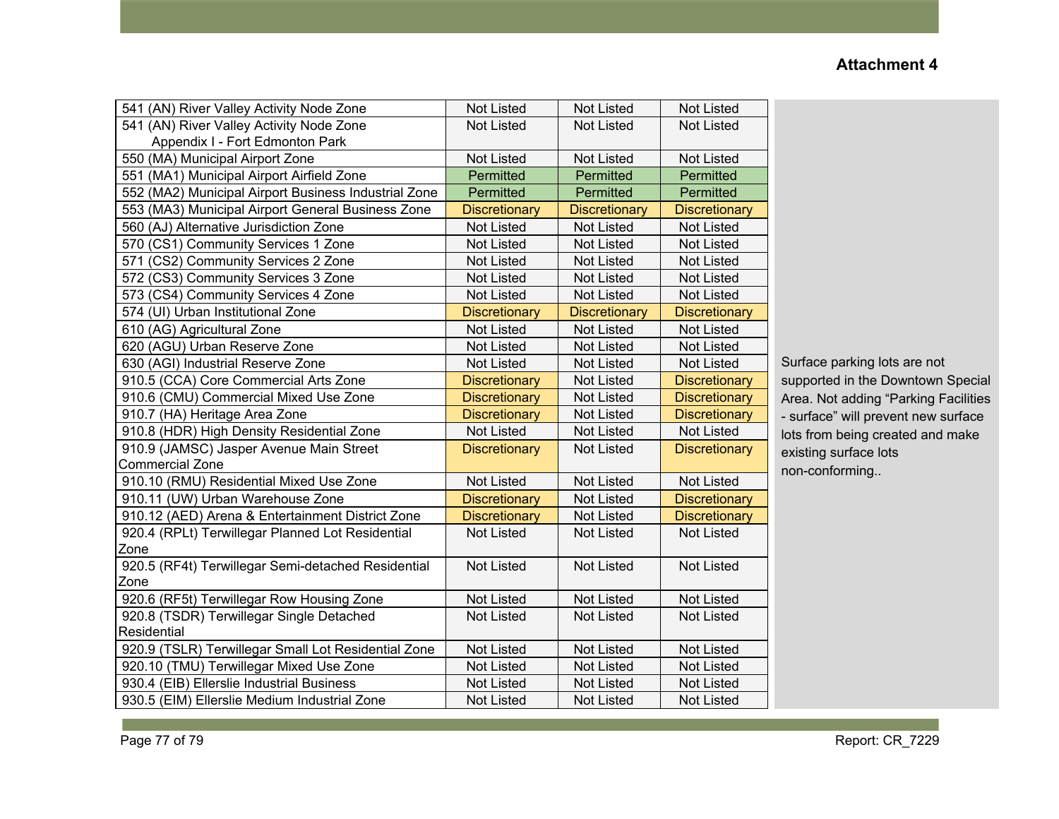**Attachment 4**

| | | | | |
|---|---|---|---|---|
| 541 (AN) River Valley Activity Node Zone | Not Listed | Not Listed | Not Listed | Surface parking lots are not supported in the Downtown Special Area. Not adding “Parking Facilities - surface” will prevent new surface lots from being created and make existing surface lots non-conforming.. |
| 541 (AN) River Valley Activity Node Zone Appendix I - Fort Edmonton Park | Not Listed | Not Listed | Not Listed | |
| 550 (MA) Municipal Airport Zone | Not Listed | Not Listed | Not Listed | |
| 551 (MA1) Municipal Airport Airfield Zone | Permitted | Permitted | Permitted | |
| 552 (MA2) Municipal Airport Business Industrial Zone | Permitted | Permitted | Permitted | |
| 553 (MA3) Municipal Airport General Business Zone | Discretionary | Discretionary | Discretionary | |
| 560 (AJ) Alternative Jurisdiction Zone | Not Listed | Not Listed | Not Listed | |
| 570 (CS1) Community Services 1 Zone | Not Listed | Not Listed | Not Listed | |
| 571 (CS2) Community Services 2 Zone | Not Listed | Not Listed | Not Listed | |
| 572 (CS3) Community Services 3 Zone | Not Listed | Not Listed | Not Listed | |
| 573 (CS4) Community Services 4 Zone | Not Listed | Not Listed | Not Listed | |
| 574 (UI) Urban Institutional Zone | Discretionary | Discretionary | Discretionary | |
| 610 (AG) Agricultural Zone | Not Listed | Not Listed | Not Listed | |
| 620 (AGU) Urban Reserve Zone | Not Listed | Not Listed | Not Listed | |
| 630 (AGI) Industrial Reserve Zone | Not Listed | Not Listed | Not Listed | |
| 910.5 (CCA) Core Commercial Arts Zone | Discretionary | Not Listed | Discretionary | |
| 910.6 (CMU) Commercial Mixed Use Zone | Discretionary | Not Listed | Discretionary | |
| 910.7 (HA) Heritage Area Zone | Discretionary | Not Listed | Discretionary | |
| 910.8 (HDR) High Density Residential Zone | Not Listed | Not Listed | Not Listed | |
| 910.9 (JAMSC) Jasper Avenue Main Street Commercial Zone | Discretionary | Not Listed | Discretionary | |
| 910.10 (RMU) Residential Mixed Use Zone | Not Listed | Not Listed | Not Listed | |
| 910.11 (UW) Urban Warehouse Zone | Discretionary | Not Listed | Discretionary | |
| 910.12 (AED) Arena & Entertainment District Zone | Discretionary | Not Listed | Discretionary | |
| 920.4 (RPLt) Terwillegar Planned Lot Residential Zone | Not Listed | Not Listed | Not Listed | |
| 920.5 (RF4t) Terwillegar Semi-detached Residential Zone | Not Listed | Not Listed | Not Listed | |
| 920.6 (RF5t) Terwillegar Row Housing Zone | Not Listed | Not Listed | Not Listed | |
| 920.8 (TSDR) Terwillegar Single Detached Residential | Not Listed | Not Listed | Not Listed | |
| 920.9 (TSLR) Terwillegar Small Lot Residential Zone | Not Listed | Not Listed | Not Listed | |
| 920.10 (TMU) Terwillegar Mixed Use Zone | Not Listed | Not Listed | Not Listed | |
| 930.4 (EIB) Ellerslie Industrial Business | Not Listed | Not Listed | Not Listed | |
| 930.5 (EIM) Ellerslie Medium Industrial Zone | Not Listed | Not Listed | Not Listed | |

Report: CR_7229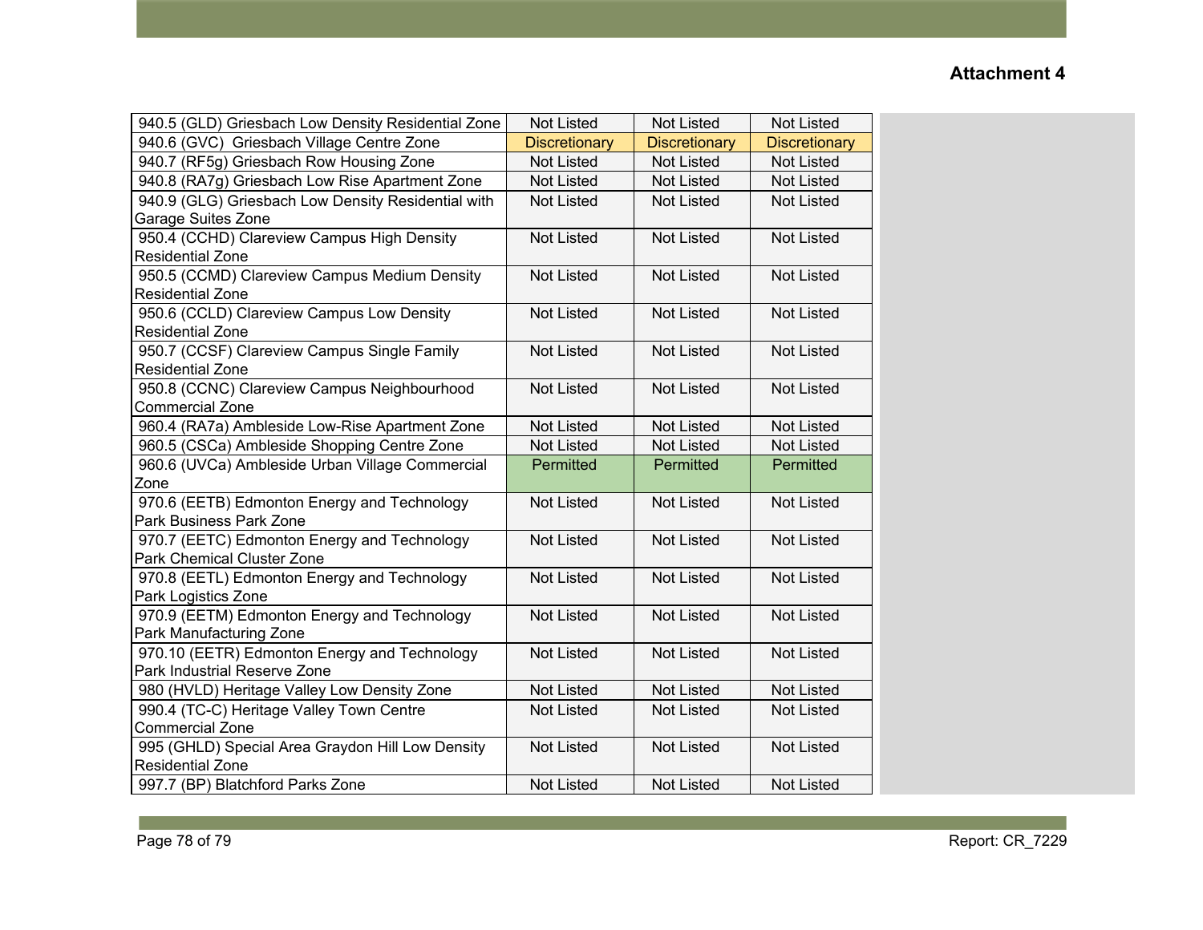**Attachment 4**

| | | | |
|---|---|---|---|
| 940.5 (GLD) Griesbach Low Density Residential Zone | Not Listed | Not Listed | Not Listed |
| 940.6 (GVC) Griesbach Village Centre Zone | Discretionary | Discretionary | Discretionary |
| 940.7 (RF5g) Griesbach Row Housing Zone | Not Listed | Not Listed | Not Listed |
| 940.8 (RA7g) Griesbach Low Rise Apartment Zone | Not Listed | Not Listed | Not Listed |
| 940.9 (GLG) Griesbach Low Density Residential with Garage Suites Zone | Not Listed | Not Listed | Not Listed |
| 950.4 (CCHD) Clareview Campus High Density Residential Zone | Not Listed | Not Listed | Not Listed |
| 950.5 (CCMD) Clareview Campus Medium Density Residential Zone | Not Listed | Not Listed | Not Listed |
| 950.6 (CCLD) Clareview Campus Low Density Residential Zone | Not Listed | Not Listed | Not Listed |
| 950.7 (CCSF) Clareview Campus Single Family Residential Zone | Not Listed | Not Listed | Not Listed |
| 950.8 (CCNC) Clareview Campus Neighbourhood Commercial Zone | Not Listed | Not Listed | Not Listed |
| 960.4 (RA7a) Ambleside Low-Rise Apartment Zone | Not Listed | Not Listed | Not Listed |
| 960.5 (CSCa) Ambleside Shopping Centre Zone | Not Listed | Not Listed | Not Listed |
| 960.6 (UVCa) Ambleside Urban Village Commercial Zone | Permitted | Permitted | Permitted |
| 970.6 (EETB) Edmonton Energy and Technology Park Business Park Zone | Not Listed | Not Listed | Not Listed |
| 970.7 (EETC) Edmonton Energy and Technology Park Chemical Cluster Zone | Not Listed | Not Listed | Not Listed |
| 970.8 (EETL) Edmonton Energy and Technology Park Logistics Zone | Not Listed | Not Listed | Not Listed |
| 970.9 (EETM) Edmonton Energy and Technology Park Manufacturing Zone | Not Listed | Not Listed | Not Listed |
| 970.10 (EETR) Edmonton Energy and Technology Park Industrial Reserve Zone | Not Listed | Not Listed | Not Listed |
| 980 (HVLD) Heritage Valley Low Density Zone | Not Listed | Not Listed | Not Listed |
| 990.4 (TC-C) Heritage Valley Town Centre Commercial Zone | Not Listed | Not Listed | Not Listed |
| 995 (GHLD) Special Area Graydon Hill Low Density Residential Zone | Not Listed | Not Listed | Not Listed |
| 997.7 (BP) Blatchford Parks Zone | Not Listed | Not Listed | Not Listed |

Report: CR_7229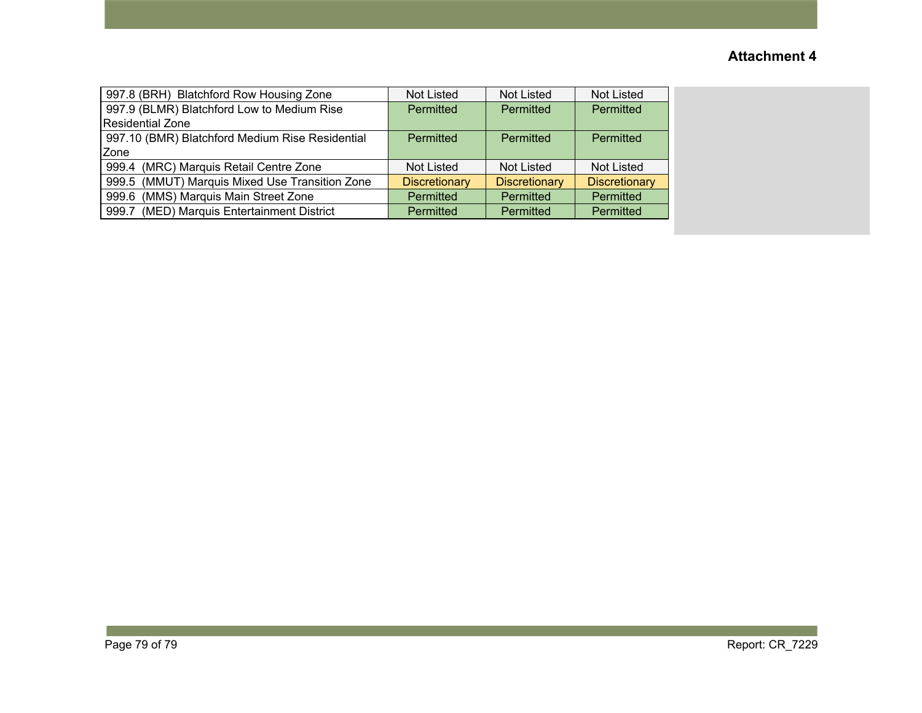**Attachment 4**

| | | | |
|---|---|---|---|
| 997.8 (BRH) Blatchford Row Housing Zone | Not Listed | Not Listed | Not Listed |
| 997.9 (BLMR) Blatchford Low to Medium Rise Residential Zone | Permitted | Permitted | Permitted |
| 997.10 (BMR) Blatchford Medium Rise Residential Zone | Permitted | Permitted | Permitted |
| 999.4 (MRC) Marquis Retail Centre Zone | Not Listed | Not Listed | Not Listed |
| 999.5 (MMUT) Marquis Mixed Use Transition Zone | Discretionary | Discretionary | Discretionary |
| 999.6 (MMS) Marquis Main Street Zone | Permitted | Permitted | Permitted |
| 999.7 (MED) Marquis Entertainment District | Permitted | Permitted | Permitted |

Report: CR_7229